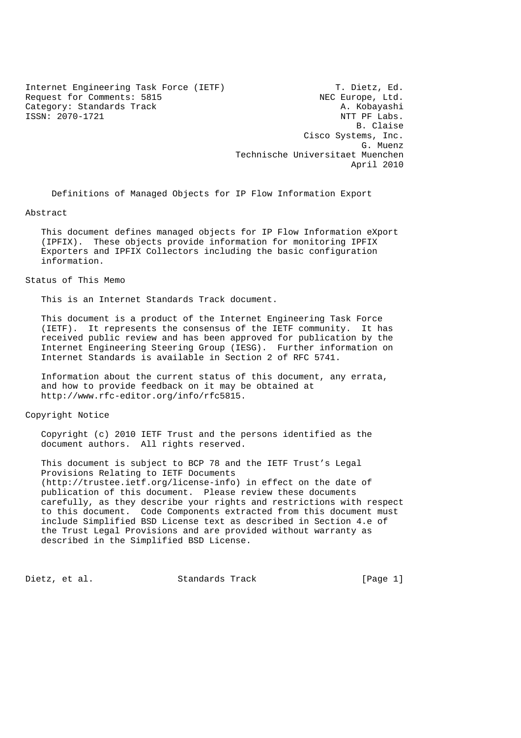Internet Engineering Task Force (IETF)  
Request for Comments: 5815  
Category: Standards Track  
ISSN: 2070-1721

T. Dietz, Ed.  
NEC Europe, Ltd.  
A. Kobayashi  
NTT PF Labs.  
B. Claise  
Cisco Systems, Inc.  
G. Muenz  
Technische Universitaet Muenchen  
April 2010

# Definitions of Managed Objects for IP Flow Information Export

## Abstract

This document defines managed objects for IP Flow Information eXport (IPFIX). These objects provide information for monitoring IPFIX Exporters and IPFIX Collectors including the basic configuration information.

## Status of This Memo

This is an Internet Standards Track document.

This document is a product of the Internet Engineering Task Force (IETF). It represents the consensus of the IETF community. It has received public review and has been approved for publication by the Internet Engineering Steering Group (IESG). Further information on Internet Standards is available in Section 2 of RFC 5741.

Information about the current status of this document, any errata, and how to provide feedback on it may be obtained at http://www.rfc-editor.org/info/rfc5815.

## Copyright Notice

Copyright (c) 2010 IETF Trust and the persons identified as the document authors. All rights reserved.

This document is subject to BCP 78 and the IETF Trust's Legal Provisions Relating to IETF Documents (http://trustee.ietf.org/license-info) in effect on the date of publication of this document. Please review these documents carefully, as they describe your rights and restrictions with respect to this document. Code Components extracted from this document must include Simplified BSD License text as described in Section 4.e of the Trust Legal Provisions and are provided without warranty as described in the Simplified BSD License.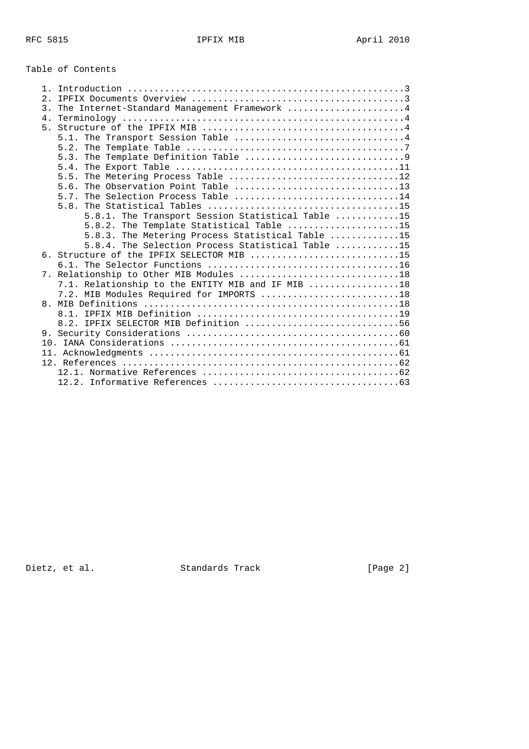## Table of Contents

```
   1. Introduction ....................................................3
   2. IPFIX Documents Overview ........................................3
   3. The Internet-Standard Management Framework ......................4
   4. Terminology .....................................................4
   5. Structure of the IPFIX MIB ......................................4
      5.1. The Transport Session Table ................................4
      5.2. The Template Table .........................................7
      5.3. The Template Definition Table ..............................9
      5.4. The Export Table ..........................................11
      5.5. The Metering Process Table ................................12
      5.6. The Observation Point Table ...............................13
      5.7. The Selection Process Table ...............................14
      5.8. The Statistical Tables ....................................15
           5.8.1. The Transport Session Statistical Table ............15
           5.8.2. The Template Statistical Table .....................15
           5.8.3. The Metering Process Statistical Table .............15
           5.8.4. The Selection Process Statistical Table ............15
   6. Structure of the IPFIX SELECTOR MIB ............................15
      6.1. The Selector Functions ....................................16
   7. Relationship to Other MIB Modules ..............................18
      7.1. Relationship to the ENTITY MIB and IF MIB .................18
      7.2. MIB Modules Required for IMPORTS ..........................18
   8. MIB Definitions ................................................18
      8.1. IPFIX MIB Definition ......................................19
      8.2. IPFIX SELECTOR MIB Definition .............................56
   9. Security Considerations ........................................60
   10. IANA Considerations ...........................................61
   11. Acknowledgments ...............................................61
   12. References ....................................................62
      12.1. Normative References .....................................62
      12.2. Informative References ...................................63
```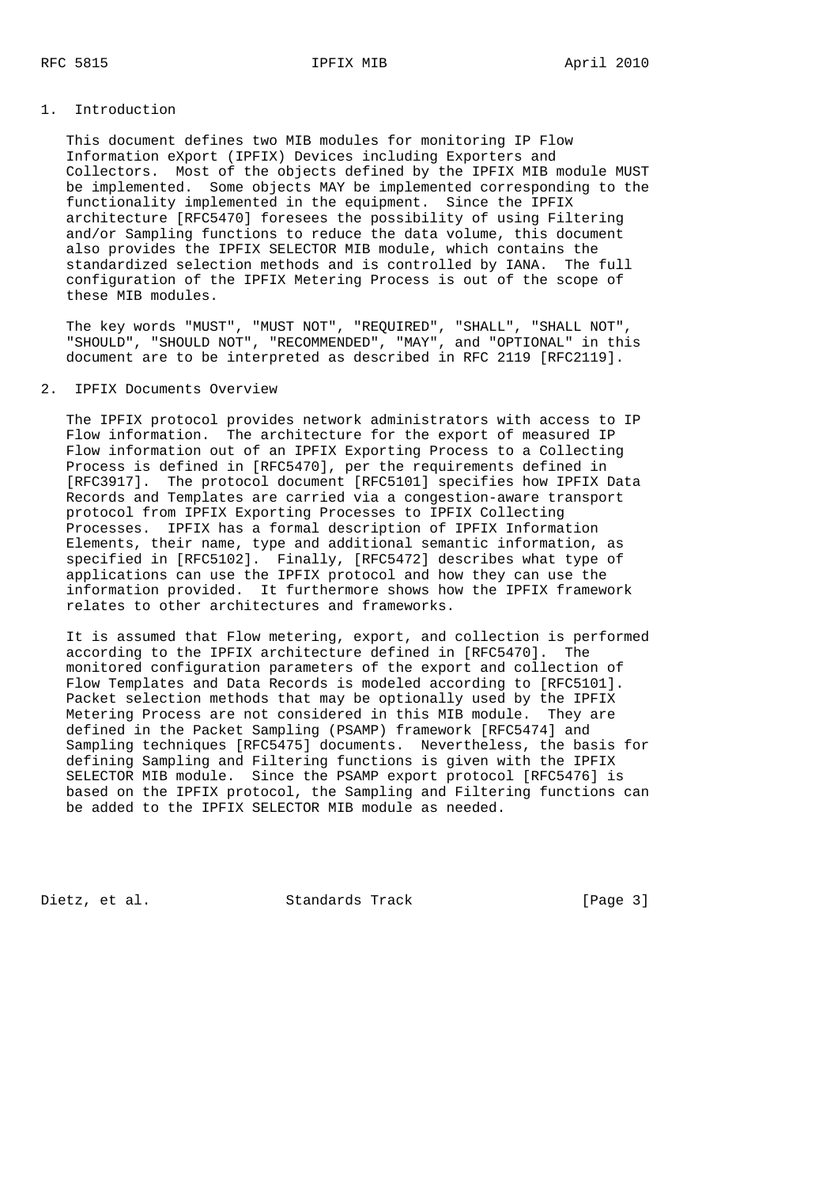## 1. Introduction

This document defines two MIB modules for monitoring IP Flow Information eXport (IPFIX) Devices including Exporters and Collectors. Most of the objects defined by the IPFIX MIB module MUST be implemented. Some objects MAY be implemented corresponding to the functionality implemented in the equipment. Since the IPFIX architecture [RFC5470] foresees the possibility of using Filtering and/or Sampling functions to reduce the data volume, this document also provides the IPFIX SELECTOR MIB module, which contains the standardized selection methods and is controlled by IANA. The full configuration of the IPFIX Metering Process is out of the scope of these MIB modules.

The key words "MUST", "MUST NOT", "REQUIRED", "SHALL", "SHALL NOT", "SHOULD", "SHOULD NOT", "RECOMMENDED", "MAY", and "OPTIONAL" in this document are to be interpreted as described in RFC 2119 [RFC2119].

## 2. IPFIX Documents Overview

The IPFIX protocol provides network administrators with access to IP Flow information. The architecture for the export of measured IP Flow information out of an IPFIX Exporting Process to a Collecting Process is defined in [RFC5470], per the requirements defined in [RFC3917]. The protocol document [RFC5101] specifies how IPFIX Data Records and Templates are carried via a congestion-aware transport protocol from IPFIX Exporting Processes to IPFIX Collecting Processes. IPFIX has a formal description of IPFIX Information Elements, their name, type and additional semantic information, as specified in [RFC5102]. Finally, [RFC5472] describes what type of applications can use the IPFIX protocol and how they can use the information provided. It furthermore shows how the IPFIX framework relates to other architectures and frameworks.

It is assumed that Flow metering, export, and collection is performed according to the IPFIX architecture defined in [RFC5470]. The monitored configuration parameters of the export and collection of Flow Templates and Data Records is modeled according to [RFC5101]. Packet selection methods that may be optionally used by the IPFIX Metering Process are not considered in this MIB module. They are defined in the Packet Sampling (PSAMP) framework [RFC5474] and Sampling techniques [RFC5475] documents. Nevertheless, the basis for defining Sampling and Filtering functions is given with the IPFIX SELECTOR MIB module. Since the PSAMP export protocol [RFC5476] is based on the IPFIX protocol, the Sampling and Filtering functions can be added to the IPFIX SELECTOR MIB module as needed.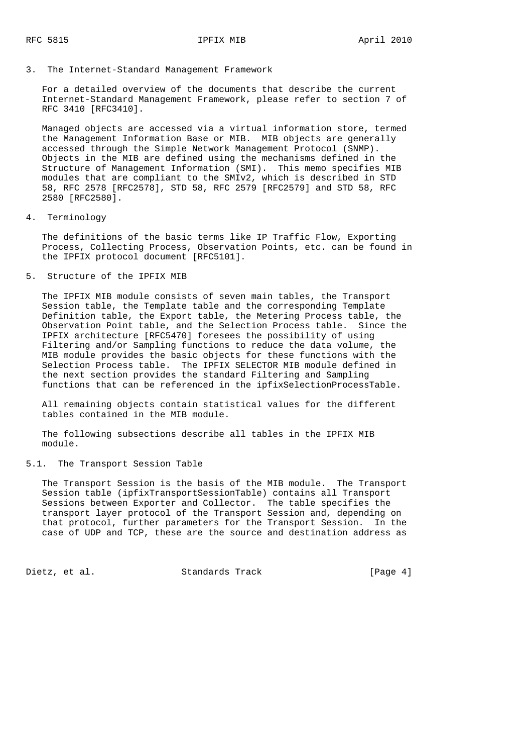## 3. The Internet-Standard Management Framework

For a detailed overview of the documents that describe the current Internet-Standard Management Framework, please refer to section 7 of RFC 3410 [RFC3410].

Managed objects are accessed via a virtual information store, termed the Management Information Base or MIB. MIB objects are generally accessed through the Simple Network Management Protocol (SNMP). Objects in the MIB are defined using the mechanisms defined in the Structure of Management Information (SMI). This memo specifies MIB modules that are compliant to the SMIv2, which is described in STD 58, RFC 2578 [RFC2578], STD 58, RFC 2579 [RFC2579] and STD 58, RFC 2580 [RFC2580].

## 4. Terminology

The definitions of the basic terms like IP Traffic Flow, Exporting Process, Collecting Process, Observation Points, etc. can be found in the IPFIX protocol document [RFC5101].

## 5. Structure of the IPFIX MIB

The IPFIX MIB module consists of seven main tables, the Transport Session table, the Template table and the corresponding Template Definition table, the Export table, the Metering Process table, the Observation Point table, and the Selection Process table. Since the IPFIX architecture [RFC5470] foresees the possibility of using Filtering and/or Sampling functions to reduce the data volume, the MIB module provides the basic objects for these functions with the Selection Process table. The IPFIX SELECTOR MIB module defined in the next section provides the standard Filtering and Sampling functions that can be referenced in the ipfixSelectionProcessTable.

All remaining objects contain statistical values for the different tables contained in the MIB module.

The following subsections describe all tables in the IPFIX MIB module.

### 5.1. The Transport Session Table

The Transport Session is the basis of the MIB module. The Transport Session table (ipfixTransportSessionTable) contains all Transport Sessions between Exporter and Collector. The table specifies the transport layer protocol of the Transport Session and, depending on that protocol, further parameters for the Transport Session. In the case of UDP and TCP, these are the source and destination address as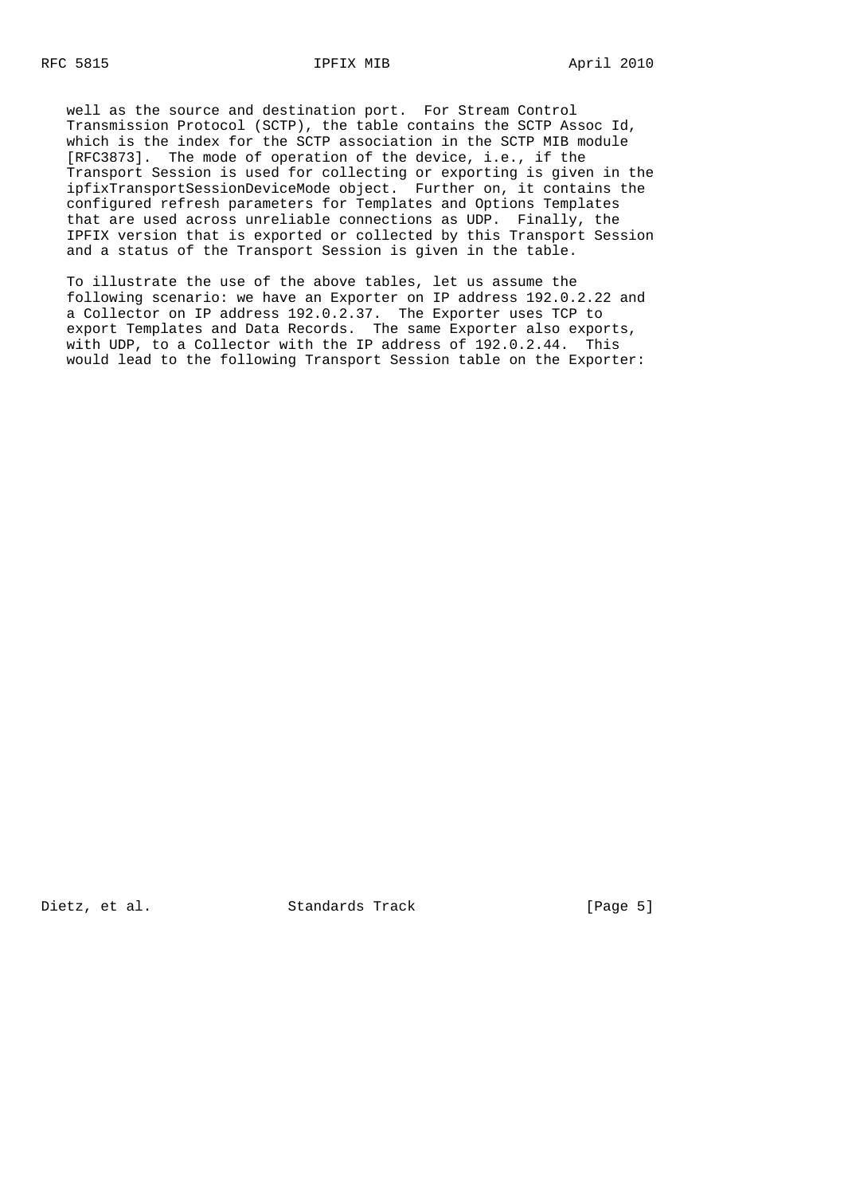well as the source and destination port. For Stream Control Transmission Protocol (SCTP), the table contains the SCTP Assoc Id, which is the index for the SCTP association in the SCTP MIB module [RFC3873]. The mode of operation of the device, i.e., if the Transport Session is used for collecting or exporting is given in the ipfixTransportSessionDeviceMode object. Further on, it contains the configured refresh parameters for Templates and Options Templates that are used across unreliable connections as UDP. Finally, the IPFIX version that is exported or collected by this Transport Session and a status of the Transport Session is given in the table.

To illustrate the use of the above tables, let us assume the following scenario: we have an Exporter on IP address 192.0.2.22 and a Collector on IP address 192.0.2.37. The Exporter uses TCP to export Templates and Data Records. The same Exporter also exports, with UDP, to a Collector with the IP address of 192.0.2.44. This would lead to the following Transport Session table on the Exporter: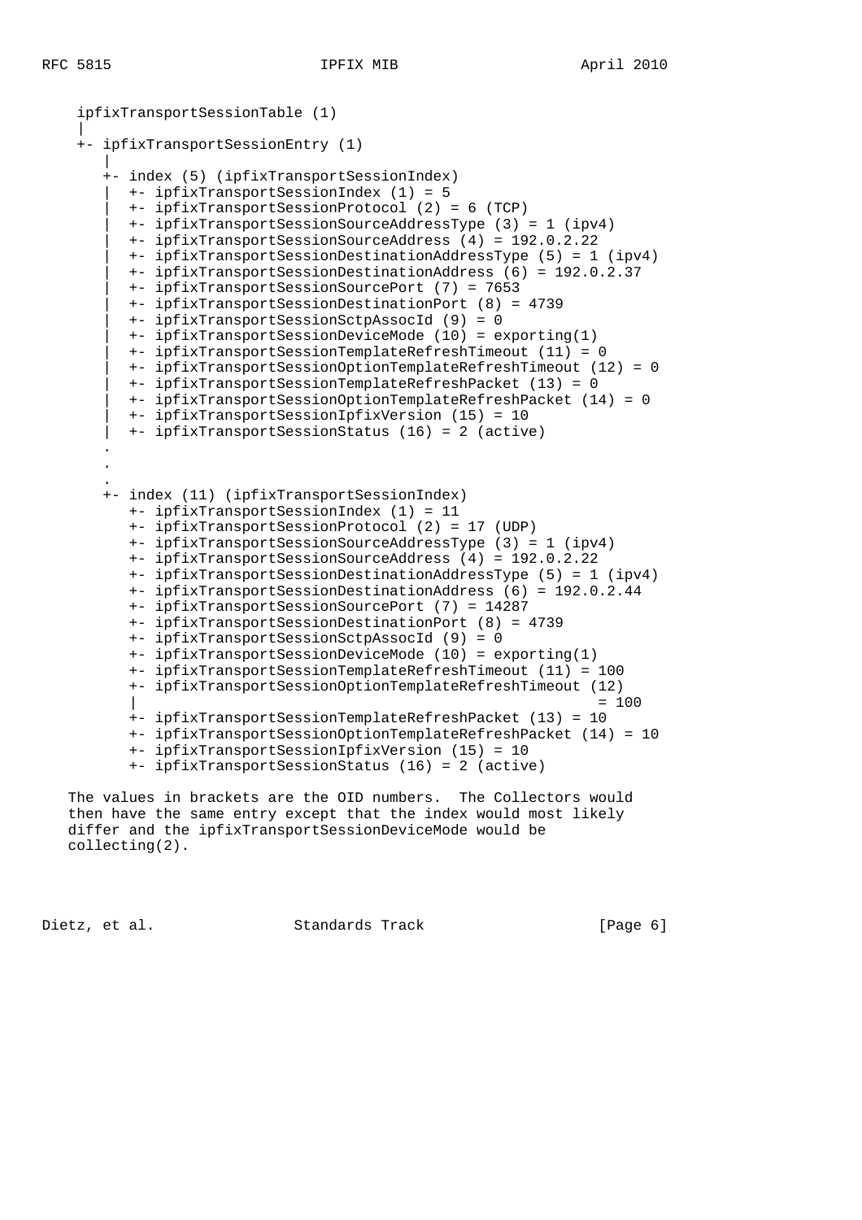```
    ipfixTransportSessionTable (1)
    |
    +- ipfixTransportSessionEntry (1)
       |
       +- index (5) (ipfixTransportSessionIndex)
       |  +- ipfixTransportSessionIndex (1) = 5
       |  +- ipfixTransportSessionProtocol (2) = 6 (TCP)
       |  +- ipfixTransportSessionSourceAddressType (3) = 1 (ipv4)
       |  +- ipfixTransportSessionSourceAddress (4) = 192.0.2.22
       |  +- ipfixTransportSessionDestinationAddressType (5) = 1 (ipv4)
       |  +- ipfixTransportSessionDestinationAddress (6) = 192.0.2.37
       |  +- ipfixTransportSessionSourcePort (7) = 7653
       |  +- ipfixTransportSessionDestinationPort (8) = 4739
       |  +- ipfixTransportSessionSctpAssocId (9) = 0
       |  +- ipfixTransportSessionDeviceMode (10) = exporting(1)
       |  +- ipfixTransportSessionTemplateRefreshTimeout (11) = 0
       |  +- ipfixTransportSessionOptionTemplateRefreshTimeout (12) = 0
       |  +- ipfixTransportSessionTemplateRefreshPacket (13) = 0
       |  +- ipfixTransportSessionOptionTemplateRefreshPacket (14) = 0
       |  +- ipfixTransportSessionIpfixVersion (15) = 10
       |  +- ipfixTransportSessionStatus (16) = 2 (active)
       .
       .
       .
       +- index (11) (ipfixTransportSessionIndex)
          +- ipfixTransportSessionIndex (1) = 11
          +- ipfixTransportSessionProtocol (2) = 17 (UDP)
          +- ipfixTransportSessionSourceAddressType (3) = 1 (ipv4)
          +- ipfixTransportSessionSourceAddress (4) = 192.0.2.22
          +- ipfixTransportSessionDestinationAddressType (5) = 1 (ipv4)
          +- ipfixTransportSessionDestinationAddress (6) = 192.0.2.44
          +- ipfixTransportSessionSourcePort (7) = 14287
          +- ipfixTransportSessionDestinationPort (8) = 4739
          +- ipfixTransportSessionSctpAssocId (9) = 0
          +- ipfixTransportSessionDeviceMode (10) = exporting(1)
          +- ipfixTransportSessionTemplateRefreshTimeout (11) = 100
          +- ipfixTransportSessionOptionTemplateRefreshTimeout (12)
          |                                                    = 100
          +- ipfixTransportSessionTemplateRefreshPacket (13) = 10
          +- ipfixTransportSessionOptionTemplateRefreshPacket (14) = 10
          +- ipfixTransportSessionIpfixVersion (15) = 10
          +- ipfixTransportSessionStatus (16) = 2 (active)
```

The values in brackets are the OID numbers. The Collectors would then have the same entry except that the index would most likely differ and the ipfixTransportSessionDeviceMode would be collecting(2).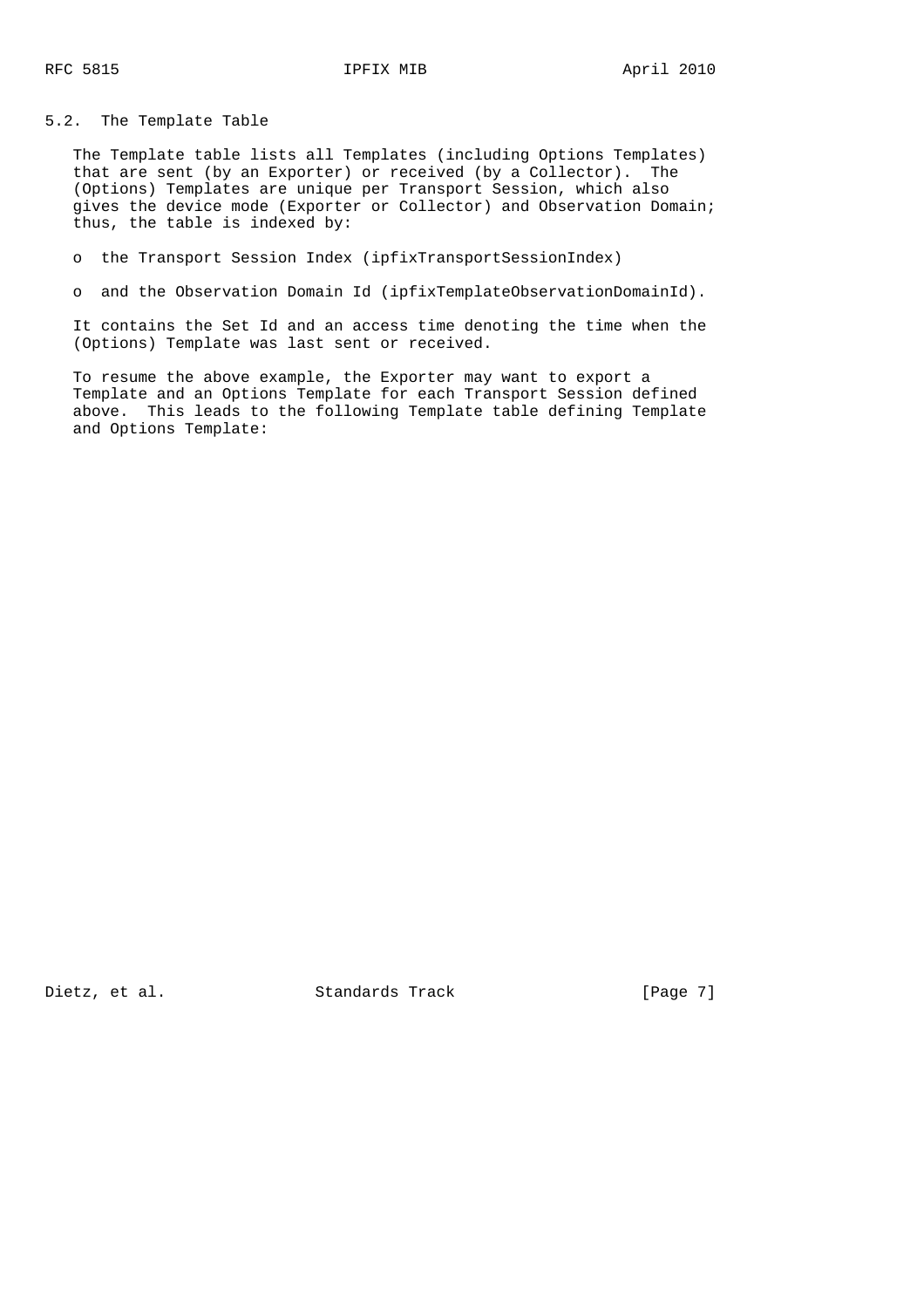## 5.2. The Template Table

The Template table lists all Templates (including Options Templates) that are sent (by an Exporter) or received (by a Collector). The (Options) Templates are unique per Transport Session, which also gives the device mode (Exporter or Collector) and Observation Domain; thus, the table is indexed by:

- the Transport Session Index (ipfixTransportSessionIndex)
- and the Observation Domain Id (ipfixTemplateObservationDomainId).

It contains the Set Id and an access time denoting the time when the (Options) Template was last sent or received.

To resume the above example, the Exporter may want to export a Template and an Options Template for each Transport Session defined above. This leads to the following Template table defining Template and Options Template: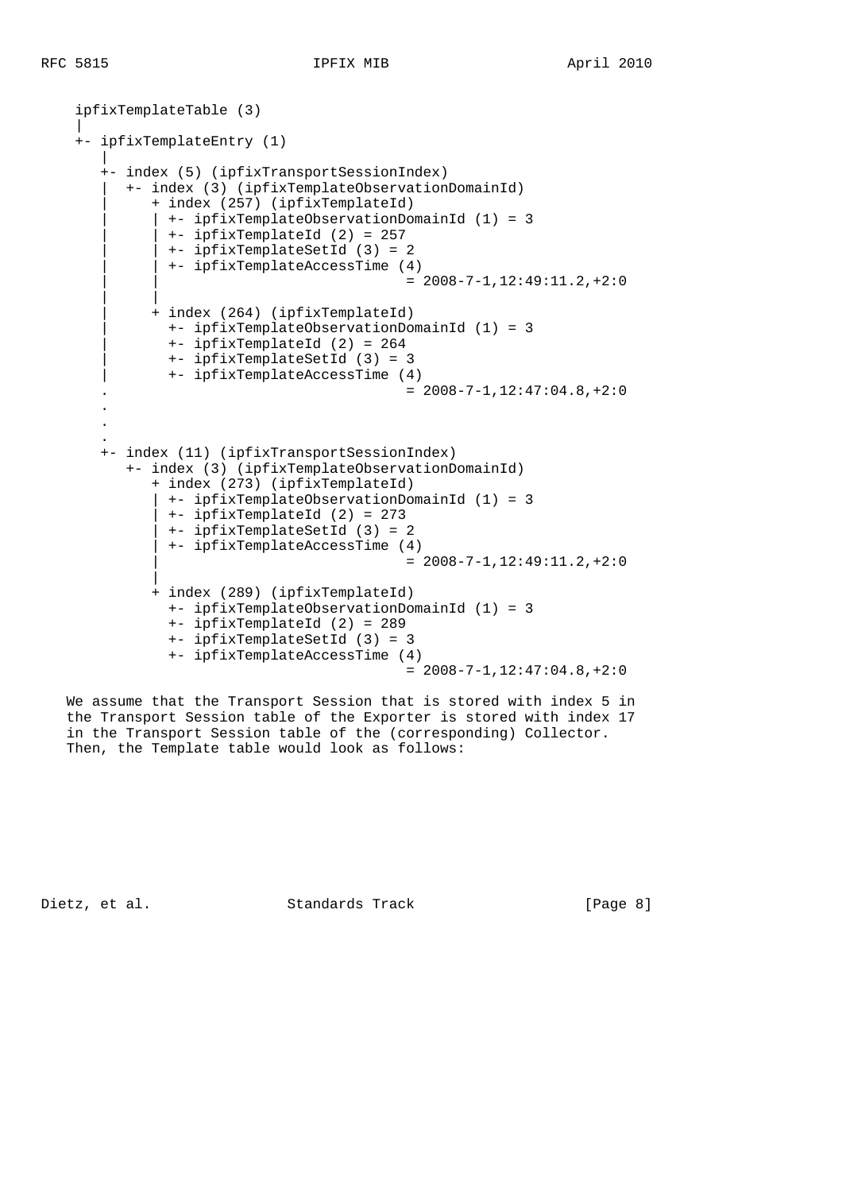```
ipfixTemplateTable (3)
|
+- ipfixTemplateEntry (1)
   |
   +- index (5) (ipfixTransportSessionIndex)
   |  +- index (3) (ipfixTemplateObservationDomainId)
   |     + index (257) (ipfixTemplateId)
   |     | +- ipfixTemplateObservationDomainId (1) = 3
   |     | +- ipfixTemplateId (2) = 257
   |     | +- ipfixTemplateSetId (3) = 2
   |     | +- ipfixTemplateAccessTime (4)
   |     |                           = 2008-7-1,12:49:11.2,+2:0
   |     |
   |     + index (264) (ipfixTemplateId)
   |       +- ipfixTemplateObservationDomainId (1) = 3
   |       +- ipfixTemplateId (2) = 264
   |       +- ipfixTemplateSetId (3) = 3
   |       +- ipfixTemplateAccessTime (4)
   .                                 = 2008-7-1,12:47:04.8,+2:0
   .
   .
   .
   +- index (11) (ipfixTransportSessionIndex)
      +- index (3) (ipfixTemplateObservationDomainId)
         + index (273) (ipfixTemplateId)
         | +- ipfixTemplateObservationDomainId (1) = 3
         | +- ipfixTemplateId (2) = 273
         | +- ipfixTemplateSetId (3) = 2
         | +- ipfixTemplateAccessTime (4)
         |                           = 2008-7-1,12:49:11.2,+2:0
         |
         + index (289) (ipfixTemplateId)
           +- ipfixTemplateObservationDomainId (1) = 3
           +- ipfixTemplateId (2) = 289
           +- ipfixTemplateSetId (3) = 3
           +- ipfixTemplateAccessTime (4)
                                     = 2008-7-1,12:47:04.8,+2:0
```

We assume that the Transport Session that is stored with index 5 in the Transport Session table of the Exporter is stored with index 17 in the Transport Session table of the (corresponding) Collector. Then, the Template table would look as follows: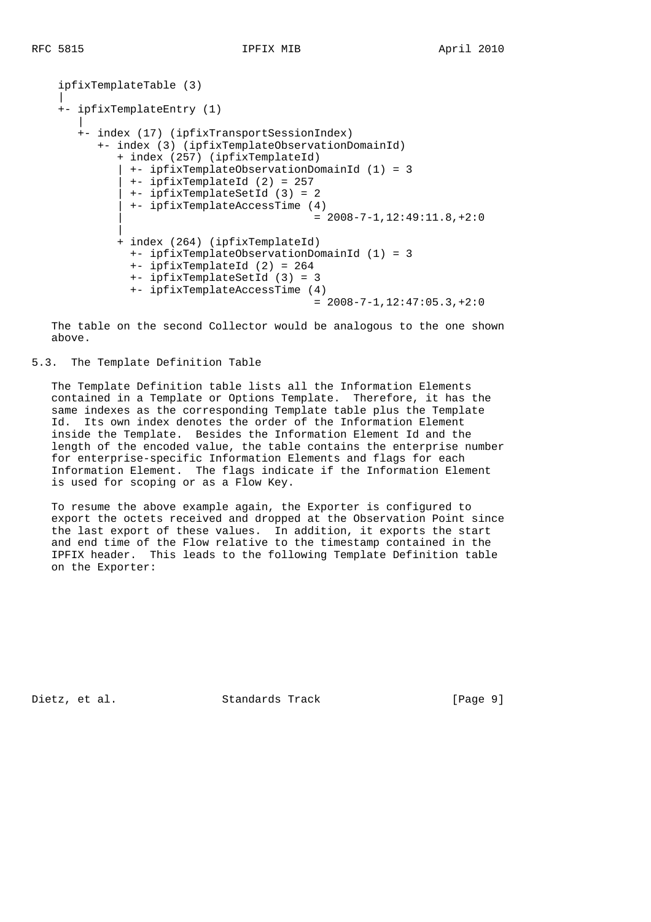```
ipfixTemplateTable (3)
|
+- ipfixTemplateEntry (1)
   |
   +- index (17) (ipfixTransportSessionIndex)
      +- index (3) (ipfixTemplateObservationDomainId)
         + index (257) (ipfixTemplateId)
         | +- ipfixTemplateObservationDomainId (1) = 3
         | +- ipfixTemplateId (2) = 257
         | +- ipfixTemplateSetId (3) = 2
         | +- ipfixTemplateAccessTime (4)
         |                          = 2008-7-1,12:49:11.8,+2:0
         |
         + index (264) (ipfixTemplateId)
           +- ipfixTemplateObservationDomainId (1) = 3
           +- ipfixTemplateId (2) = 264
           +- ipfixTemplateSetId (3) = 3
           +- ipfixTemplateAccessTime (4)
                                    = 2008-7-1,12:47:05.3,+2:0
```

The table on the second Collector would be analogous to the one shown above.

## 5.3. The Template Definition Table

The Template Definition table lists all the Information Elements contained in a Template or Options Template. Therefore, it has the same indexes as the corresponding Template table plus the Template Id. Its own index denotes the order of the Information Element inside the Template. Besides the Information Element Id and the length of the encoded value, the table contains the enterprise number for enterprise-specific Information Elements and flags for each Information Element. The flags indicate if the Information Element is used for scoping or as a Flow Key.

To resume the above example again, the Exporter is configured to export the octets received and dropped at the Observation Point since the last export of these values. In addition, it exports the start and end time of the Flow relative to the timestamp contained in the IPFIX header. This leads to the following Template Definition table on the Exporter: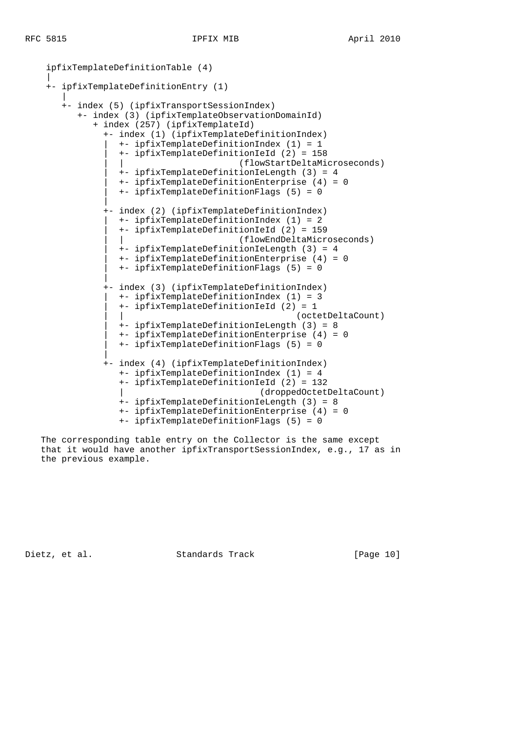```
    ipfixTemplateDefinitionTable (4)
    |
    +- ipfixTemplateDefinitionEntry (1)
       |
       +- index (5) (ipfixTransportSessionIndex)
          +- index (3) (ipfixTemplateObservationDomainId)
             + index (257) (ipfixTemplateId)
               +- index (1) (ipfixTemplateDefinitionIndex)
               |  +- ipfixTemplateDefinitionIndex (1) = 1
               |  +- ipfixTemplateDefinitionIeId (2) = 158
               |  |                       (flowStartDeltaMicroseconds)
               |  +- ipfixTemplateDefinitionIeLength (3) = 4
               |  +- ipfixTemplateDefinitionEnterprise (4) = 0
               |  +- ipfixTemplateDefinitionFlags (5) = 0
               |
               +- index (2) (ipfixTemplateDefinitionIndex)
               |  +- ipfixTemplateDefinitionIndex (1) = 2
               |  +- ipfixTemplateDefinitionIeId (2) = 159
               |  |                       (flowEndDeltaMicroseconds)
               |  +- ipfixTemplateDefinitionIeLength (3) = 4
               |  +- ipfixTemplateDefinitionEnterprise (4) = 0
               |  +- ipfixTemplateDefinitionFlags (5) = 0
               |
               +- index (3) (ipfixTemplateDefinitionIndex)
               |  +- ipfixTemplateDefinitionIndex (1) = 3
               |  +- ipfixTemplateDefinitionIeId (2) = 1
               |  |                                  (octetDeltaCount)
               |  +- ipfixTemplateDefinitionIeLength (3) = 8
               |  +- ipfixTemplateDefinitionEnterprise (4) = 0
               |  +- ipfixTemplateDefinitionFlags (5) = 0
               |
               +- index (4) (ipfixTemplateDefinitionIndex)
                  +- ipfixTemplateDefinitionIndex (1) = 4
                  +- ipfixTemplateDefinitionIeId (2) = 132
                  |                           (droppedOctetDeltaCount)
                  +- ipfixTemplateDefinitionIeLength (3) = 8
                  +- ipfixTemplateDefinitionEnterprise (4) = 0
                  +- ipfixTemplateDefinitionFlags (5) = 0
```

The corresponding table entry on the Collector is the same except that it would have another ipfixTransportSessionIndex, e.g., 17 as in the previous example.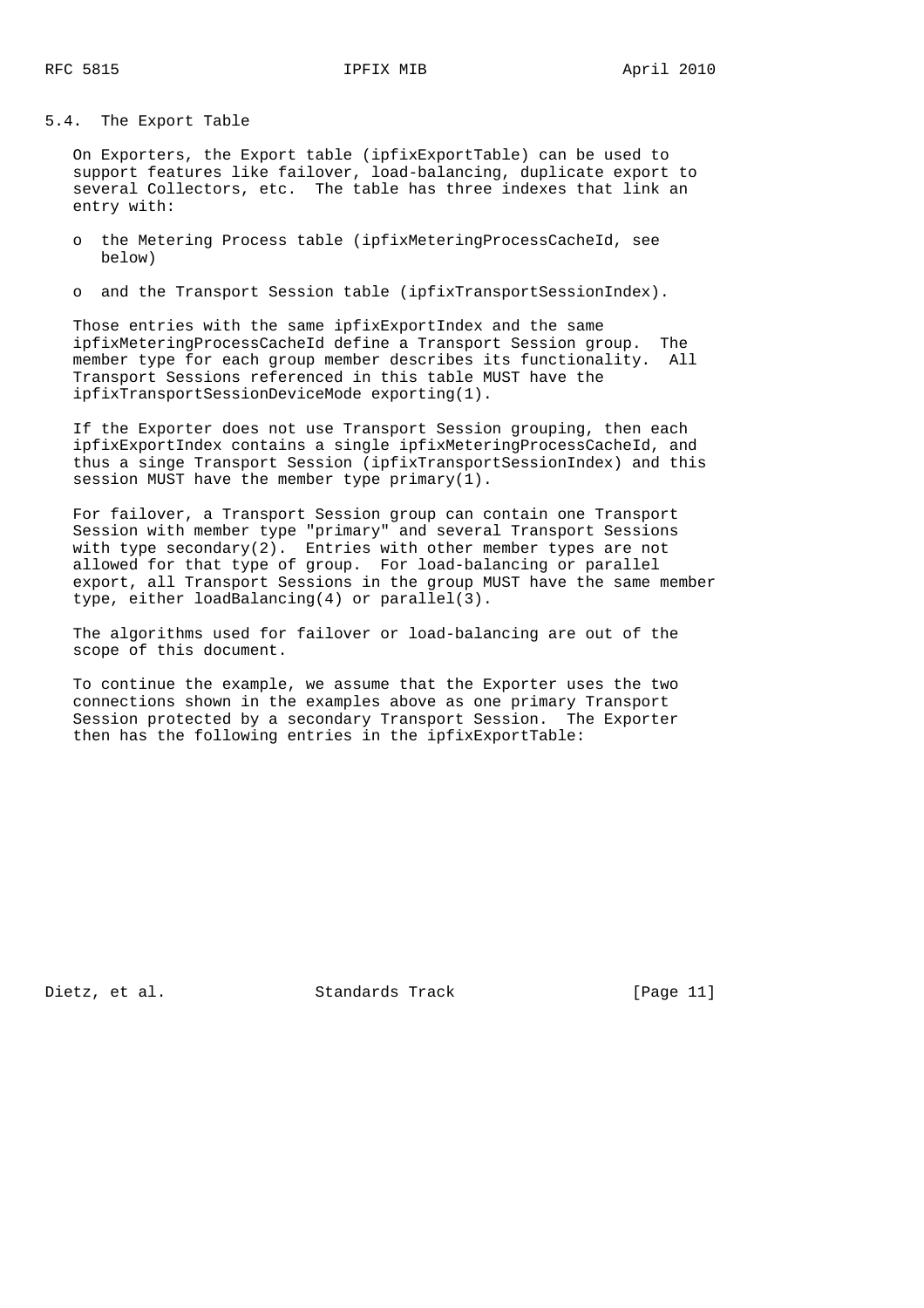## 5.4. The Export Table

On Exporters, the Export table (ipfixExportTable) can be used to support features like failover, load-balancing, duplicate export to several Collectors, etc. The table has three indexes that link an entry with:

- the Metering Process table (ipfixMeteringProcessCacheId, see below)
- and the Transport Session table (ipfixTransportSessionIndex).

Those entries with the same ipfixExportIndex and the same ipfixMeteringProcessCacheId define a Transport Session group. The member type for each group member describes its functionality. All Transport Sessions referenced in this table MUST have the ipfixTransportSessionDeviceMode exporting(1).

If the Exporter does not use Transport Session grouping, then each ipfixExportIndex contains a single ipfixMeteringProcessCacheId, and thus a singe Transport Session (ipfixTransportSessionIndex) and this session MUST have the member type primary(1).

For failover, a Transport Session group can contain one Transport Session with member type "primary" and several Transport Sessions with type secondary(2). Entries with other member types are not allowed for that type of group. For load-balancing or parallel export, all Transport Sessions in the group MUST have the same member type, either loadBalancing(4) or parallel(3).

The algorithms used for failover or load-balancing are out of the scope of this document.

To continue the example, we assume that the Exporter uses the two connections shown in the examples above as one primary Transport Session protected by a secondary Transport Session. The Exporter then has the following entries in the ipfixExportTable: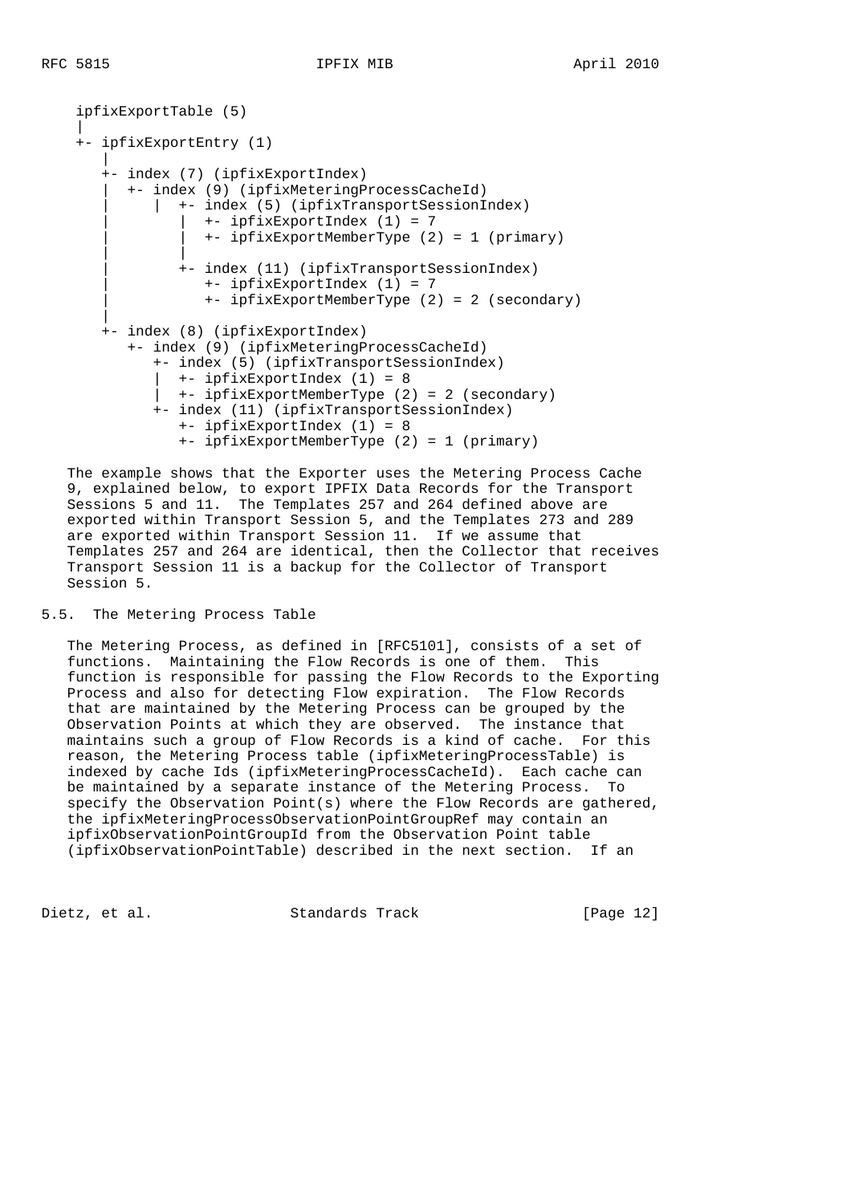```
ipfixExportTable (5)
|
+- ipfixExportEntry (1)
   |
   +- index (7) (ipfixExportIndex)
   |  +- index (9) (ipfixMeteringProcessCacheId)
   |     |  +- index (5) (ipfixTransportSessionIndex)
   |     |  |  +- ipfixExportIndex (1) = 7
   |     |  |  +- ipfixExportMemberType (2) = 1 (primary)
   |     |  |
   |     |  +- index (11) (ipfixTransportSessionIndex)
   |     |     +- ipfixExportIndex (1) = 7
   |     |     +- ipfixExportMemberType (2) = 2 (secondary)
   |
   +- index (8) (ipfixExportIndex)
      +- index (9) (ipfixMeteringProcessCacheId)
         +- index (5) (ipfixTransportSessionIndex)
         |  +- ipfixExportIndex (1) = 8
         |  +- ipfixExportMemberType (2) = 2 (secondary)
         +- index (11) (ipfixTransportSessionIndex)
            +- ipfixExportIndex (1) = 8
            +- ipfixExportMemberType (2) = 1 (primary)
```

The example shows that the Exporter uses the Metering Process Cache 9, explained below, to export IPFIX Data Records for the Transport Sessions 5 and 11. The Templates 257 and 264 defined above are exported within Transport Session 5, and the Templates 273 and 289 are exported within Transport Session 11. If we assume that Templates 257 and 264 are identical, then the Collector that receives Transport Session 11 is a backup for the Collector of Transport Session 5.

## 5.5. The Metering Process Table

The Metering Process, as defined in [RFC5101], consists of a set of functions. Maintaining the Flow Records is one of them. This function is responsible for passing the Flow Records to the Exporting Process and also for detecting Flow expiration. The Flow Records that are maintained by the Metering Process can be grouped by the Observation Points at which they are observed. The instance that maintains such a group of Flow Records is a kind of cache. For this reason, the Metering Process table (ipfixMeteringProcessTable) is indexed by cache Ids (ipfixMeteringProcessCacheId). Each cache can be maintained by a separate instance of the Metering Process. To specify the Observation Point(s) where the Flow Records are gathered, the ipfixMeteringProcessObservationPointGroupRef may contain an ipfixObservationPointGroupId from the Observation Point table (ipfixObservationPointTable) described in the next section. If an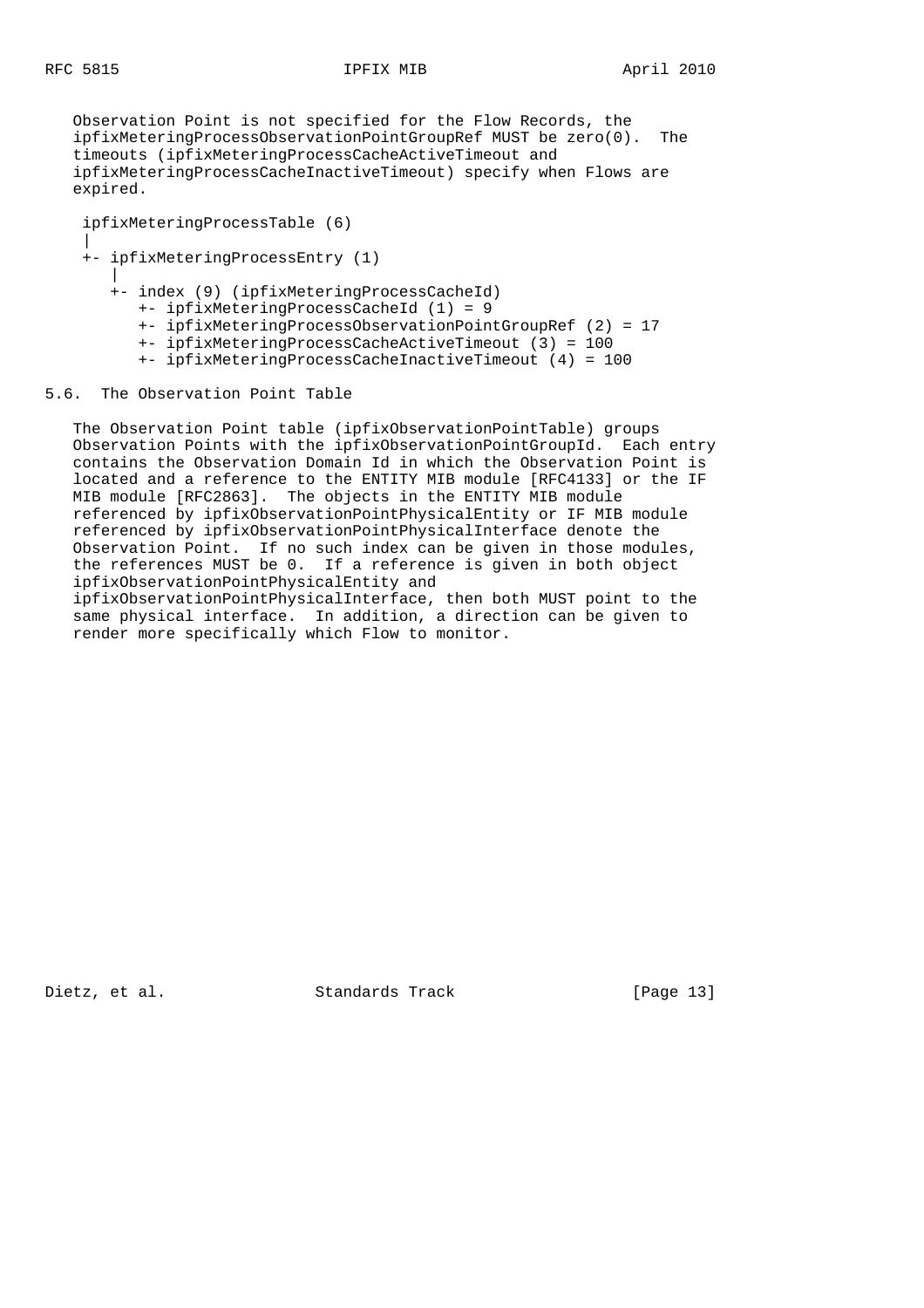Observation Point is not specified for the Flow Records, the ipfixMeteringProcessObservationPointGroupRef MUST be zero(0). The timeouts (ipfixMeteringProcessCacheActiveTimeout and ipfixMeteringProcessCacheInactiveTimeout) specify when Flows are expired.

```
 ipfixMeteringProcessTable (6)
 |
 +- ipfixMeteringProcessEntry (1)
    |
    +- index (9) (ipfixMeteringProcessCacheId)
       +- ipfixMeteringProcessCacheId (1) = 9
       +- ipfixMeteringProcessObservationPointGroupRef (2) = 17
       +- ipfixMeteringProcessCacheActiveTimeout (3) = 100
       +- ipfixMeteringProcessCacheInactiveTimeout (4) = 100
```

## 5.6. The Observation Point Table

The Observation Point table (ipfixObservationPointTable) groups Observation Points with the ipfixObservationPointGroupId. Each entry contains the Observation Domain Id in which the Observation Point is located and a reference to the ENTITY MIB module [RFC4133] or the IF MIB module [RFC2863]. The objects in the ENTITY MIB module referenced by ipfixObservationPointPhysicalEntity or IF MIB module referenced by ipfixObservationPointPhysicalInterface denote the Observation Point. If no such index can be given in those modules, the references MUST be 0. If a reference is given in both object ipfixObservationPointPhysicalEntity and ipfixObservationPointPhysicalInterface, then both MUST point to the same physical interface. In addition, a direction can be given to render more specifically which Flow to monitor.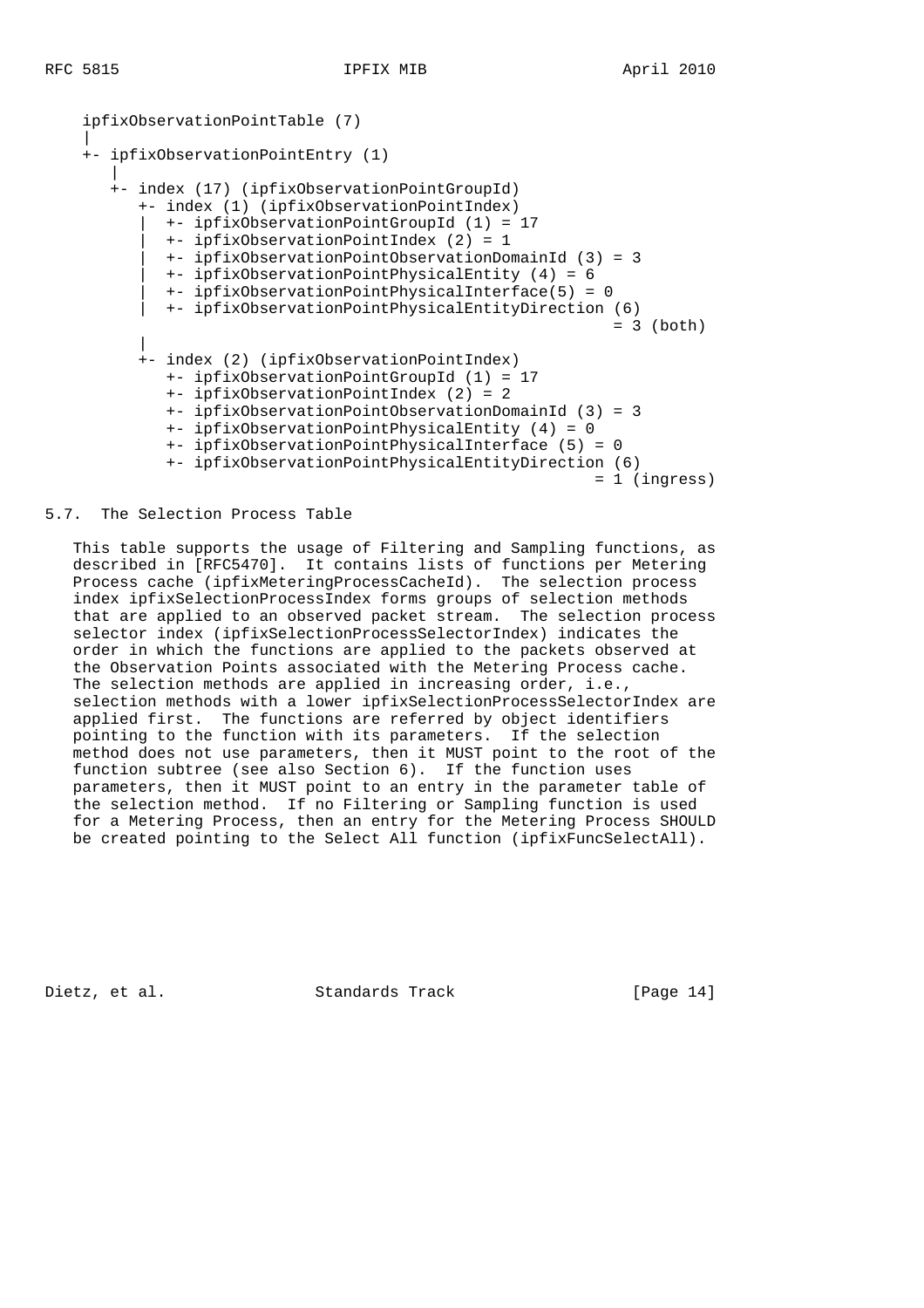```
ipfixObservationPointTable (7)
|
+- ipfixObservationPointEntry (1)
   |
   +- index (17) (ipfixObservationPointGroupId)
      +- index (1) (ipfixObservationPointIndex)
      |  +- ipfixObservationPointGroupId (1) = 17
      |  +- ipfixObservationPointIndex (2) = 1
      |  +- ipfixObservationPointObservationDomainId (3) = 3
      |  +- ipfixObservationPointPhysicalEntity (4) = 6
      |  +- ipfixObservationPointPhysicalInterface(5) = 0
      |  +- ipfixObservationPointPhysicalEntityDirection (6)
      |                                                  = 3 (both)
      |
      +- index (2) (ipfixObservationPointIndex)
         +- ipfixObservationPointGroupId (1) = 17
         +- ipfixObservationPointIndex (2) = 2
         +- ipfixObservationPointObservationDomainId (3) = 3
         +- ipfixObservationPointPhysicalEntity (4) = 0
         +- ipfixObservationPointPhysicalInterface (5) = 0
         +- ipfixObservationPointPhysicalEntityDirection (6)
                                                  = 1 (ingress)
```

## 5.7. The Selection Process Table

This table supports the usage of Filtering and Sampling functions, as described in [RFC5470]. It contains lists of functions per Metering Process cache (ipfixMeteringProcessCacheId). The selection process index ipfixSelectionProcessIndex forms groups of selection methods that are applied to an observed packet stream. The selection process selector index (ipfixSelectionProcessSelectorIndex) indicates the order in which the functions are applied to the packets observed at the Observation Points associated with the Metering Process cache. The selection methods are applied in increasing order, i.e., selection methods with a lower ipfixSelectionProcessSelectorIndex are applied first. The functions are referred by object identifiers pointing to the function with its parameters. If the selection method does not use parameters, then it MUST point to the root of the function subtree (see also Section 6). If the function uses parameters, then it MUST point to an entry in the parameter table of the selection method. If no Filtering or Sampling function is used for a Metering Process, then an entry for the Metering Process SHOULD be created pointing to the Select All function (ipfixFuncSelectAll).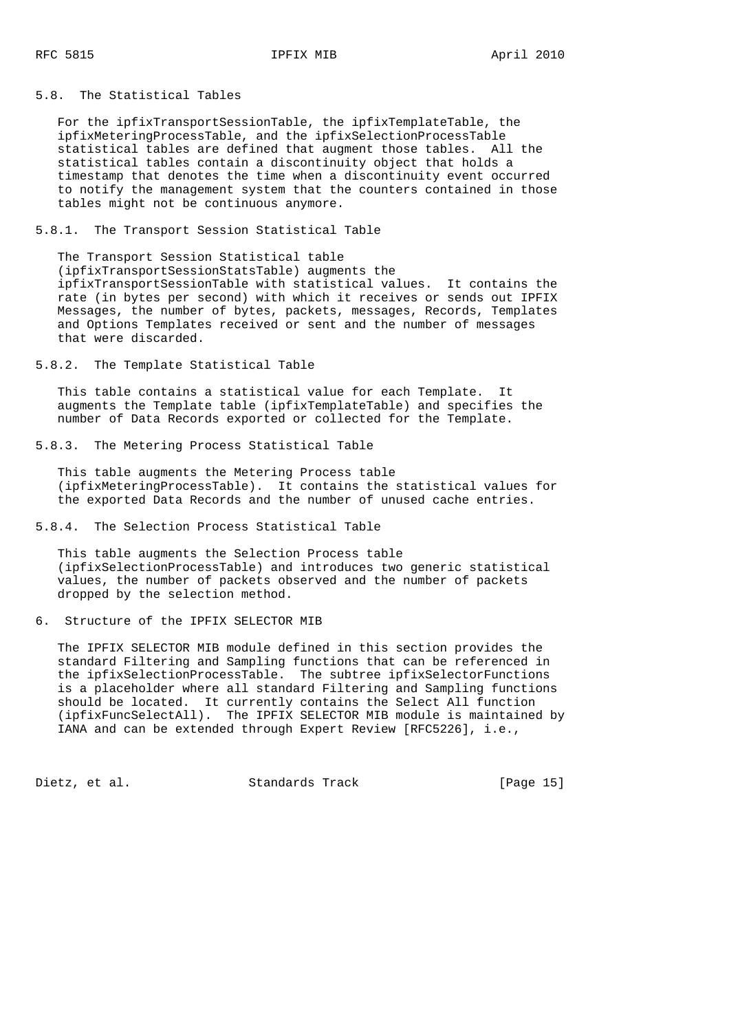### 5.8. The Statistical Tables

For the ipfixTransportSessionTable, the ipfixTemplateTable, the ipfixMeteringProcessTable, and the ipfixSelectionProcessTable statistical tables are defined that augment those tables. All the statistical tables contain a discontinuity object that holds a timestamp that denotes the time when a discontinuity event occurred to notify the management system that the counters contained in those tables might not be continuous anymore.

#### 5.8.1. The Transport Session Statistical Table

The Transport Session Statistical table (ipfixTransportSessionStatsTable) augments the ipfixTransportSessionTable with statistical values. It contains the rate (in bytes per second) with which it receives or sends out IPFIX Messages, the number of bytes, packets, messages, Records, Templates and Options Templates received or sent and the number of messages that were discarded.

#### 5.8.2. The Template Statistical Table

This table contains a statistical value for each Template. It augments the Template table (ipfixTemplateTable) and specifies the number of Data Records exported or collected for the Template.

#### 5.8.3. The Metering Process Statistical Table

This table augments the Metering Process table (ipfixMeteringProcessTable). It contains the statistical values for the exported Data Records and the number of unused cache entries.

#### 5.8.4. The Selection Process Statistical Table

This table augments the Selection Process table (ipfixSelectionProcessTable) and introduces two generic statistical values, the number of packets observed and the number of packets dropped by the selection method.

## 6. Structure of the IPFIX SELECTOR MIB

The IPFIX SELECTOR MIB module defined in this section provides the standard Filtering and Sampling functions that can be referenced in the ipfixSelectionProcessTable. The subtree ipfixSelectorFunctions is a placeholder where all standard Filtering and Sampling functions should be located. It currently contains the Select All function (ipfixFuncSelectAll). The IPFIX SELECTOR MIB module is maintained by IANA and can be extended through Expert Review [RFC5226], i.e.,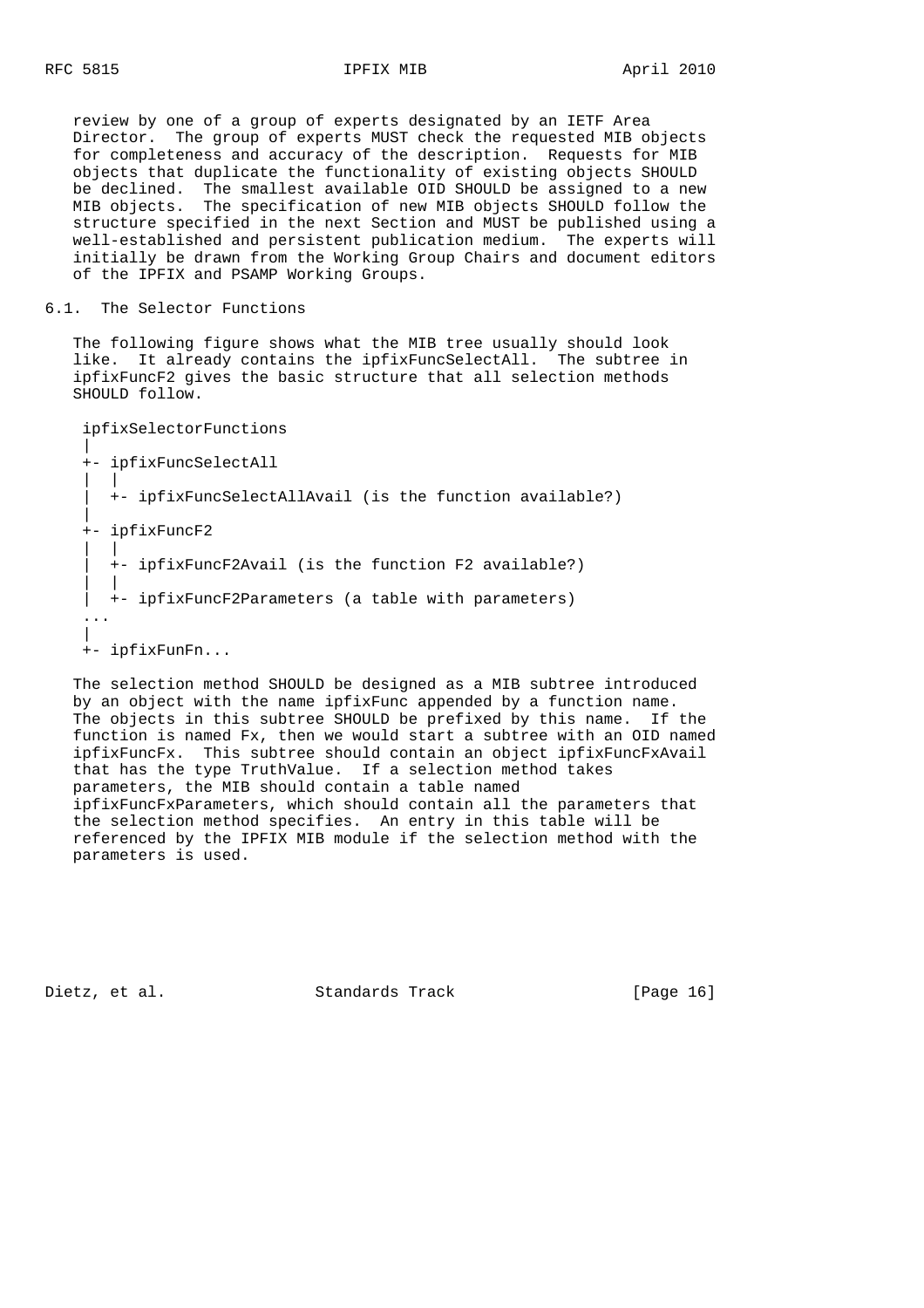review by one of a group of experts designated by an IETF Area Director. The group of experts MUST check the requested MIB objects for completeness and accuracy of the description. Requests for MIB objects that duplicate the functionality of existing objects SHOULD be declined. The smallest available OID SHOULD be assigned to a new MIB objects. The specification of new MIB objects SHOULD follow the structure specified in the next Section and MUST be published using a well-established and persistent publication medium. The experts will initially be drawn from the Working Group Chairs and document editors of the IPFIX and PSAMP Working Groups.

## 6.1. The Selector Functions

The following figure shows what the MIB tree usually should look like. It already contains the ipfixFuncSelectAll. The subtree in ipfixFuncF2 gives the basic structure that all selection methods SHOULD follow.

```
 ipfixSelectorFunctions
 |
 +- ipfixFuncSelectAll
 |  |
 |  +- ipfixFuncSelectAllAvail (is the function available?)
 |
 +- ipfixFuncF2
 |  |
 |  +- ipfixFuncF2Avail (is the function F2 available?)
 |  |
 |  +- ipfixFuncF2Parameters (a table with parameters)
 ...
 |
 +- ipfixFunFn...
```

The selection method SHOULD be designed as a MIB subtree introduced by an object with the name ipfixFunc appended by a function name. The objects in this subtree SHOULD be prefixed by this name. If the function is named Fx, then we would start a subtree with an OID named ipfixFuncFx. This subtree should contain an object ipfixFuncFxAvail that has the type TruthValue. If a selection method takes parameters, the MIB should contain a table named ipfixFuncFxParameters, which should contain all the parameters that the selection method specifies. An entry in this table will be referenced by the IPFIX MIB module if the selection method with the parameters is used.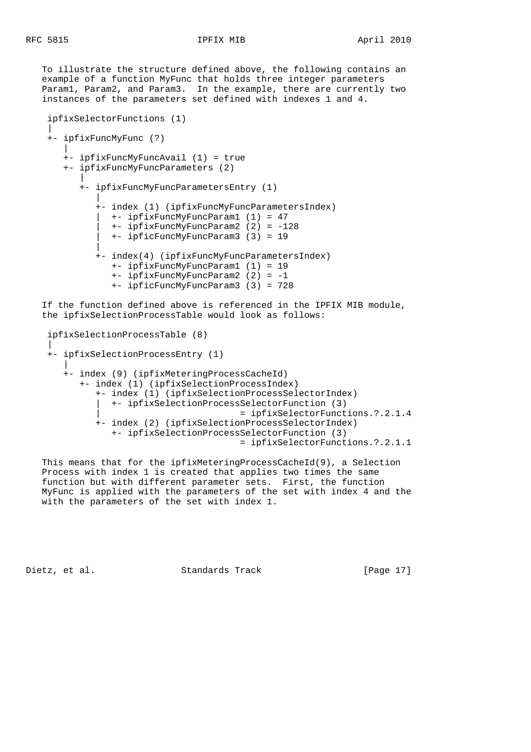To illustrate the structure defined above, the following contains an example of a function MyFunc that holds three integer parameters Param1, Param2, and Param3. In the example, there are currently two instances of the parameters set defined with indexes 1 and 4.

```
 ipfixSelectorFunctions (1)
 |
 +- ipfixFuncMyFunc (?)
    |
    +- ipfixFuncMyFuncAvail (1) = true
    +- ipfixFuncMyFuncParameters (2)
       |
       +- ipfixFuncMyFuncParametersEntry (1)
          |
          +- index (1) (ipfixFuncMyFuncParametersIndex)
          |  +- ipfixFuncMyFuncParam1 (1) = 47
          |  +- ipfixFuncMyFuncParam2 (2) = -128
          |  +- ipficFuncMyFuncParam3 (3) = 19
          |
          +- index(4) (ipfixFuncMyFuncParametersIndex)
             +- ipfixFuncMyFuncParam1 (1) = 19
             +- ipfixFuncMyFuncParam2 (2) = -1
             +- ipficFuncMyFuncParam3 (3) = 728
```

If the function defined above is referenced in the IPFIX MIB module, the ipfixSelectionProcessTable would look as follows:

```
 ipfixSelectionProcessTable (8)
 |
 +- ipfixSelectionProcessEntry (1)
    |
    +- index (9) (ipfixMeteringProcessCacheId)
       +- index (1) (ipfixSelectionProcessIndex)
          +- index (1) (ipfixSelectionProcessSelectorIndex)
          |  +- ipfixSelectionProcessSelectorFunction (3)
          |                           = ipfixSelectorFunctions.?.2.1.4
          +- index (2) (ipfixSelectionProcessSelectorIndex)
             +- ipfixSelectionProcessSelectorFunction (3)
                                      = ipfixSelectorFunctions.?.2.1.1
```

This means that for the ipfixMeteringProcessCacheId(9), a Selection Process with index 1 is created that applies two times the same function but with different parameter sets. First, the function MyFunc is applied with the parameters of the set with index 4 and the with the parameters of the set with index 1.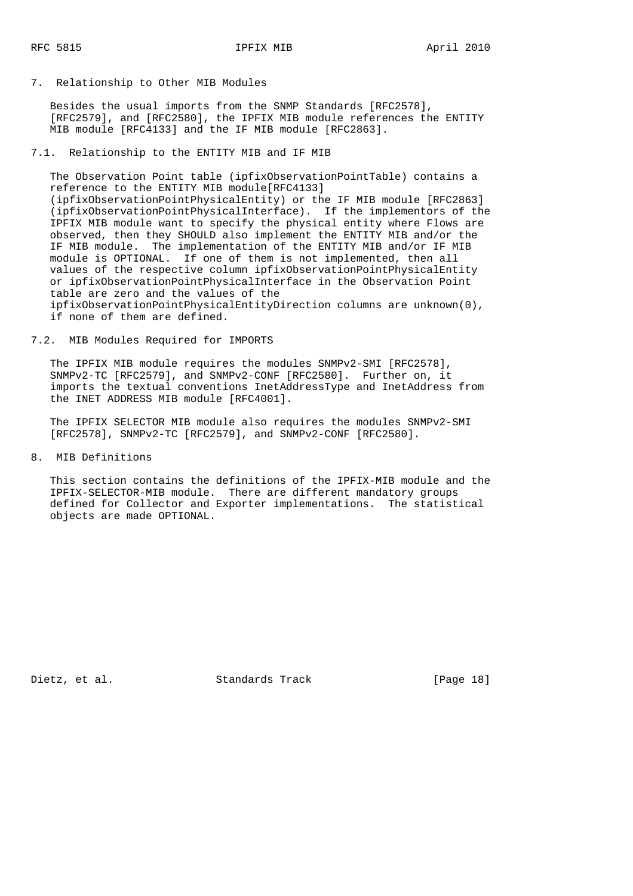## 7. Relationship to Other MIB Modules

Besides the usual imports from the SNMP Standards [RFC2578], [RFC2579], and [RFC2580], the IPFIX MIB module references the ENTITY MIB module [RFC4133] and the IF MIB module [RFC2863].

### 7.1. Relationship to the ENTITY MIB and IF MIB

The Observation Point table (ipfixObservationPointTable) contains a reference to the ENTITY MIB module[RFC4133] (ipfixObservationPointPhysicalEntity) or the IF MIB module [RFC2863] (ipfixObservationPointPhysicalInterface). If the implementors of the IPFIX MIB module want to specify the physical entity where Flows are observed, then they SHOULD also implement the ENTITY MIB and/or the IF MIB module. The implementation of the ENTITY MIB and/or IF MIB module is OPTIONAL. If one of them is not implemented, then all values of the respective column ipfixObservationPointPhysicalEntity or ipfixObservationPointPhysicalInterface in the Observation Point table are zero and the values of the ipfixObservationPointPhysicalEntityDirection columns are unknown(0), if none of them are defined.

### 7.2. MIB Modules Required for IMPORTS

The IPFIX MIB module requires the modules SNMPv2-SMI [RFC2578], SNMPv2-TC [RFC2579], and SNMPv2-CONF [RFC2580]. Further on, it imports the textual conventions InetAddressType and InetAddress from the INET ADDRESS MIB module [RFC4001].

The IPFIX SELECTOR MIB module also requires the modules SNMPv2-SMI [RFC2578], SNMPv2-TC [RFC2579], and SNMPv2-CONF [RFC2580].

## 8. MIB Definitions

This section contains the definitions of the IPFIX-MIB module and the IPFIX-SELECTOR-MIB module. There are different mandatory groups defined for Collector and Exporter implementations. The statistical objects are made OPTIONAL.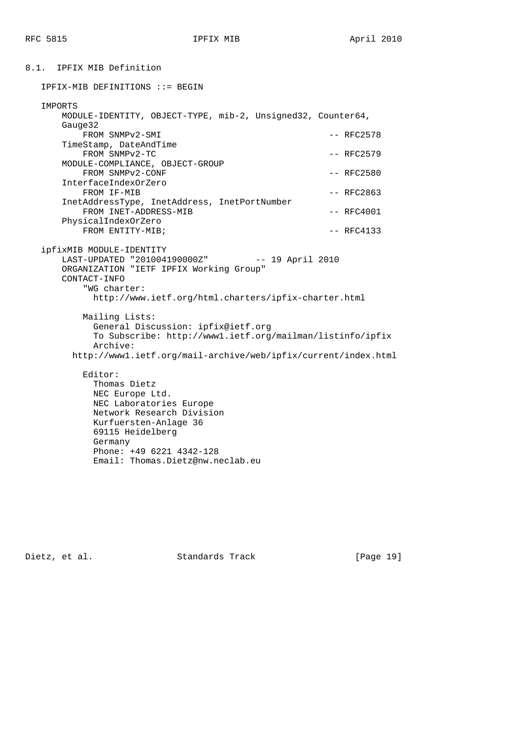## 8.1. IPFIX MIB Definition

```
IPFIX-MIB DEFINITIONS ::= BEGIN

IMPORTS
    MODULE-IDENTITY, OBJECT-TYPE, mib-2, Unsigned32, Counter64,
    Gauge32
        FROM SNMPv2-SMI                                 -- RFC2578
    TimeStamp, DateAndTime
        FROM SNMPv2-TC                                  -- RFC2579
    MODULE-COMPLIANCE, OBJECT-GROUP
        FROM SNMPv2-CONF                                -- RFC2580
    InterfaceIndexOrZero
        FROM IF-MIB                                     -- RFC2863
    InetAddressType, InetAddress, InetPortNumber
        FROM INET-ADDRESS-MIB                           -- RFC4001
    PhysicalIndexOrZero
        FROM ENTITY-MIB;                                -- RFC4133

ipfixMIB MODULE-IDENTITY
    LAST-UPDATED "201004190000Z"         -- 19 April 2010
    ORGANIZATION "IETF IPFIX Working Group"
    CONTACT-INFO
        "WG charter:
          http://www.ietf.org/html.charters/ipfix-charter.html

        Mailing Lists:
          General Discussion: ipfix@ietf.org
          To Subscribe: http://www1.ietf.org/mailman/listinfo/ipfix
          Archive:
      http://www1.ietf.org/mail-archive/web/ipfix/current/index.html

        Editor:
          Thomas Dietz
          NEC Europe Ltd.
          NEC Laboratories Europe
          Network Research Division
          Kurfuersten-Anlage 36
          69115 Heidelberg
          Germany
          Phone: +49 6221 4342-128
          Email: Thomas.Dietz@nw.neclab.eu
```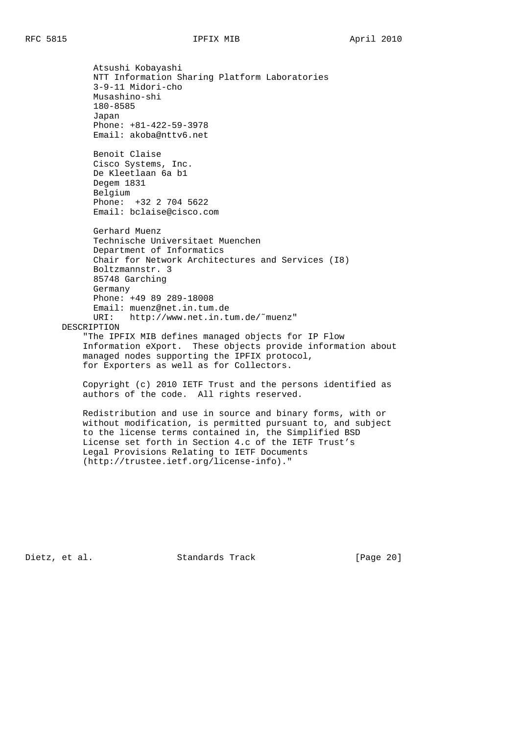```
           Atsushi Kobayashi
           NTT Information Sharing Platform Laboratories
           3-9-11 Midori-cho
           Musashino-shi
           180-8585
           Japan
           Phone: +81-422-59-3978
           Email: akoba@nttv6.net

           Benoit Claise
           Cisco Systems, Inc.
           De Kleetlaan 6a b1
           Degem 1831
           Belgium
           Phone:  +32 2 704 5622
           Email: bclaise@cisco.com

           Gerhard Muenz
           Technische Universitaet Muenchen
           Department of Informatics
           Chair for Network Architectures and Services (I8)
           Boltzmannstr. 3
           85748 Garching
           Germany
           Phone: +49 89 289-18008
           Email: muenz@net.in.tum.de
           URI:   http://www.net.in.tum.de/~muenz"
       DESCRIPTION
         "The IPFIX MIB defines managed objects for IP Flow
         Information eXport.  These objects provide information about
         managed nodes supporting the IPFIX protocol,
         for Exporters as well as for Collectors.

         Copyright (c) 2010 IETF Trust and the persons identified as
         authors of the code.  All rights reserved.

         Redistribution and use in source and binary forms, with or
         without modification, is permitted pursuant to, and subject
         to the license terms contained in, the Simplified BSD
         License set forth in Section 4.c of the IETF Trust's
         Legal Provisions Relating to IETF Documents
         (http://trustee.ietf.org/license-info)."
```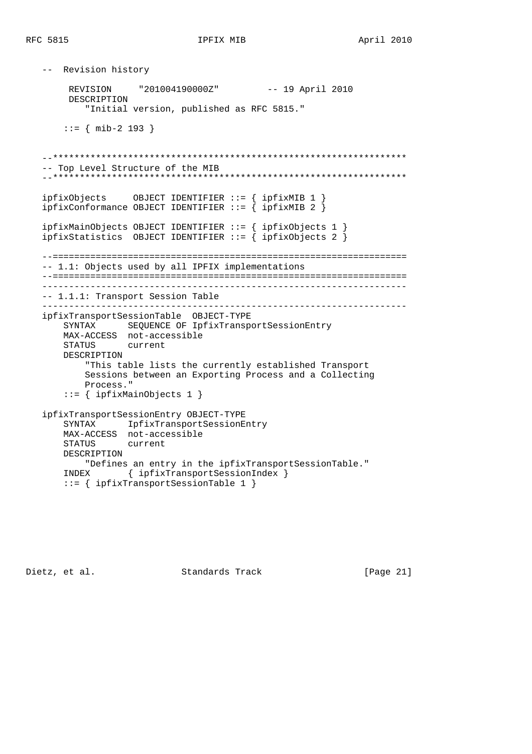```
   --  Revision history

        REVISION     "201004190000Z"         -- 19 April 2010
        DESCRIPTION
           "Initial version, published as RFC 5815."

       ::= { mib-2 193 }


   --******************************************************************
   -- Top Level Structure of the MIB
   --******************************************************************

   ipfixObjects     OBJECT IDENTIFIER ::= { ipfixMIB 1 }
   ipfixConformance OBJECT IDENTIFIER ::= { ipfixMIB 2 }

   ipfixMainObjects OBJECT IDENTIFIER ::= { ipfixObjects 1 }
   ipfixStatistics  OBJECT IDENTIFIER ::= { ipfixObjects 2 }

   --==================================================================
   -- 1.1: Objects used by all IPFIX implementations
   --==================================================================
   --------------------------------------------------------------------
   -- 1.1.1: Transport Session Table
   --------------------------------------------------------------------
   ipfixTransportSessionTable  OBJECT-TYPE
       SYNTAX      SEQUENCE OF IpfixTransportSessionEntry
       MAX-ACCESS  not-accessible
       STATUS      current
       DESCRIPTION
           "This table lists the currently established Transport
           Sessions between an Exporting Process and a Collecting
           Process."
       ::= { ipfixMainObjects 1 }

   ipfixTransportSessionEntry OBJECT-TYPE
       SYNTAX      IpfixTransportSessionEntry
       MAX-ACCESS  not-accessible
       STATUS      current
       DESCRIPTION
           "Defines an entry in the ipfixTransportSessionTable."
       INDEX       { ipfixTransportSessionIndex }
       ::= { ipfixTransportSessionTable 1 }
```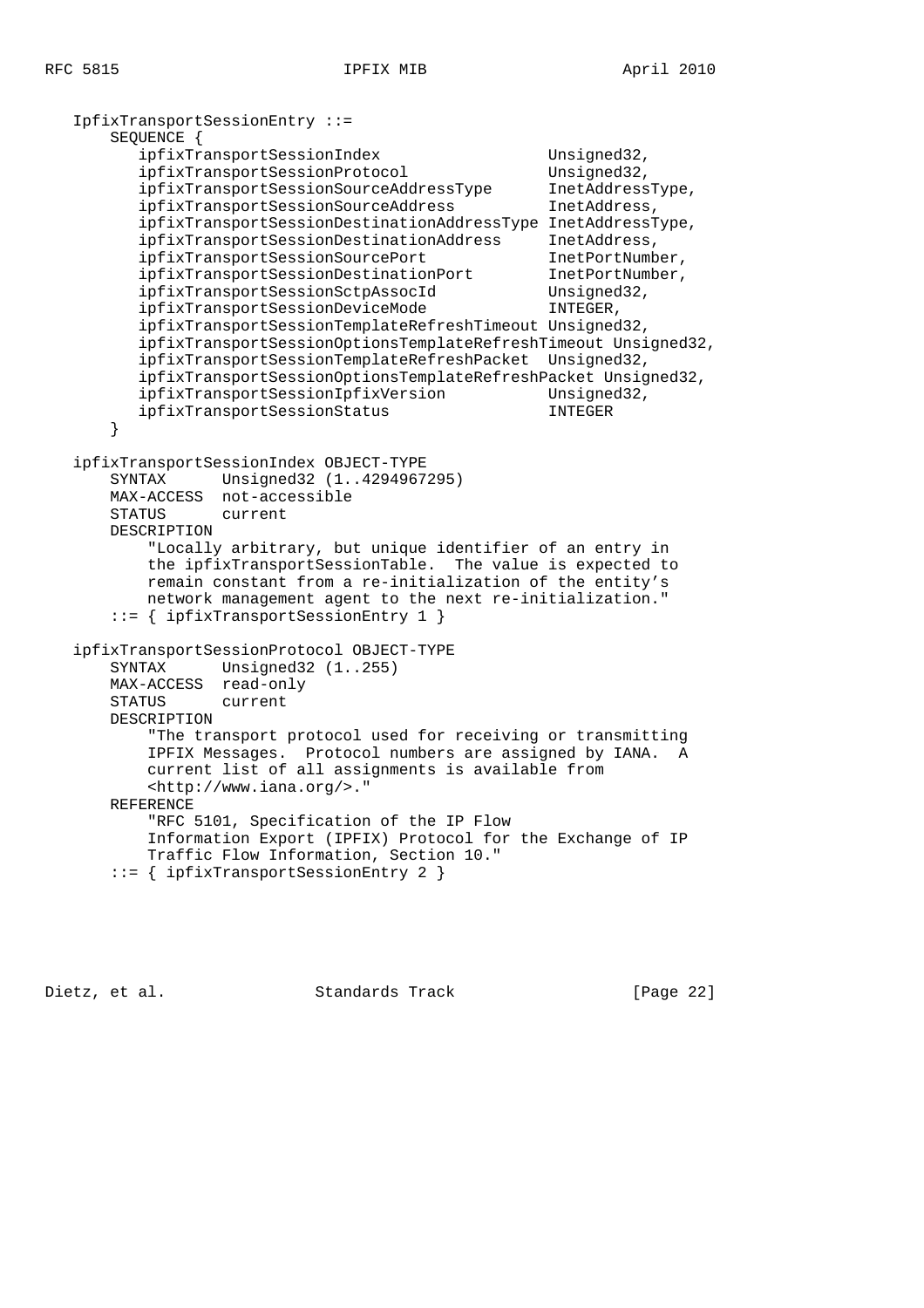```
   IpfixTransportSessionEntry ::=
       SEQUENCE {
          ipfixTransportSessionIndex                  Unsigned32,
          ipfixTransportSessionProtocol               Unsigned32,
          ipfixTransportSessionSourceAddressType      InetAddressType,
          ipfixTransportSessionSourceAddress          InetAddress,
          ipfixTransportSessionDestinationAddressType InetAddressType,
          ipfixTransportSessionDestinationAddress     InetAddress,
          ipfixTransportSessionSourcePort             InetPortNumber,
          ipfixTransportSessionDestinationPort        InetPortNumber,
          ipfixTransportSessionSctpAssocId            Unsigned32,
          ipfixTransportSessionDeviceMode             INTEGER,
          ipfixTransportSessionTemplateRefreshTimeout Unsigned32,
          ipfixTransportSessionOptionsTemplateRefreshTimeout Unsigned32,
          ipfixTransportSessionTemplateRefreshPacket  Unsigned32,
          ipfixTransportSessionOptionsTemplateRefreshPacket Unsigned32,
          ipfixTransportSessionIpfixVersion           Unsigned32,
          ipfixTransportSessionStatus                 INTEGER
       }

   ipfixTransportSessionIndex OBJECT-TYPE
       SYNTAX      Unsigned32 (1..4294967295)
       MAX-ACCESS  not-accessible
       STATUS      current
       DESCRIPTION
           "Locally arbitrary, but unique identifier of an entry in
           the ipfixTransportSessionTable.  The value is expected to
           remain constant from a re-initialization of the entity's
           network management agent to the next re-initialization."
       ::= { ipfixTransportSessionEntry 1 }

   ipfixTransportSessionProtocol OBJECT-TYPE
       SYNTAX      Unsigned32 (1..255)
       MAX-ACCESS  read-only
       STATUS      current
       DESCRIPTION
           "The transport protocol used for receiving or transmitting
           IPFIX Messages.  Protocol numbers are assigned by IANA.  A
           current list of all assignments is available from
           <http://www.iana.org/>."
       REFERENCE
           "RFC 5101, Specification of the IP Flow
           Information Export (IPFIX) Protocol for the Exchange of IP
           Traffic Flow Information, Section 10."
       ::= { ipfixTransportSessionEntry 2 }
```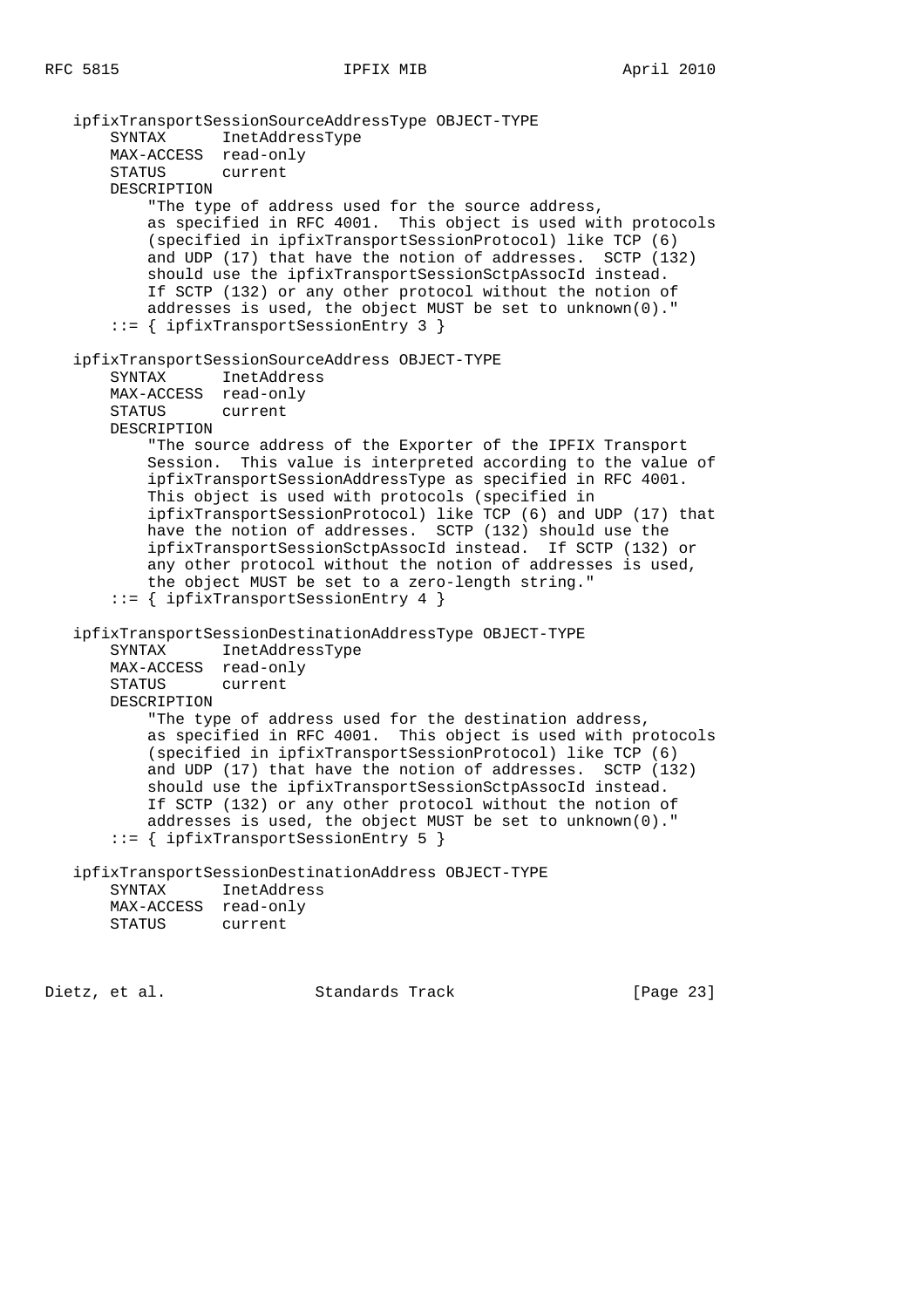```
   ipfixTransportSessionSourceAddressType OBJECT-TYPE
       SYNTAX      InetAddressType
       MAX-ACCESS  read-only
       STATUS      current
       DESCRIPTION
           "The type of address used for the source address,
           as specified in RFC 4001.  This object is used with protocols
           (specified in ipfixTransportSessionProtocol) like TCP (6)
           and UDP (17) that have the notion of addresses.  SCTP (132)
           should use the ipfixTransportSessionSctpAssocId instead.
           If SCTP (132) or any other protocol without the notion of
           addresses is used, the object MUST be set to unknown(0)."
       ::= { ipfixTransportSessionEntry 3 }

   ipfixTransportSessionSourceAddress OBJECT-TYPE
       SYNTAX      InetAddress
       MAX-ACCESS  read-only
       STATUS      current
       DESCRIPTION
           "The source address of the Exporter of the IPFIX Transport
           Session.  This value is interpreted according to the value of
           ipfixTransportSessionAddressType as specified in RFC 4001.
           This object is used with protocols (specified in
           ipfixTransportSessionProtocol) like TCP (6) and UDP (17) that
           have the notion of addresses.  SCTP (132) should use the
           ipfixTransportSessionSctpAssocId instead.  If SCTP (132) or
           any other protocol without the notion of addresses is used,
           the object MUST be set to a zero-length string."
       ::= { ipfixTransportSessionEntry 4 }

   ipfixTransportSessionDestinationAddressType OBJECT-TYPE
       SYNTAX      InetAddressType
       MAX-ACCESS  read-only
       STATUS      current
       DESCRIPTION
           "The type of address used for the destination address,
           as specified in RFC 4001.  This object is used with protocols
           (specified in ipfixTransportSessionProtocol) like TCP (6)
           and UDP (17) that have the notion of addresses.  SCTP (132)
           should use the ipfixTransportSessionSctpAssocId instead.
           If SCTP (132) or any other protocol without the notion of
           addresses is used, the object MUST be set to unknown(0)."
       ::= { ipfixTransportSessionEntry 5 }

   ipfixTransportSessionDestinationAddress OBJECT-TYPE
       SYNTAX      InetAddress
       MAX-ACCESS  read-only
       STATUS      current
```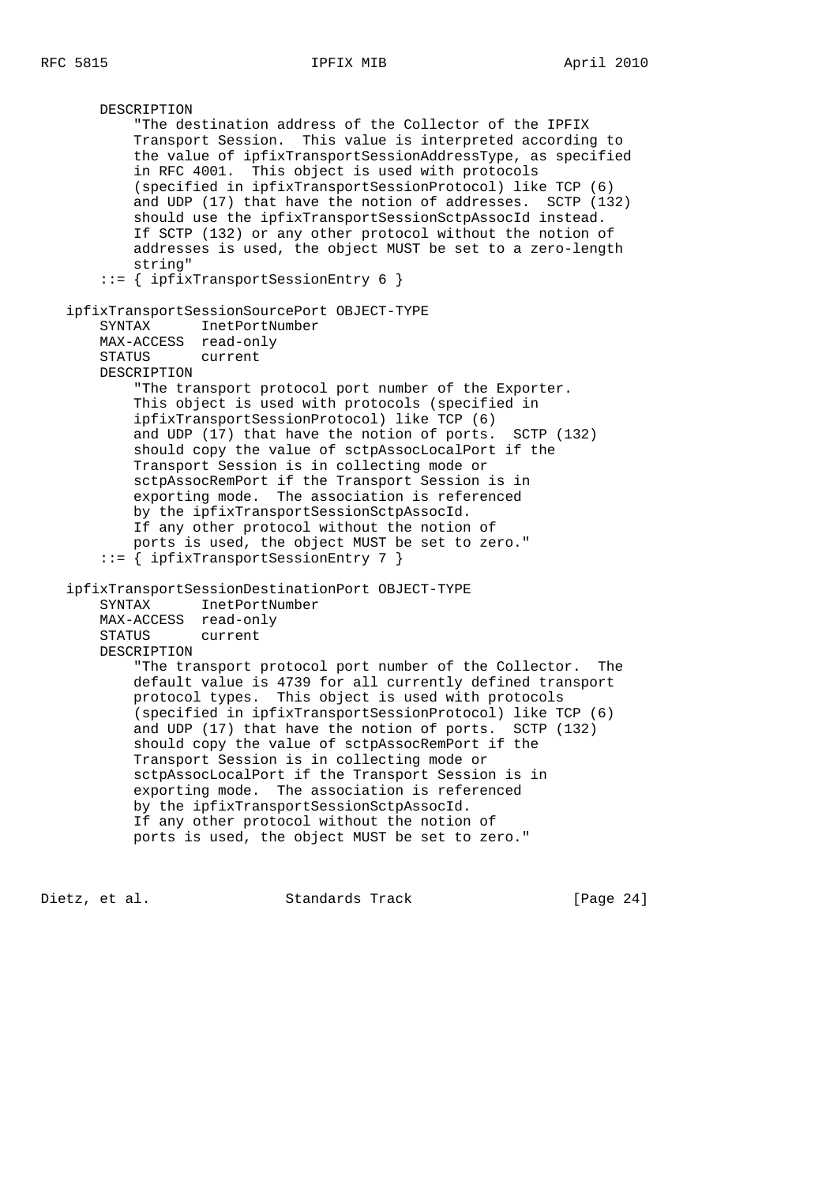```
       DESCRIPTION
           "The destination address of the Collector of the IPFIX
           Transport Session.  This value is interpreted according to
           the value of ipfixTransportSessionAddressType, as specified
           in RFC 4001.  This object is used with protocols
           (specified in ipfixTransportSessionProtocol) like TCP (6)
           and UDP (17) that have the notion of addresses.  SCTP (132)
           should use the ipfixTransportSessionSctpAssocId instead.
           If SCTP (132) or any other protocol without the notion of
           addresses is used, the object MUST be set to a zero-length
           string"
       ::= { ipfixTransportSessionEntry 6 }

   ipfixTransportSessionSourcePort OBJECT-TYPE
       SYNTAX      InetPortNumber
       MAX-ACCESS  read-only
       STATUS      current
       DESCRIPTION
           "The transport protocol port number of the Exporter.
           This object is used with protocols (specified in
           ipfixTransportSessionProtocol) like TCP (6)
           and UDP (17) that have the notion of ports.  SCTP (132)
           should copy the value of sctpAssocLocalPort if the
           Transport Session is in collecting mode or
           sctpAssocRemPort if the Transport Session is in
           exporting mode.  The association is referenced
           by the ipfixTransportSessionSctpAssocId.
           If any other protocol without the notion of
           ports is used, the object MUST be set to zero."
       ::= { ipfixTransportSessionEntry 7 }

   ipfixTransportSessionDestinationPort OBJECT-TYPE
       SYNTAX      InetPortNumber
       MAX-ACCESS  read-only
       STATUS      current
       DESCRIPTION
           "The transport protocol port number of the Collector.  The
           default value is 4739 for all currently defined transport
           protocol types.  This object is used with protocols
           (specified in ipfixTransportSessionProtocol) like TCP (6)
           and UDP (17) that have the notion of ports.  SCTP (132)
           should copy the value of sctpAssocRemPort if the
           Transport Session is in collecting mode or
           sctpAssocLocalPort if the Transport Session is in
           exporting mode.  The association is referenced
           by the ipfixTransportSessionSctpAssocId.
           If any other protocol without the notion of
           ports is used, the object MUST be set to zero."
```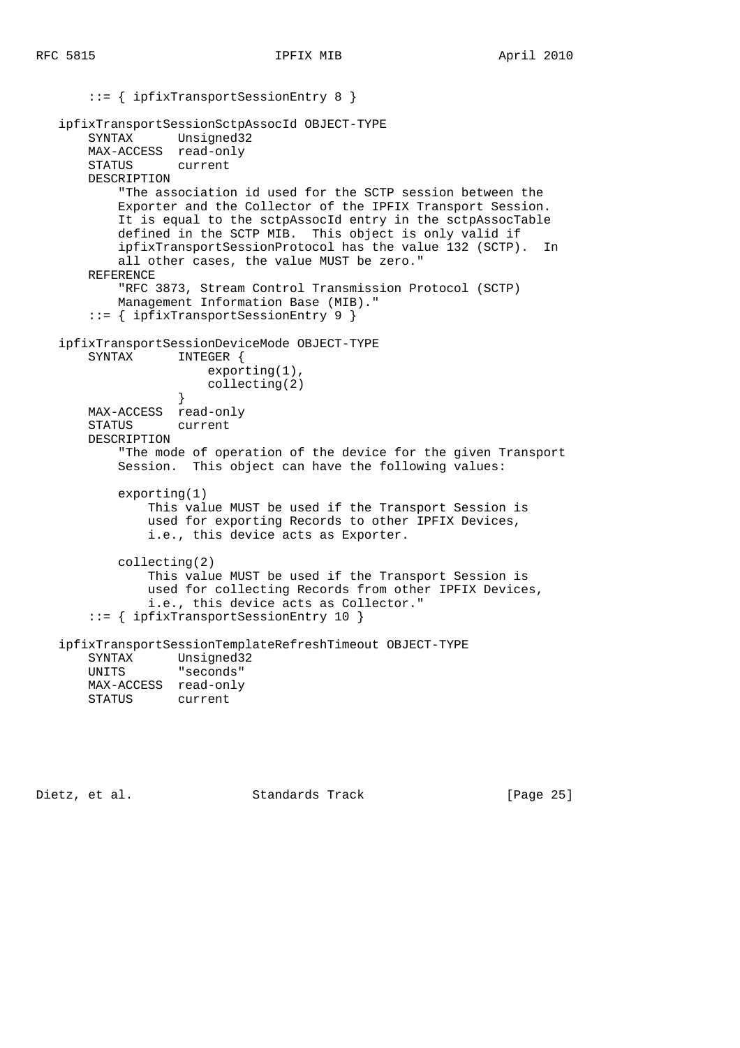```
       ::= { ipfixTransportSessionEntry 8 }

   ipfixTransportSessionSctpAssocId OBJECT-TYPE
       SYNTAX      Unsigned32
       MAX-ACCESS  read-only
       STATUS      current
       DESCRIPTION
           "The association id used for the SCTP session between the
           Exporter and the Collector of the IPFIX Transport Session.
           It is equal to the sctpAssocId entry in the sctpAssocTable
           defined in the SCTP MIB.  This object is only valid if
           ipfixTransportSessionProtocol has the value 132 (SCTP).  In
           all other cases, the value MUST be zero."
       REFERENCE
           "RFC 3873, Stream Control Transmission Protocol (SCTP)
           Management Information Base (MIB)."
       ::= { ipfixTransportSessionEntry 9 }

   ipfixTransportSessionDeviceMode OBJECT-TYPE
       SYNTAX      INTEGER {
                       exporting(1),
                       collecting(2)
                   }
       MAX-ACCESS  read-only
       STATUS      current
       DESCRIPTION
           "The mode of operation of the device for the given Transport
           Session.  This object can have the following values:

           exporting(1)
               This value MUST be used if the Transport Session is
               used for exporting Records to other IPFIX Devices,
               i.e., this device acts as Exporter.

           collecting(2)
               This value MUST be used if the Transport Session is
               used for collecting Records from other IPFIX Devices,
               i.e., this device acts as Collector."
       ::= { ipfixTransportSessionEntry 10 }

   ipfixTransportSessionTemplateRefreshTimeout OBJECT-TYPE
       SYNTAX      Unsigned32
       UNITS       "seconds"
       MAX-ACCESS  read-only
       STATUS      current
```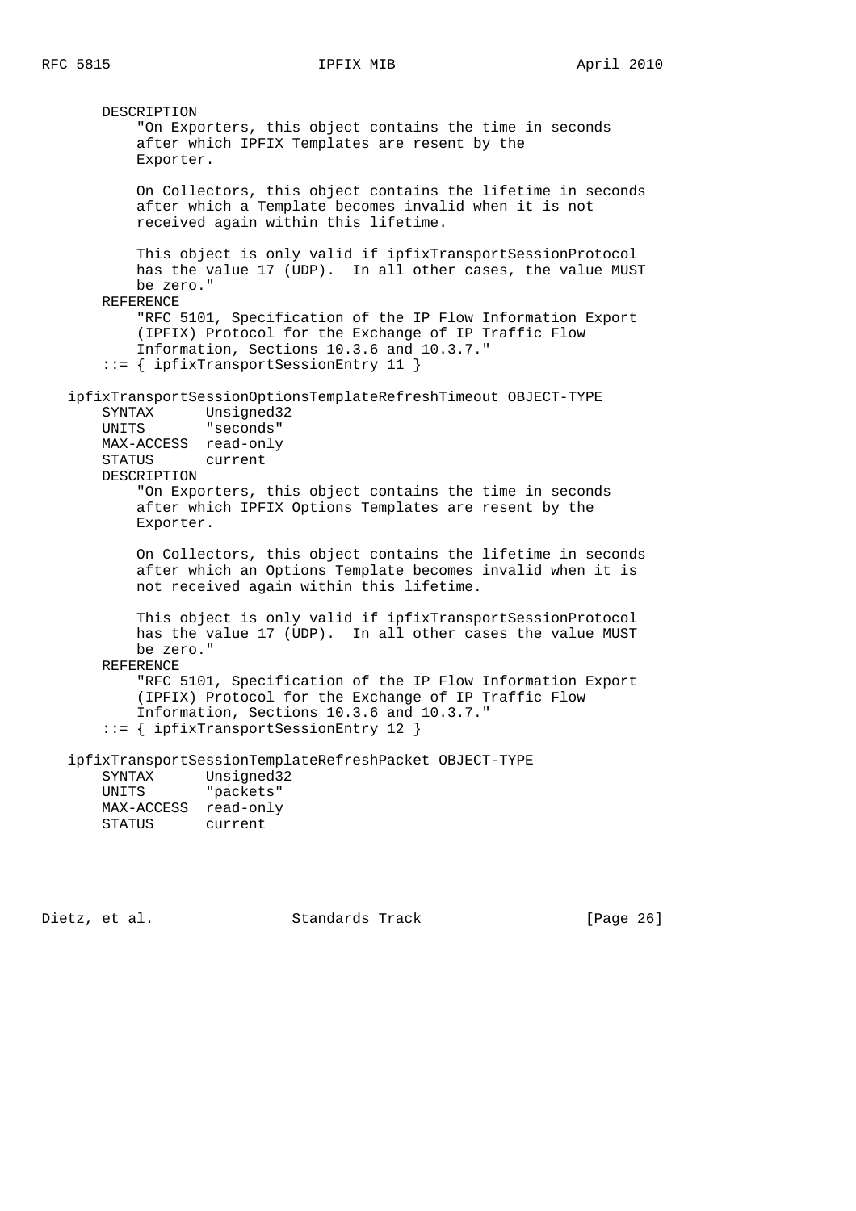```
       DESCRIPTION
           "On Exporters, this object contains the time in seconds
           after which IPFIX Templates are resent by the
           Exporter.

           On Collectors, this object contains the lifetime in seconds
           after which a Template becomes invalid when it is not
           received again within this lifetime.

           This object is only valid if ipfixTransportSessionProtocol
           has the value 17 (UDP).  In all other cases, the value MUST
           be zero."
       REFERENCE
           "RFC 5101, Specification of the IP Flow Information Export
           (IPFIX) Protocol for the Exchange of IP Traffic Flow
           Information, Sections 10.3.6 and 10.3.7."
       ::= { ipfixTransportSessionEntry 11 }

   ipfixTransportSessionOptionsTemplateRefreshTimeout OBJECT-TYPE
       SYNTAX      Unsigned32
       UNITS       "seconds"
       MAX-ACCESS  read-only
       STATUS      current
       DESCRIPTION
           "On Exporters, this object contains the time in seconds
           after which IPFIX Options Templates are resent by the
           Exporter.

           On Collectors, this object contains the lifetime in seconds
           after which an Options Template becomes invalid when it is
           not received again within this lifetime.

           This object is only valid if ipfixTransportSessionProtocol
           has the value 17 (UDP).  In all other cases the value MUST
           be zero."
       REFERENCE
           "RFC 5101, Specification of the IP Flow Information Export
           (IPFIX) Protocol for the Exchange of IP Traffic Flow
           Information, Sections 10.3.6 and 10.3.7."
       ::= { ipfixTransportSessionEntry 12 }

   ipfixTransportSessionTemplateRefreshPacket OBJECT-TYPE
       SYNTAX      Unsigned32
       UNITS       "packets"
       MAX-ACCESS  read-only
       STATUS      current
```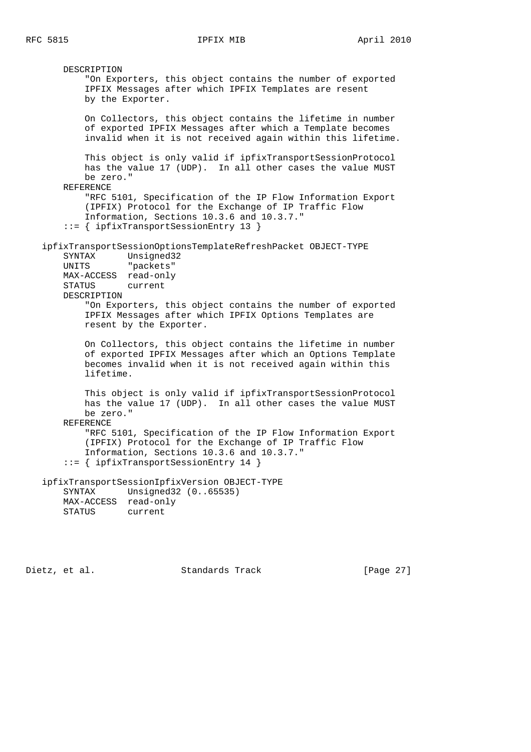```
       DESCRIPTION
           "On Exporters, this object contains the number of exported
           IPFIX Messages after which IPFIX Templates are resent
           by the Exporter.

           On Collectors, this object contains the lifetime in number
           of exported IPFIX Messages after which a Template becomes
           invalid when it is not received again within this lifetime.

           This object is only valid if ipfixTransportSessionProtocol
           has the value 17 (UDP).  In all other cases the value MUST
           be zero."
       REFERENCE
           "RFC 5101, Specification of the IP Flow Information Export
           (IPFIX) Protocol for the Exchange of IP Traffic Flow
           Information, Sections 10.3.6 and 10.3.7."
       ::= { ipfixTransportSessionEntry 13 }

   ipfixTransportSessionOptionsTemplateRefreshPacket OBJECT-TYPE
       SYNTAX      Unsigned32
       UNITS       "packets"
       MAX-ACCESS  read-only
       STATUS      current
       DESCRIPTION
           "On Exporters, this object contains the number of exported
           IPFIX Messages after which IPFIX Options Templates are
           resent by the Exporter.

           On Collectors, this object contains the lifetime in number
           of exported IPFIX Messages after which an Options Template
           becomes invalid when it is not received again within this
           lifetime.

           This object is only valid if ipfixTransportSessionProtocol
           has the value 17 (UDP).  In all other cases the value MUST
           be zero."
       REFERENCE
           "RFC 5101, Specification of the IP Flow Information Export
           (IPFIX) Protocol for the Exchange of IP Traffic Flow
           Information, Sections 10.3.6 and 10.3.7."
       ::= { ipfixTransportSessionEntry 14 }

   ipfixTransportSessionIpfixVersion OBJECT-TYPE
       SYNTAX      Unsigned32 (0..65535)
       MAX-ACCESS  read-only
       STATUS      current
```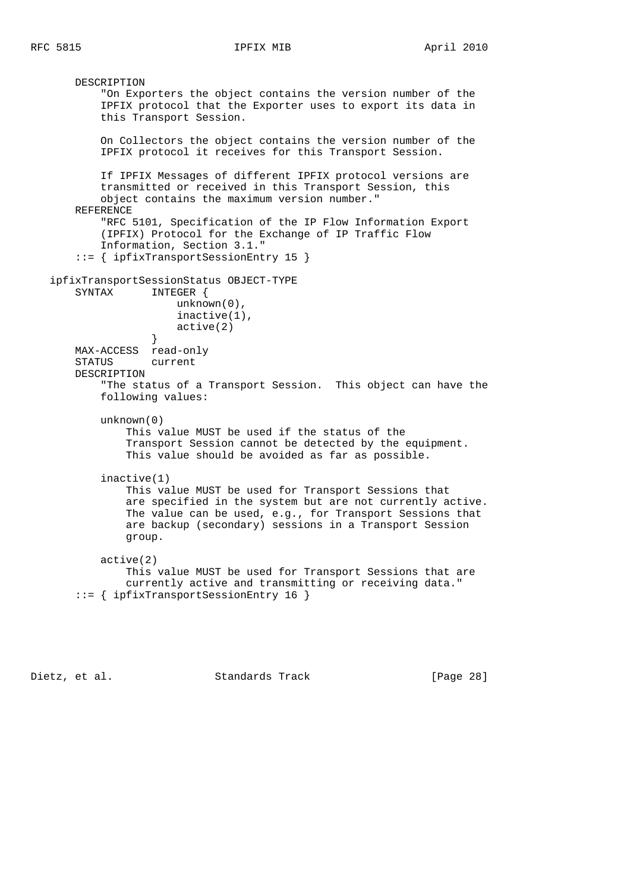```
       DESCRIPTION
           "On Exporters the object contains the version number of the
           IPFIX protocol that the Exporter uses to export its data in
           this Transport Session.

           On Collectors the object contains the version number of the
           IPFIX protocol it receives for this Transport Session.

           If IPFIX Messages of different IPFIX protocol versions are
           transmitted or received in this Transport Session, this
           object contains the maximum version number."
       REFERENCE
           "RFC 5101, Specification of the IP Flow Information Export
           (IPFIX) Protocol for the Exchange of IP Traffic Flow
           Information, Section 3.1."
       ::= { ipfixTransportSessionEntry 15 }

   ipfixTransportSessionStatus OBJECT-TYPE
       SYNTAX      INTEGER {
                       unknown(0),
                       inactive(1),
                       active(2)
                   }
       MAX-ACCESS  read-only
       STATUS      current
       DESCRIPTION
           "The status of a Transport Session.  This object can have the
           following values:

           unknown(0)
               This value MUST be used if the status of the
               Transport Session cannot be detected by the equipment.
               This value should be avoided as far as possible.

           inactive(1)
               This value MUST be used for Transport Sessions that
               are specified in the system but are not currently active.
               The value can be used, e.g., for Transport Sessions that
               are backup (secondary) sessions in a Transport Session
               group.

           active(2)
               This value MUST be used for Transport Sessions that are
               currently active and transmitting or receiving data."
       ::= { ipfixTransportSessionEntry 16 }
```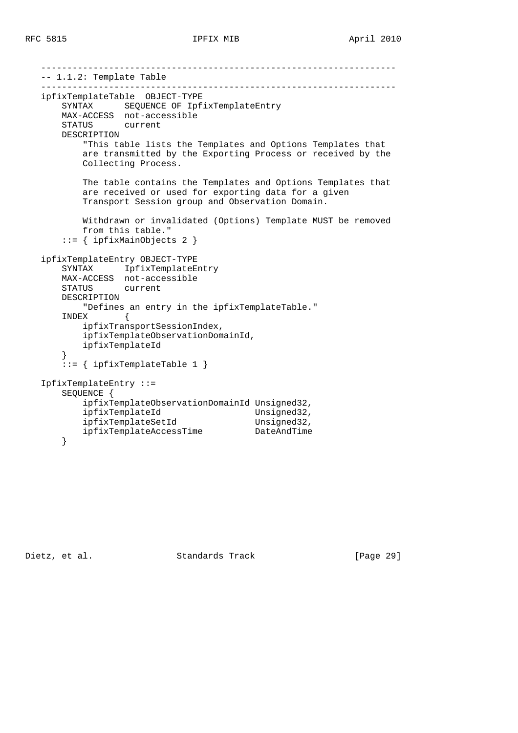```
   ------------------------------------------------------------------
   -- 1.1.2: Template Table
   ------------------------------------------------------------------
   ipfixTemplateTable  OBJECT-TYPE
       SYNTAX      SEQUENCE OF IpfixTemplateEntry
       MAX-ACCESS  not-accessible
       STATUS      current
       DESCRIPTION
           "This table lists the Templates and Options Templates that
           are transmitted by the Exporting Process or received by the
           Collecting Process.

           The table contains the Templates and Options Templates that
           are received or used for exporting data for a given
           Transport Session group and Observation Domain.

           Withdrawn or invalidated (Options) Template MUST be removed
           from this table."
       ::= { ipfixMainObjects 2 }

   ipfixTemplateEntry OBJECT-TYPE
       SYNTAX      IpfixTemplateEntry
       MAX-ACCESS  not-accessible
       STATUS      current
       DESCRIPTION
           "Defines an entry in the ipfixTemplateTable."
       INDEX       {
           ipfixTransportSessionIndex,
           ipfixTemplateObservationDomainId,
           ipfixTemplateId
       }
       ::= { ipfixTemplateTable 1 }

   IpfixTemplateEntry ::=
       SEQUENCE {
           ipfixTemplateObservationDomainId Unsigned32,
           ipfixTemplateId                  Unsigned32,
           ipfixTemplateSetId               Unsigned32,
           ipfixTemplateAccessTime          DateAndTime
       }
```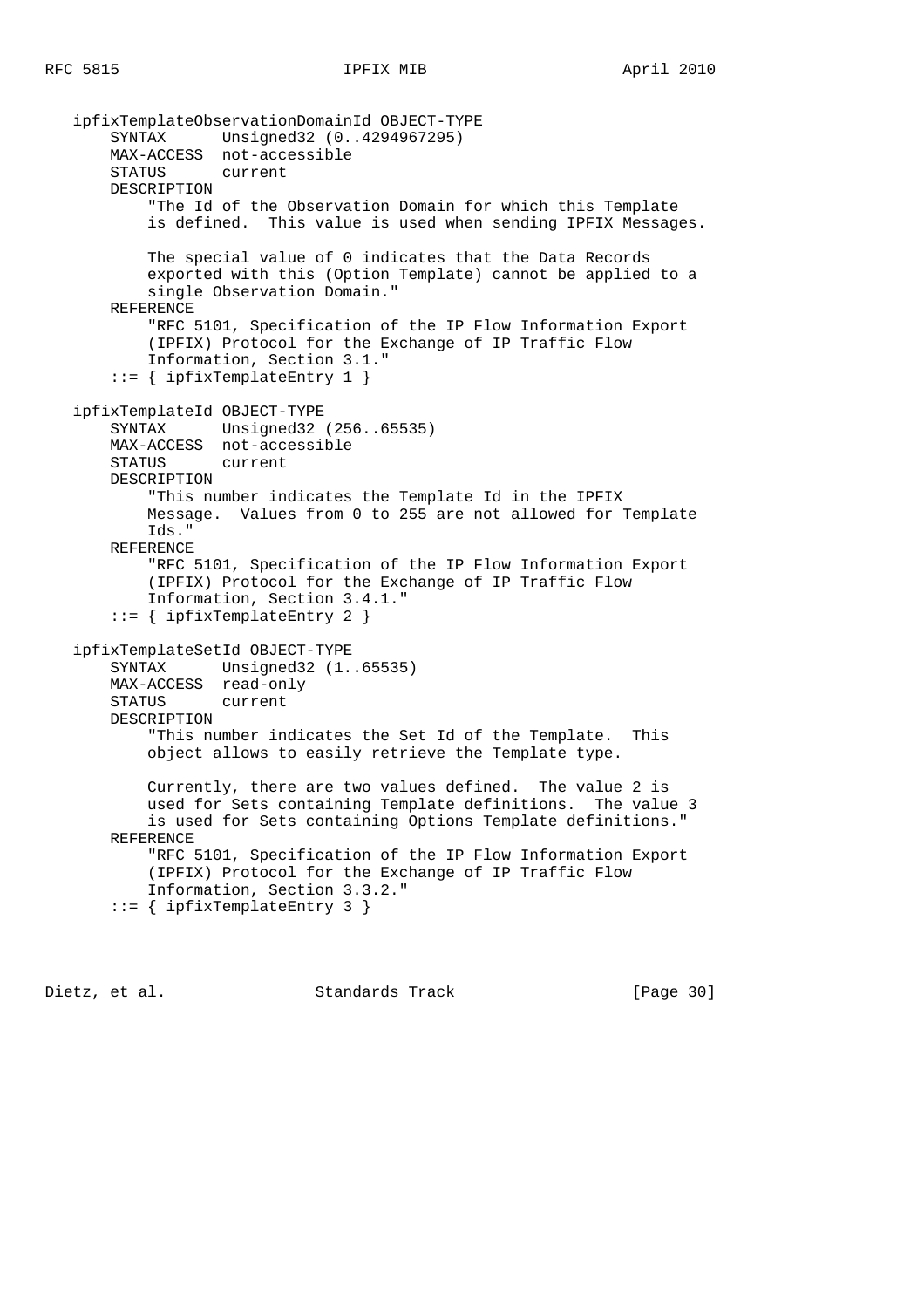```
   ipfixTemplateObservationDomainId OBJECT-TYPE
       SYNTAX      Unsigned32 (0..4294967295)
       MAX-ACCESS  not-accessible
       STATUS      current
       DESCRIPTION
           "The Id of the Observation Domain for which this Template
           is defined.  This value is used when sending IPFIX Messages.

           The special value of 0 indicates that the Data Records
           exported with this (Option Template) cannot be applied to a
           single Observation Domain."
       REFERENCE
           "RFC 5101, Specification of the IP Flow Information Export
           (IPFIX) Protocol for the Exchange of IP Traffic Flow
           Information, Section 3.1."
       ::= { ipfixTemplateEntry 1 }

   ipfixTemplateId OBJECT-TYPE
       SYNTAX      Unsigned32 (256..65535)
       MAX-ACCESS  not-accessible
       STATUS      current
       DESCRIPTION
           "This number indicates the Template Id in the IPFIX
           Message.  Values from 0 to 255 are not allowed for Template
           Ids."
       REFERENCE
           "RFC 5101, Specification of the IP Flow Information Export
           (IPFIX) Protocol for the Exchange of IP Traffic Flow
           Information, Section 3.4.1."
       ::= { ipfixTemplateEntry 2 }

   ipfixTemplateSetId OBJECT-TYPE
       SYNTAX      Unsigned32 (1..65535)
       MAX-ACCESS  read-only
       STATUS      current
       DESCRIPTION
           "This number indicates the Set Id of the Template.  This
           object allows to easily retrieve the Template type.

           Currently, there are two values defined.  The value 2 is
           used for Sets containing Template definitions.  The value 3
           is used for Sets containing Options Template definitions."
       REFERENCE
           "RFC 5101, Specification of the IP Flow Information Export
           (IPFIX) Protocol for the Exchange of IP Traffic Flow
           Information, Section 3.3.2."
       ::= { ipfixTemplateEntry 3 }
```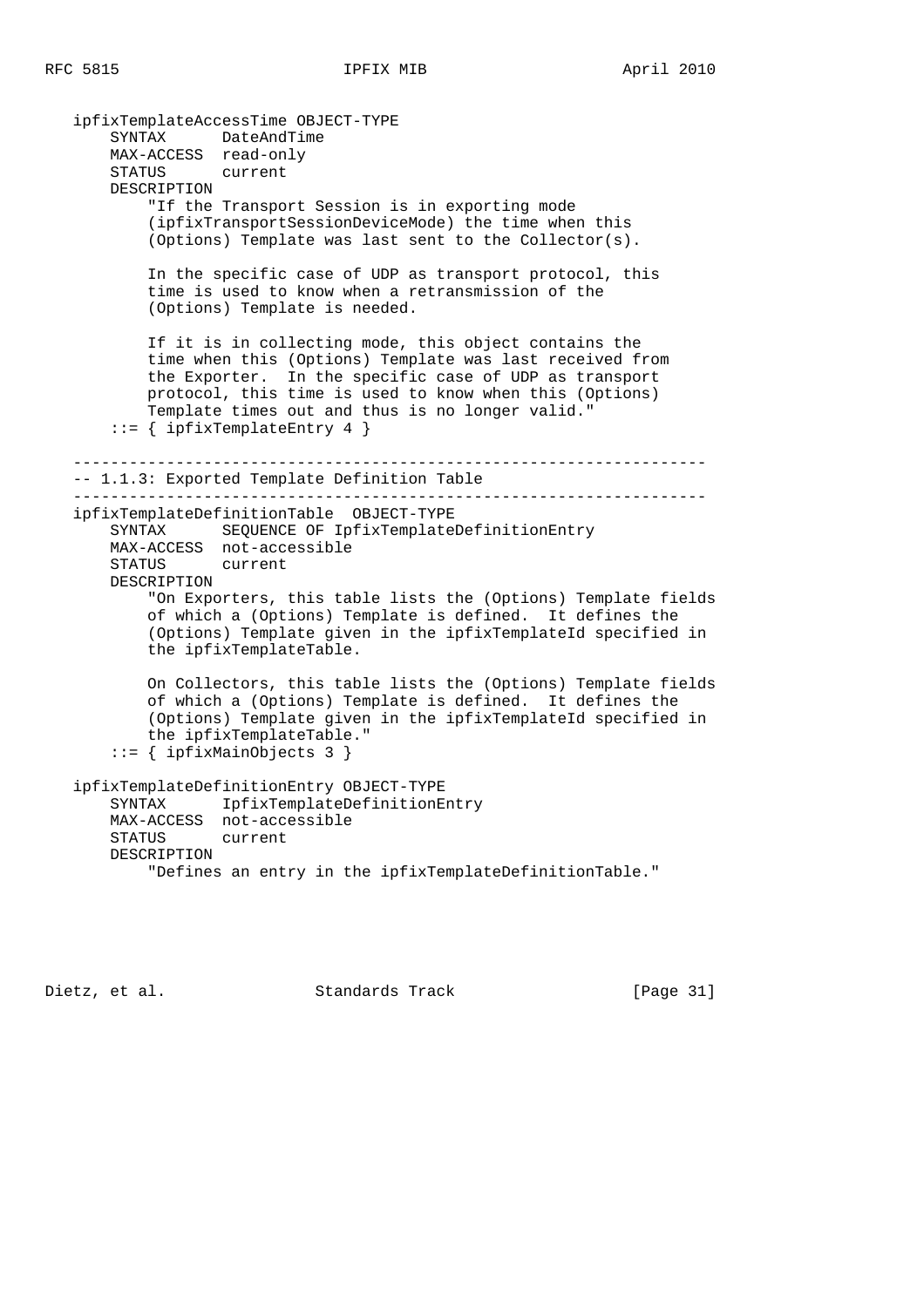```
   ipfixTemplateAccessTime OBJECT-TYPE
       SYNTAX      DateAndTime
       MAX-ACCESS  read-only
       STATUS      current
       DESCRIPTION
           "If the Transport Session is in exporting mode
           (ipfixTransportSessionDeviceMode) the time when this
           (Options) Template was last sent to the Collector(s).

           In the specific case of UDP as transport protocol, this
           time is used to know when a retransmission of the
           (Options) Template is needed.

           If it is in collecting mode, this object contains the
           time when this (Options) Template was last received from
           the Exporter.  In the specific case of UDP as transport
           protocol, this time is used to know when this (Options)
           Template times out and thus is no longer valid."
       ::= { ipfixTemplateEntry 4 }

   ------------------------------------------------------------------
   -- 1.1.3: Exported Template Definition Table
   ------------------------------------------------------------------
   ipfixTemplateDefinitionTable  OBJECT-TYPE
       SYNTAX      SEQUENCE OF IpfixTemplateDefinitionEntry
       MAX-ACCESS  not-accessible
       STATUS      current
       DESCRIPTION
           "On Exporters, this table lists the (Options) Template fields
           of which a (Options) Template is defined.  It defines the
           (Options) Template given in the ipfixTemplateId specified in
           the ipfixTemplateTable.

           On Collectors, this table lists the (Options) Template fields
           of which a (Options) Template is defined.  It defines the
           (Options) Template given in the ipfixTemplateId specified in
           the ipfixTemplateTable."
       ::= { ipfixMainObjects 3 }

   ipfixTemplateDefinitionEntry OBJECT-TYPE
       SYNTAX      IpfixTemplateDefinitionEntry
       MAX-ACCESS  not-accessible
       STATUS      current
       DESCRIPTION
           "Defines an entry in the ipfixTemplateDefinitionTable."
```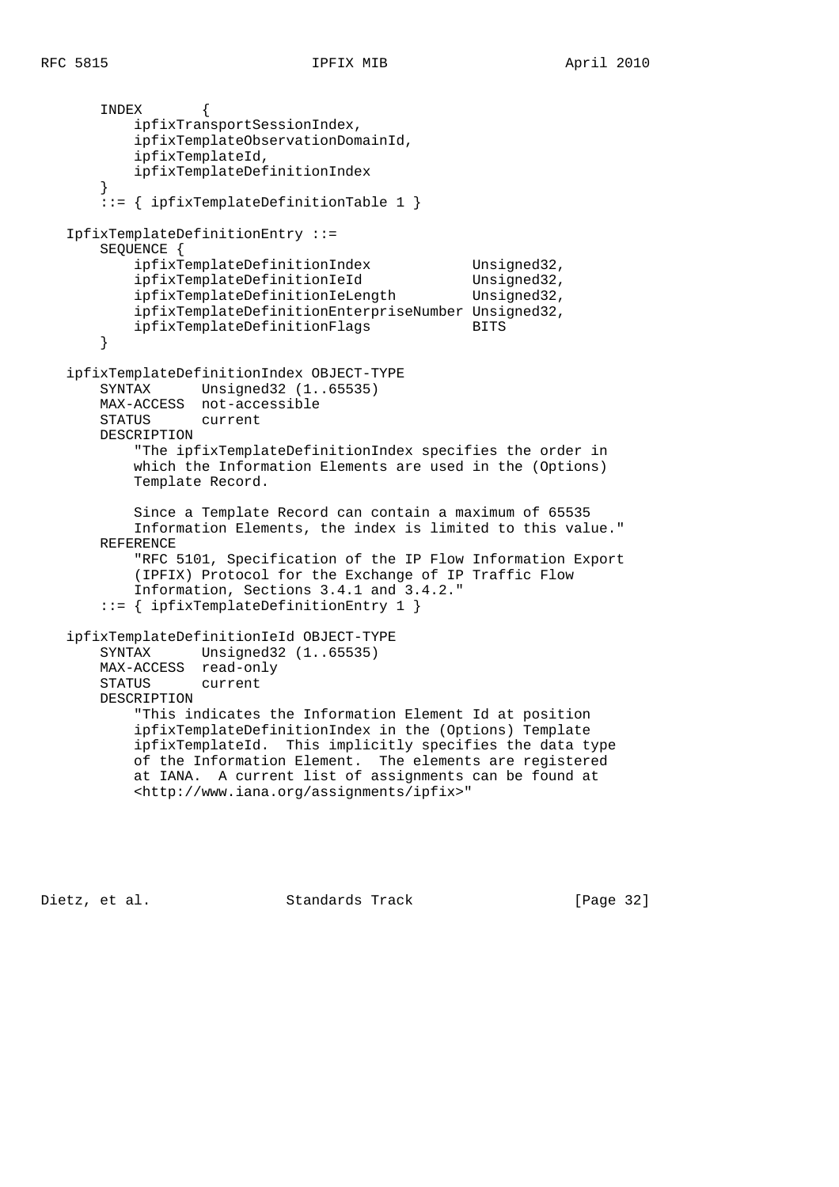```
       INDEX       {
           ipfixTransportSessionIndex,
           ipfixTemplateObservationDomainId,
           ipfixTemplateId,
           ipfixTemplateDefinitionIndex
       }
       ::= { ipfixTemplateDefinitionTable 1 }

   IpfixTemplateDefinitionEntry ::=
       SEQUENCE {
           ipfixTemplateDefinitionIndex            Unsigned32,
           ipfixTemplateDefinitionIeId             Unsigned32,
           ipfixTemplateDefinitionIeLength         Unsigned32,
           ipfixTemplateDefinitionEnterpriseNumber Unsigned32,
           ipfixTemplateDefinitionFlags            BITS
       }

   ipfixTemplateDefinitionIndex OBJECT-TYPE
       SYNTAX      Unsigned32 (1..65535)
       MAX-ACCESS  not-accessible
       STATUS      current
       DESCRIPTION
           "The ipfixTemplateDefinitionIndex specifies the order in
           which the Information Elements are used in the (Options)
           Template Record.

           Since a Template Record can contain a maximum of 65535
           Information Elements, the index is limited to this value."
       REFERENCE
           "RFC 5101, Specification of the IP Flow Information Export
           (IPFIX) Protocol for the Exchange of IP Traffic Flow
           Information, Sections 3.4.1 and 3.4.2."
       ::= { ipfixTemplateDefinitionEntry 1 }

   ipfixTemplateDefinitionIeId OBJECT-TYPE
       SYNTAX      Unsigned32 (1..65535)
       MAX-ACCESS  read-only
       STATUS      current
       DESCRIPTION
           "This indicates the Information Element Id at position
           ipfixTemplateDefinitionIndex in the (Options) Template
           ipfixTemplateId.  This implicitly specifies the data type
           of the Information Element.  The elements are registered
           at IANA.  A current list of assignments can be found at
           <http://www.iana.org/assignments/ipfix>"
```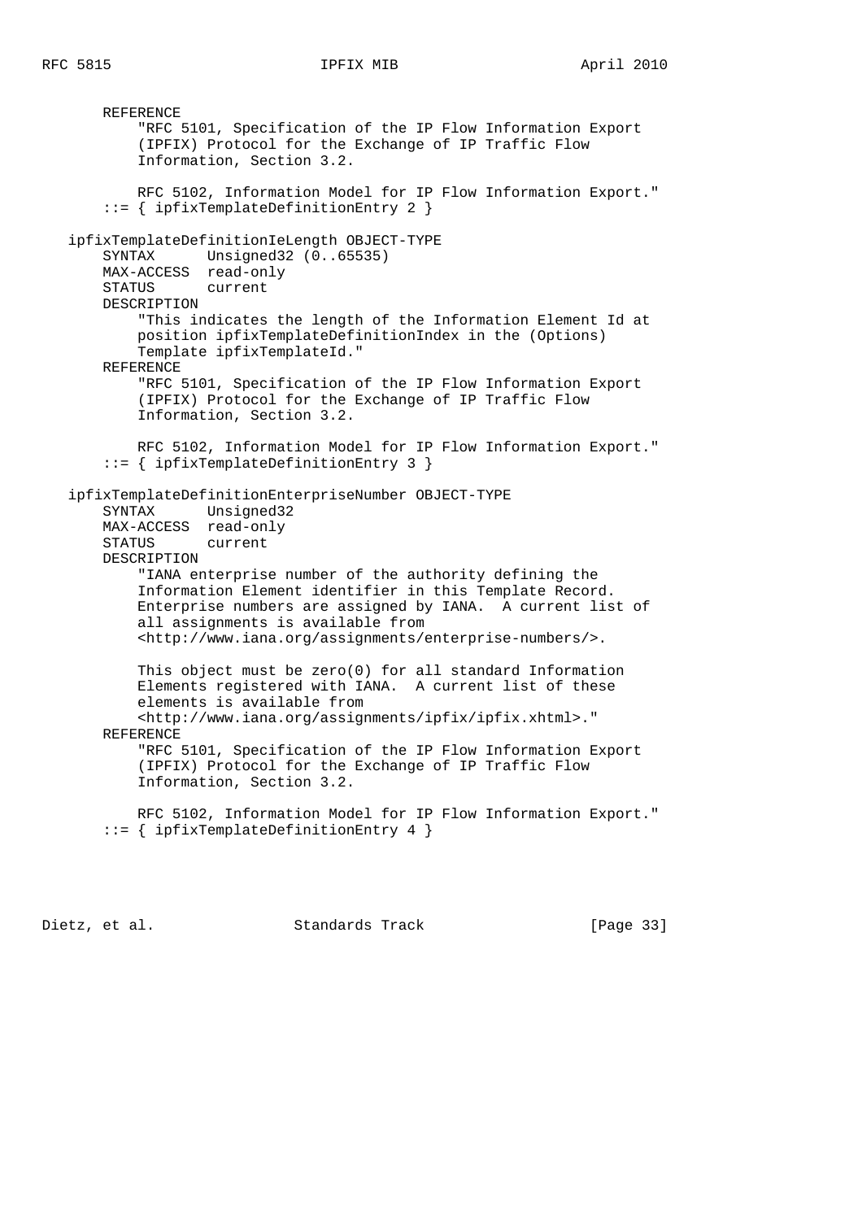```
       REFERENCE
           "RFC 5101, Specification of the IP Flow Information Export
           (IPFIX) Protocol for the Exchange of IP Traffic Flow
           Information, Section 3.2.

           RFC 5102, Information Model for IP Flow Information Export."
       ::= { ipfixTemplateDefinitionEntry 2 }

   ipfixTemplateDefinitionIeLength OBJECT-TYPE
       SYNTAX      Unsigned32 (0..65535)
       MAX-ACCESS  read-only
       STATUS      current
       DESCRIPTION
           "This indicates the length of the Information Element Id at
           position ipfixTemplateDefinitionIndex in the (Options)
           Template ipfixTemplateId."
       REFERENCE
           "RFC 5101, Specification of the IP Flow Information Export
           (IPFIX) Protocol for the Exchange of IP Traffic Flow
           Information, Section 3.2.

           RFC 5102, Information Model for IP Flow Information Export."
       ::= { ipfixTemplateDefinitionEntry 3 }

   ipfixTemplateDefinitionEnterpriseNumber OBJECT-TYPE
       SYNTAX      Unsigned32
       MAX-ACCESS  read-only
       STATUS      current
       DESCRIPTION
           "IANA enterprise number of the authority defining the
           Information Element identifier in this Template Record.
           Enterprise numbers are assigned by IANA.  A current list of
           all assignments is available from
           <http://www.iana.org/assignments/enterprise-numbers/>.

           This object must be zero(0) for all standard Information
           Elements registered with IANA.  A current list of these
           elements is available from
           <http://www.iana.org/assignments/ipfix/ipfix.xhtml>."
       REFERENCE
           "RFC 5101, Specification of the IP Flow Information Export
           (IPFIX) Protocol for the Exchange of IP Traffic Flow
           Information, Section 3.2.

           RFC 5102, Information Model for IP Flow Information Export."
       ::= { ipfixTemplateDefinitionEntry 4 }
```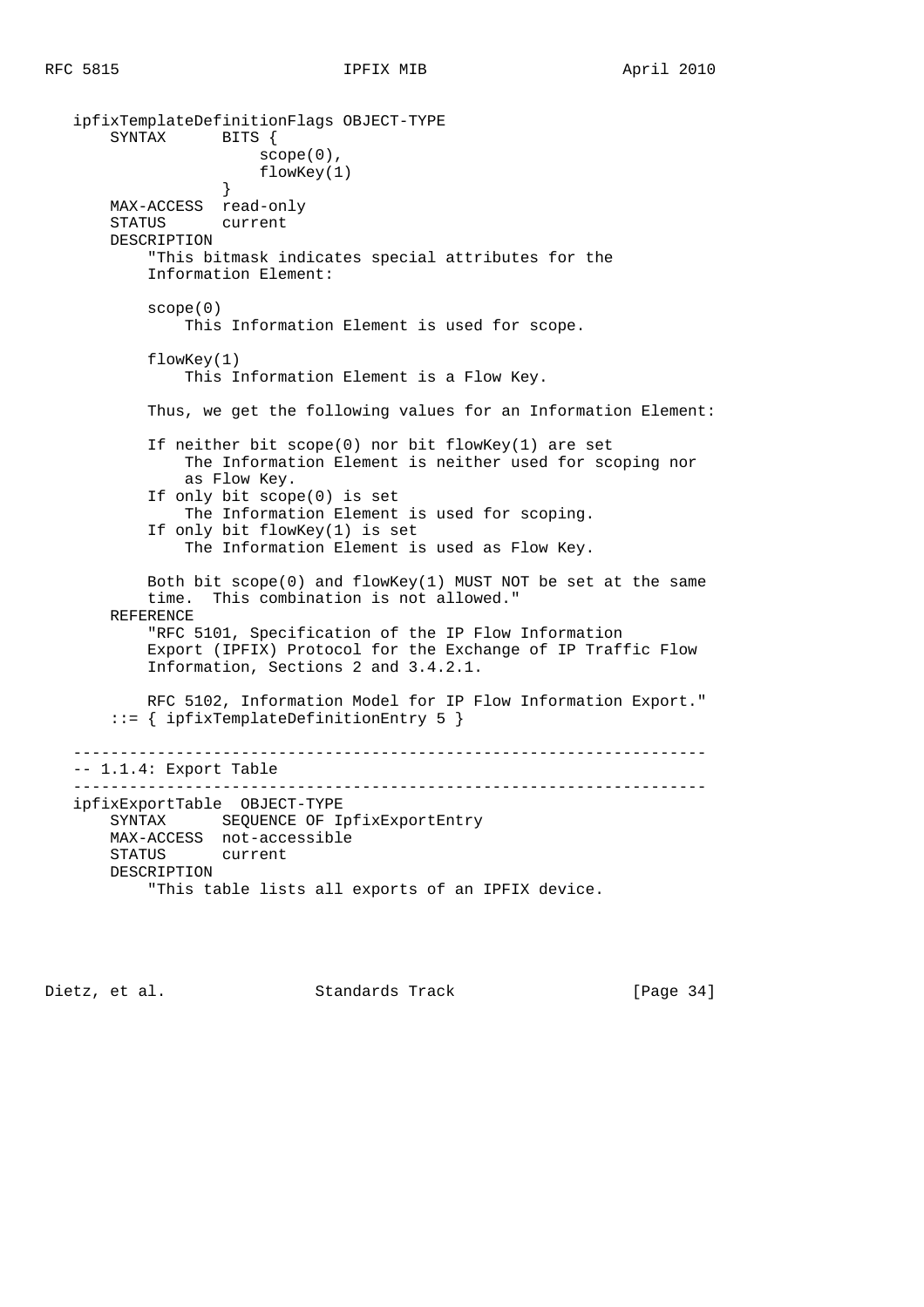```
   ipfixTemplateDefinitionFlags OBJECT-TYPE
       SYNTAX      BITS {
                       scope(0),
                       flowKey(1)
                   }
       MAX-ACCESS  read-only
       STATUS      current
       DESCRIPTION
           "This bitmask indicates special attributes for the
           Information Element:

           scope(0)
               This Information Element is used for scope.

           flowKey(1)
               This Information Element is a Flow Key.

           Thus, we get the following values for an Information Element:

           If neither bit scope(0) nor bit flowKey(1) are set
               The Information Element is neither used for scoping nor
               as Flow Key.
           If only bit scope(0) is set
               The Information Element is used for scoping.
           If only bit flowKey(1) is set
               The Information Element is used as Flow Key.

           Both bit scope(0) and flowKey(1) MUST NOT be set at the same
           time.  This combination is not allowed."
       REFERENCE
           "RFC 5101, Specification of the IP Flow Information
           Export (IPFIX) Protocol for the Exchange of IP Traffic Flow
           Information, Sections 2 and 3.4.2.1.

           RFC 5102, Information Model for IP Flow Information Export."
       ::= { ipfixTemplateDefinitionEntry 5 }

   ------------------------------------------------------------------
   -- 1.1.4: Export Table
   ------------------------------------------------------------------
   ipfixExportTable  OBJECT-TYPE
       SYNTAX      SEQUENCE OF IpfixExportEntry
       MAX-ACCESS  not-accessible
       STATUS      current
       DESCRIPTION
           "This table lists all exports of an IPFIX device.
```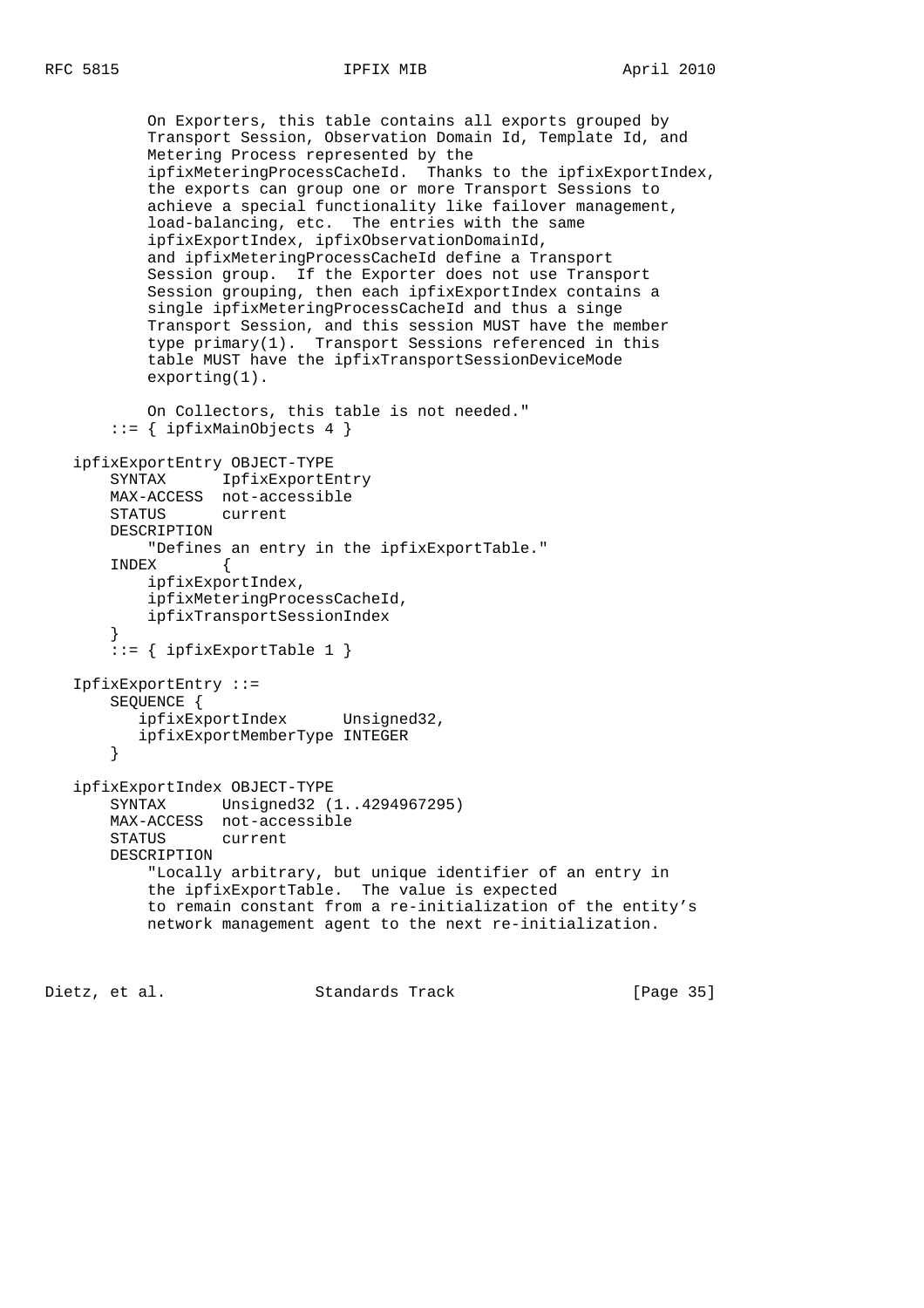```
          On Exporters, this table contains all exports grouped by
          Transport Session, Observation Domain Id, Template Id, and
          Metering Process represented by the
          ipfixMeteringProcessCacheId.  Thanks to the ipfixExportIndex,
          the exports can group one or more Transport Sessions to
          achieve a special functionality like failover management,
          load-balancing, etc.  The entries with the same
          ipfixExportIndex, ipfixObservationDomainId,
          and ipfixMeteringProcessCacheId define a Transport
          Session group.  If the Exporter does not use Transport
          Session grouping, then each ipfixExportIndex contains a
          single ipfixMeteringProcessCacheId and thus a singe
          Transport Session, and this session MUST have the member
          type primary(1).  Transport Sessions referenced in this
          table MUST have the ipfixTransportSessionDeviceMode
          exporting(1).

          On Collectors, this table is not needed."
      ::= { ipfixMainObjects 4 }

  ipfixExportEntry OBJECT-TYPE
      SYNTAX      IpfixExportEntry
      MAX-ACCESS  not-accessible
      STATUS      current
      DESCRIPTION
          "Defines an entry in the ipfixExportTable."
      INDEX       {
          ipfixExportIndex,
          ipfixMeteringProcessCacheId,
          ipfixTransportSessionIndex
      }
      ::= { ipfixExportTable 1 }

  IpfixExportEntry ::=
      SEQUENCE {
         ipfixExportIndex      Unsigned32,
         ipfixExportMemberType INTEGER
      }

  ipfixExportIndex OBJECT-TYPE
      SYNTAX      Unsigned32 (1..4294967295)
      MAX-ACCESS  not-accessible
      STATUS      current
      DESCRIPTION
          "Locally arbitrary, but unique identifier of an entry in
          the ipfixExportTable.  The value is expected
          to remain constant from a re-initialization of the entity's
          network management agent to the next re-initialization.
```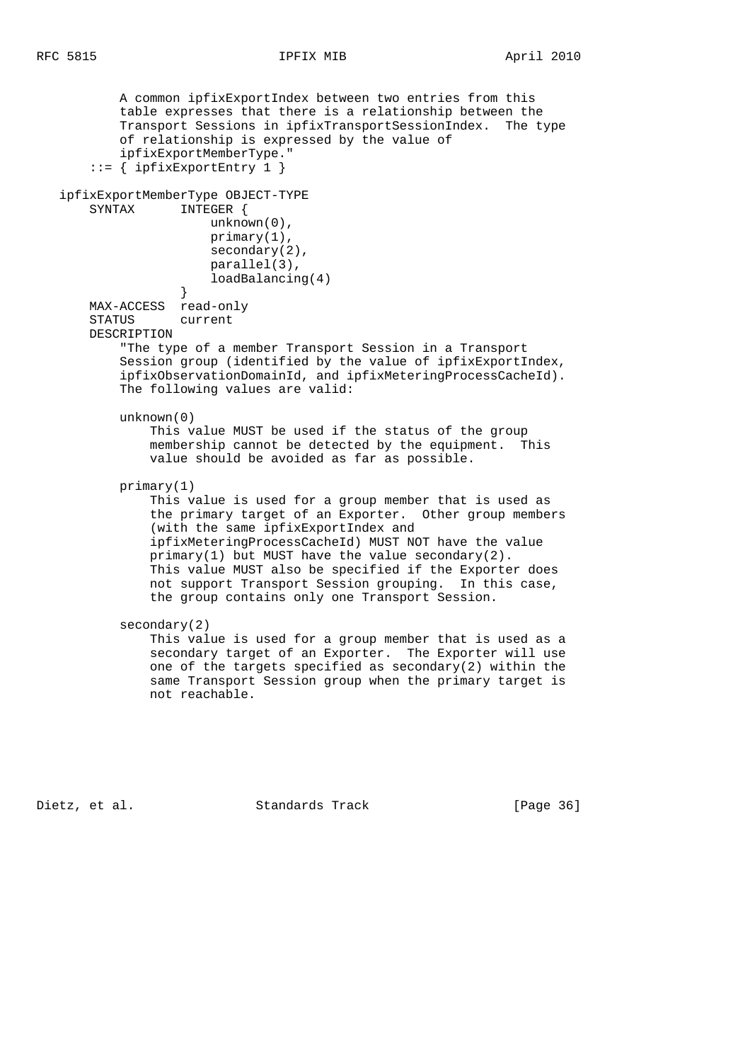```
        A common ipfixExportIndex between two entries from this
        table expresses that there is a relationship between the
        Transport Sessions in ipfixTransportSessionIndex.  The type
        of relationship is expressed by the value of
        ipfixExportMemberType."
    ::= { ipfixExportEntry 1 }

ipfixExportMemberType OBJECT-TYPE
    SYNTAX      INTEGER {
                    unknown(0),
                    primary(1),
                    secondary(2),
                    parallel(3),
                    loadBalancing(4)
                }
    MAX-ACCESS  read-only
    STATUS      current
    DESCRIPTION
        "The type of a member Transport Session in a Transport
        Session group (identified by the value of ipfixExportIndex,
        ipfixObservationDomainId, and ipfixMeteringProcessCacheId).
        The following values are valid:

        unknown(0)
            This value MUST be used if the status of the group
            membership cannot be detected by the equipment.  This
            value should be avoided as far as possible.

        primary(1)
            This value is used for a group member that is used as
            the primary target of an Exporter.  Other group members
            (with the same ipfixExportIndex and
            ipfixMeteringProcessCacheId) MUST NOT have the value
            primary(1) but MUST have the value secondary(2).
            This value MUST also be specified if the Exporter does
            not support Transport Session grouping.  In this case,
            the group contains only one Transport Session.

        secondary(2)
            This value is used for a group member that is used as a
            secondary target of an Exporter.  The Exporter will use
            one of the targets specified as secondary(2) within the
            same Transport Session group when the primary target is
            not reachable.
```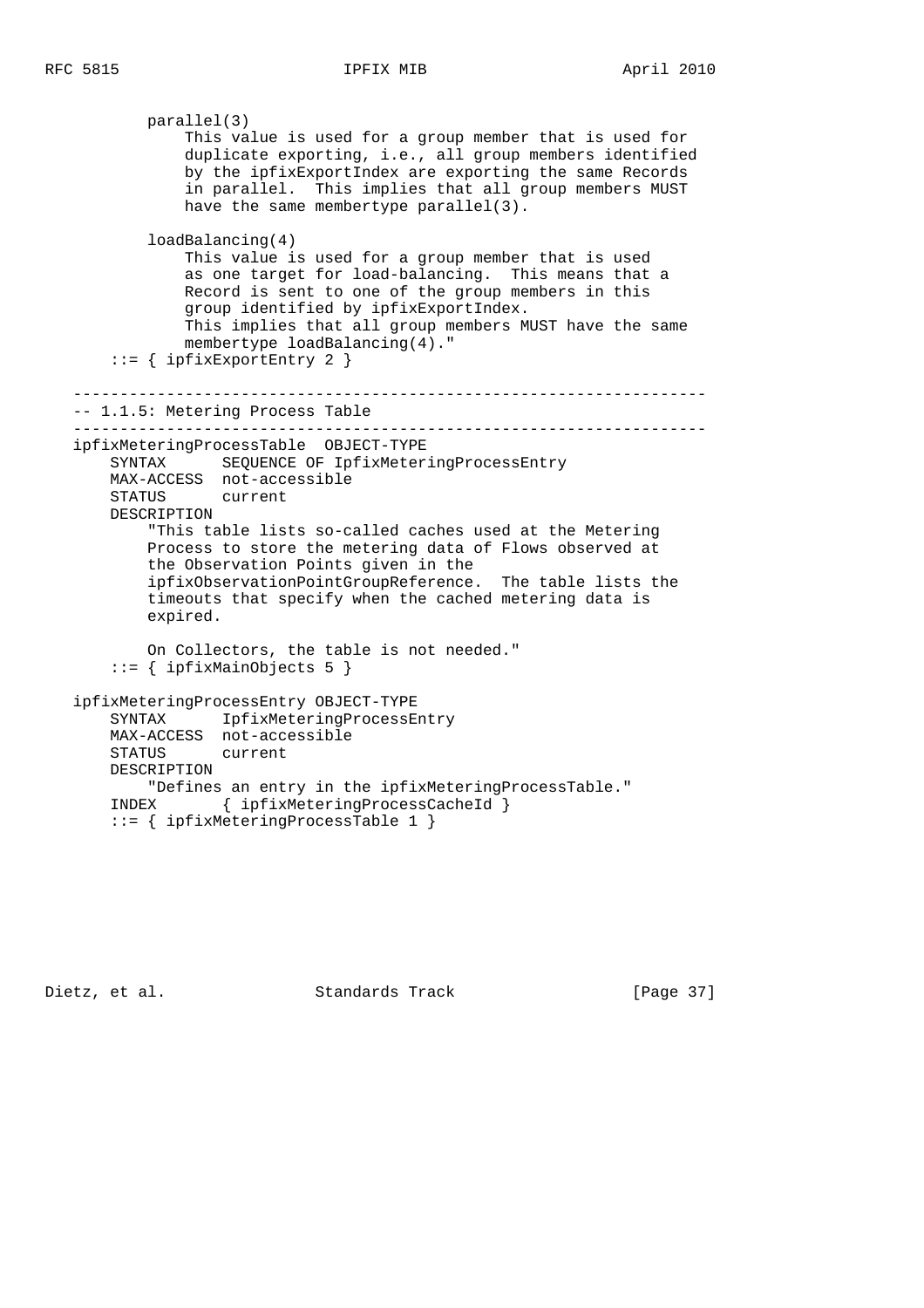```
          parallel(3)
              This value is used for a group member that is used for
              duplicate exporting, i.e., all group members identified
              by the ipfixExportIndex are exporting the same Records
              in parallel.  This implies that all group members MUST
              have the same membertype parallel(3).

          loadBalancing(4)
              This value is used for a group member that is used
              as one target for load-balancing.  This means that a
              Record is sent to one of the group members in this
              group identified by ipfixExportIndex.
              This implies that all group members MUST have the same
              membertype loadBalancing(4)."
      ::= { ipfixExportEntry 2 }

   -------------------------------------------------------------------
   -- 1.1.5: Metering Process Table
   -------------------------------------------------------------------
   ipfixMeteringProcessTable  OBJECT-TYPE
       SYNTAX      SEQUENCE OF IpfixMeteringProcessEntry
       MAX-ACCESS  not-accessible
       STATUS      current
       DESCRIPTION
           "This table lists so-called caches used at the Metering
           Process to store the metering data of Flows observed at
           the Observation Points given in the
           ipfixObservationPointGroupReference.  The table lists the
           timeouts that specify when the cached metering data is
           expired.

           On Collectors, the table is not needed."
       ::= { ipfixMainObjects 5 }

   ipfixMeteringProcessEntry OBJECT-TYPE
       SYNTAX      IpfixMeteringProcessEntry
       MAX-ACCESS  not-accessible
       STATUS      current
       DESCRIPTION
           "Defines an entry in the ipfixMeteringProcessTable."
       INDEX       { ipfixMeteringProcessCacheId }
       ::= { ipfixMeteringProcessTable 1 }
```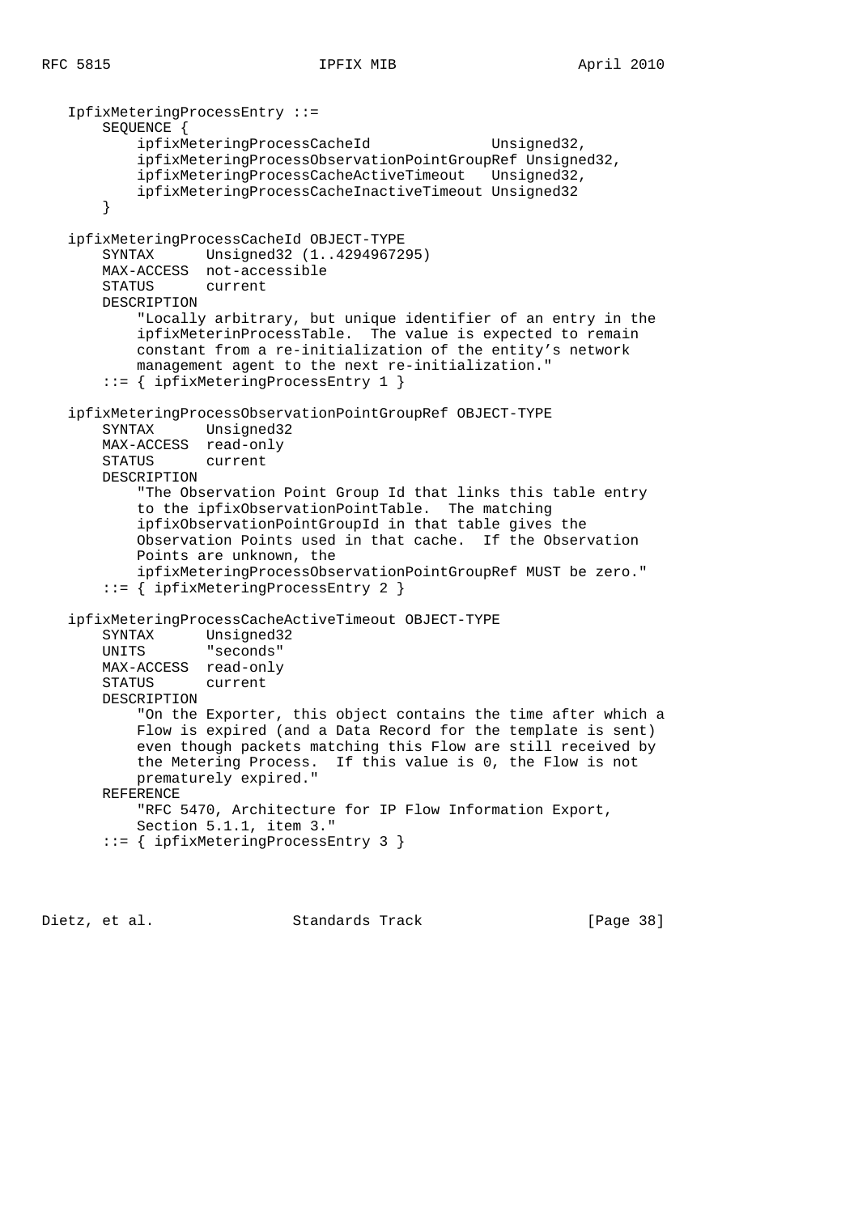```
   IpfixMeteringProcessEntry ::=
       SEQUENCE {
           ipfixMeteringProcessCacheId              Unsigned32,
           ipfixMeteringProcessObservationPointGroupRef Unsigned32,
           ipfixMeteringProcessCacheActiveTimeout   Unsigned32,
           ipfixMeteringProcessCacheInactiveTimeout Unsigned32
       }

   ipfixMeteringProcessCacheId OBJECT-TYPE
       SYNTAX      Unsigned32 (1..4294967295)
       MAX-ACCESS  not-accessible
       STATUS      current
       DESCRIPTION
           "Locally arbitrary, but unique identifier of an entry in the
           ipfixMeterinProcessTable.  The value is expected to remain
           constant from a re-initialization of the entity's network
           management agent to the next re-initialization."
       ::= { ipfixMeteringProcessEntry 1 }

   ipfixMeteringProcessObservationPointGroupRef OBJECT-TYPE
       SYNTAX      Unsigned32
       MAX-ACCESS  read-only
       STATUS      current
       DESCRIPTION
           "The Observation Point Group Id that links this table entry
           to the ipfixObservationPointTable.  The matching
           ipfixObservationPointGroupId in that table gives the
           Observation Points used in that cache.  If the Observation
           Points are unknown, the
           ipfixMeteringProcessObservationPointGroupRef MUST be zero."
       ::= { ipfixMeteringProcessEntry 2 }

   ipfixMeteringProcessCacheActiveTimeout OBJECT-TYPE
       SYNTAX      Unsigned32
       UNITS       "seconds"
       MAX-ACCESS  read-only
       STATUS      current
       DESCRIPTION
           "On the Exporter, this object contains the time after which a
           Flow is expired (and a Data Record for the template is sent)
           even though packets matching this Flow are still received by
           the Metering Process.  If this value is 0, the Flow is not
           prematurely expired."
       REFERENCE
           "RFC 5470, Architecture for IP Flow Information Export,
           Section 5.1.1, item 3."
       ::= { ipfixMeteringProcessEntry 3 }
```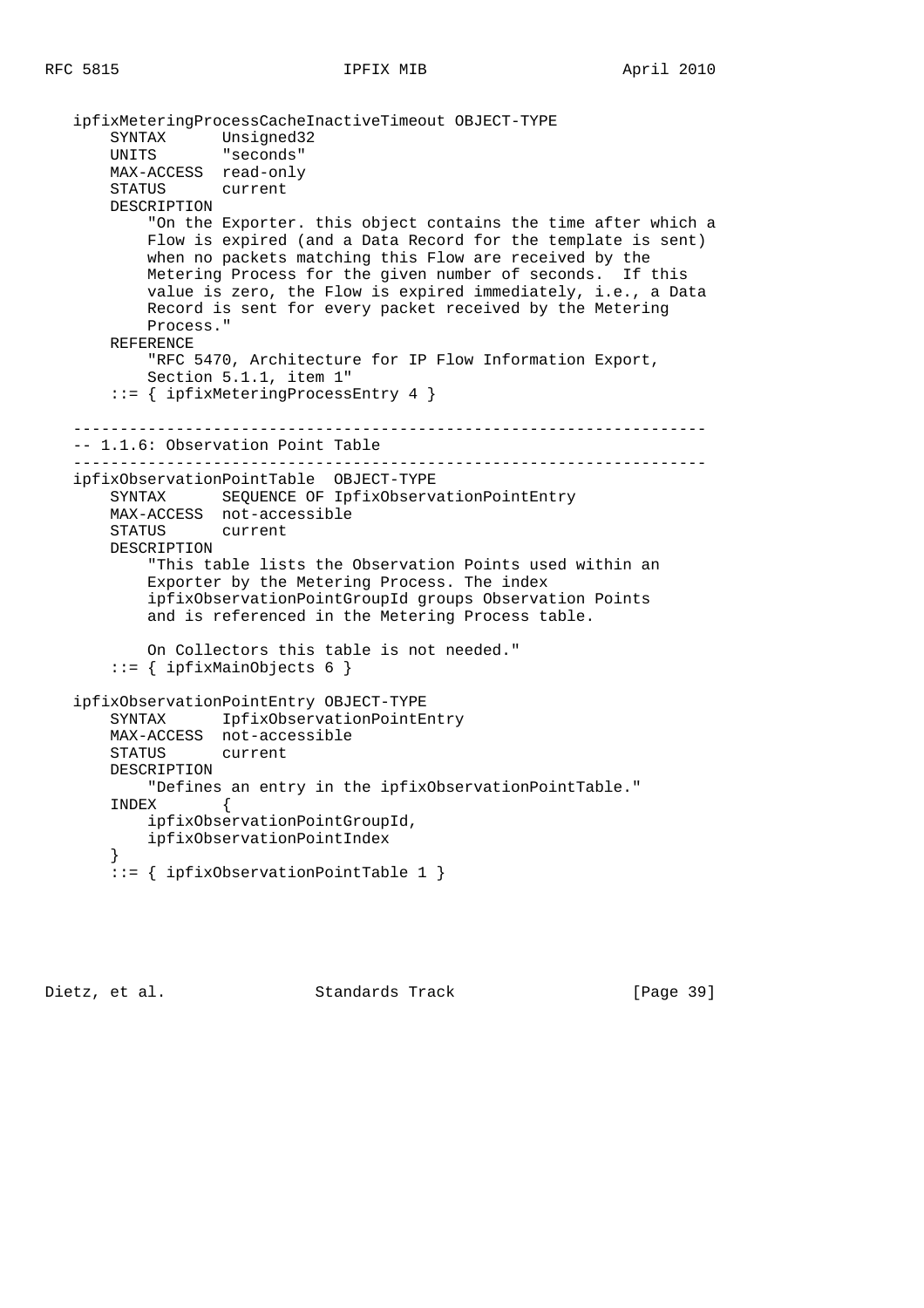```
   ipfixMeteringProcessCacheInactiveTimeout OBJECT-TYPE
       SYNTAX      Unsigned32
       UNITS       "seconds"
       MAX-ACCESS  read-only
       STATUS      current
       DESCRIPTION
           "On the Exporter. this object contains the time after which a
           Flow is expired (and a Data Record for the template is sent)
           when no packets matching this Flow are received by the
           Metering Process for the given number of seconds.  If this
           value is zero, the Flow is expired immediately, i.e., a Data
           Record is sent for every packet received by the Metering
           Process."
       REFERENCE
           "RFC 5470, Architecture for IP Flow Information Export,
           Section 5.1.1, item 1"
       ::= { ipfixMeteringProcessEntry 4 }

   ------------------------------------------------------------------
   -- 1.1.6: Observation Point Table
   ------------------------------------------------------------------
   ipfixObservationPointTable  OBJECT-TYPE
       SYNTAX      SEQUENCE OF IpfixObservationPointEntry
       MAX-ACCESS  not-accessible
       STATUS      current
       DESCRIPTION
           "This table lists the Observation Points used within an
           Exporter by the Metering Process. The index
           ipfixObservationPointGroupId groups Observation Points
           and is referenced in the Metering Process table.

           On Collectors this table is not needed."
       ::= { ipfixMainObjects 6 }

   ipfixObservationPointEntry OBJECT-TYPE
       SYNTAX      IpfixObservationPointEntry
       MAX-ACCESS  not-accessible
       STATUS      current
       DESCRIPTION
           "Defines an entry in the ipfixObservationPointTable."
       INDEX       {
           ipfixObservationPointGroupId,
           ipfixObservationPointIndex
       }
       ::= { ipfixObservationPointTable 1 }
```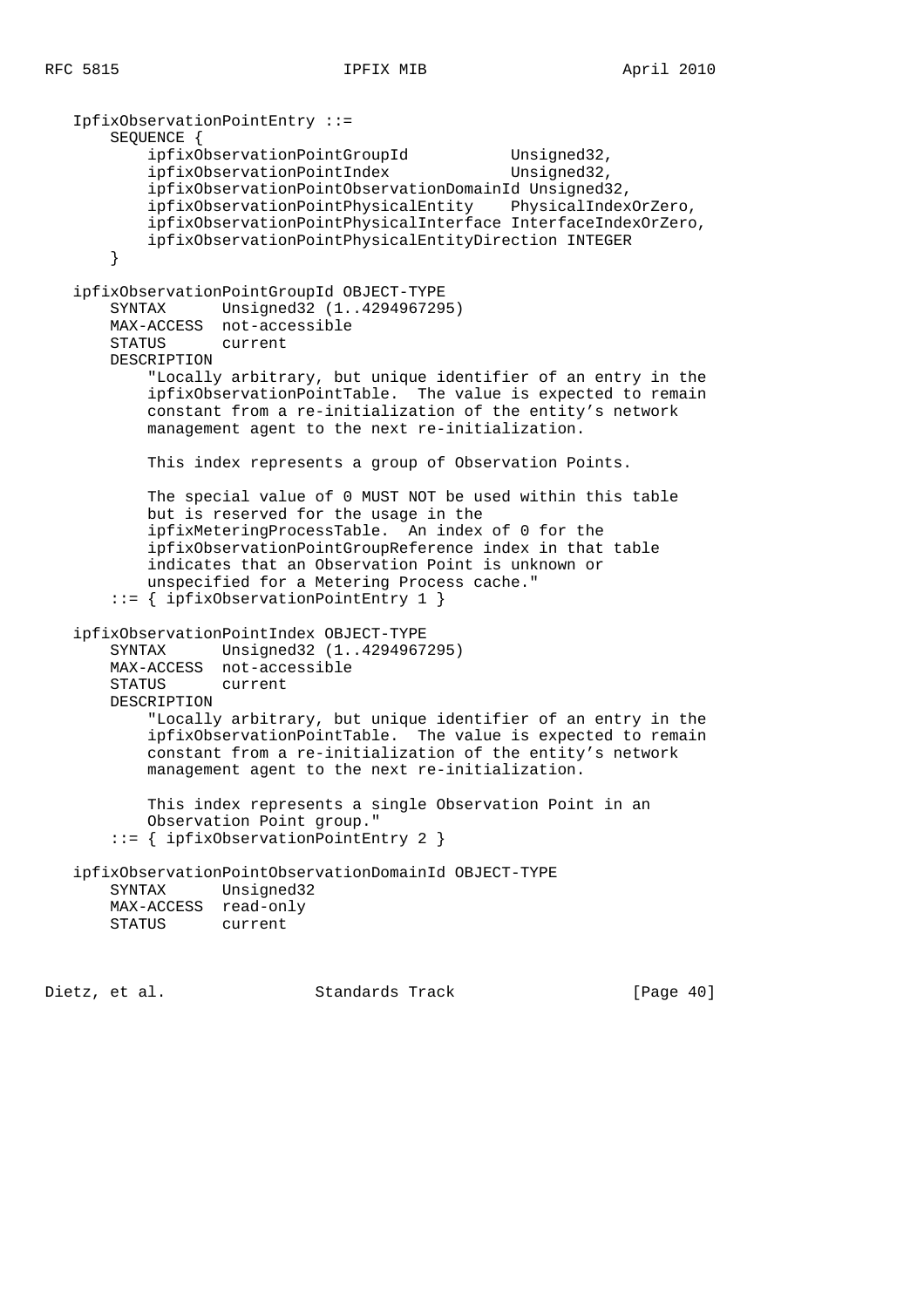```
   IpfixObservationPointEntry ::=
       SEQUENCE {
           ipfixObservationPointGroupId           Unsigned32,
           ipfixObservationPointIndex             Unsigned32,
           ipfixObservationPointObservationDomainId Unsigned32,
           ipfixObservationPointPhysicalEntity    PhysicalIndexOrZero,
           ipfixObservationPointPhysicalInterface InterfaceIndexOrZero,
           ipfixObservationPointPhysicalEntityDirection INTEGER
       }

   ipfixObservationPointGroupId OBJECT-TYPE
       SYNTAX      Unsigned32 (1..4294967295)
       MAX-ACCESS  not-accessible
       STATUS      current
       DESCRIPTION
           "Locally arbitrary, but unique identifier of an entry in the
           ipfixObservationPointTable.  The value is expected to remain
           constant from a re-initialization of the entity's network
           management agent to the next re-initialization.

           This index represents a group of Observation Points.

           The special value of 0 MUST NOT be used within this table
           but is reserved for the usage in the
           ipfixMeteringProcessTable.  An index of 0 for the
           ipfixObservationPointGroupReference index in that table
           indicates that an Observation Point is unknown or
           unspecified for a Metering Process cache."
       ::= { ipfixObservationPointEntry 1 }

   ipfixObservationPointIndex OBJECT-TYPE
       SYNTAX      Unsigned32 (1..4294967295)
       MAX-ACCESS  not-accessible
       STATUS      current
       DESCRIPTION
           "Locally arbitrary, but unique identifier of an entry in the
           ipfixObservationPointTable.  The value is expected to remain
           constant from a re-initialization of the entity's network
           management agent to the next re-initialization.

           This index represents a single Observation Point in an
           Observation Point group."
       ::= { ipfixObservationPointEntry 2 }

   ipfixObservationPointObservationDomainId OBJECT-TYPE
       SYNTAX      Unsigned32
       MAX-ACCESS  read-only
       STATUS      current
```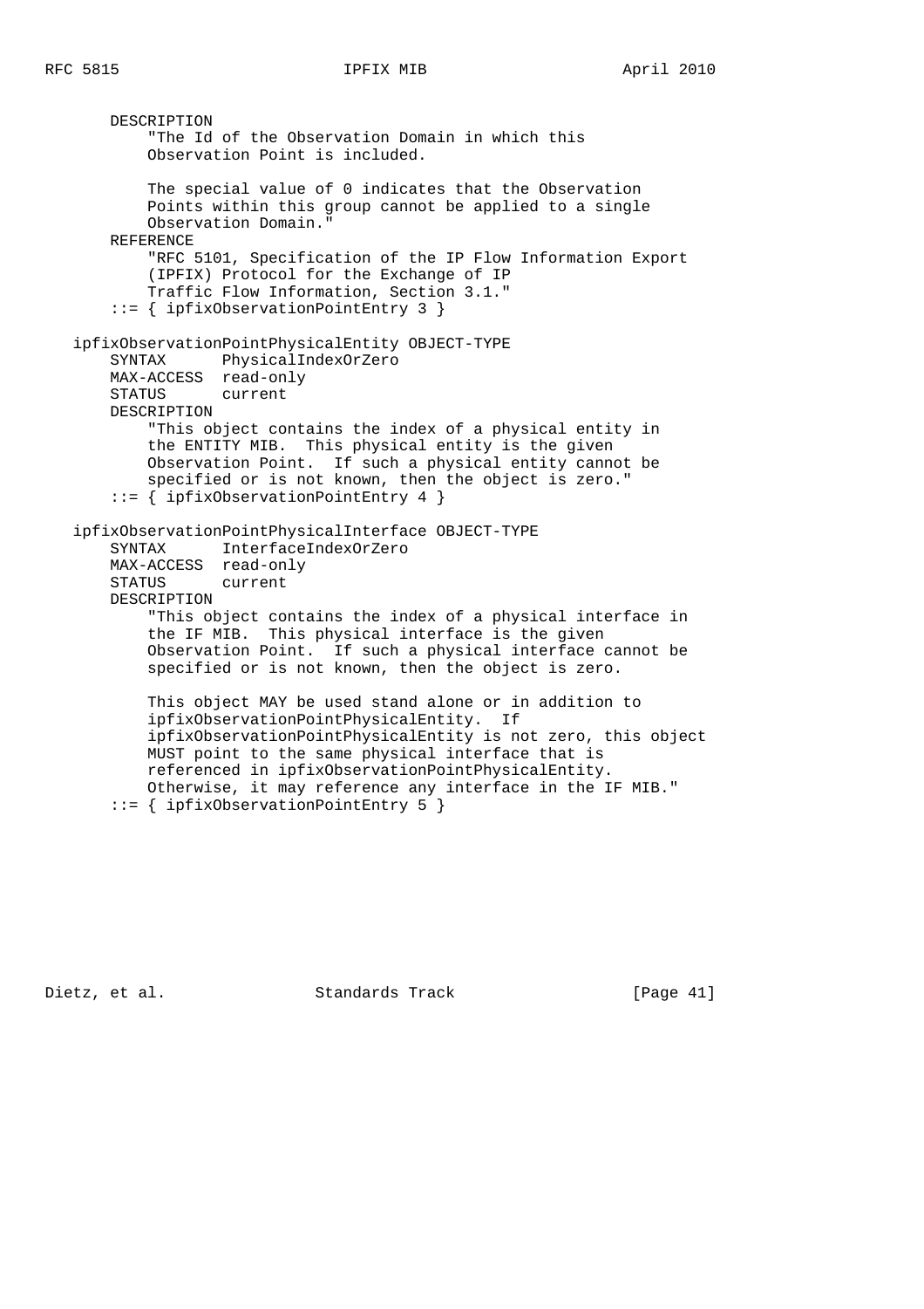```
       DESCRIPTION
           "The Id of the Observation Domain in which this
           Observation Point is included.

           The special value of 0 indicates that the Observation
           Points within this group cannot be applied to a single
           Observation Domain."
       REFERENCE
           "RFC 5101, Specification of the IP Flow Information Export
           (IPFIX) Protocol for the Exchange of IP
           Traffic Flow Information, Section 3.1."
       ::= { ipfixObservationPointEntry 3 }

   ipfixObservationPointPhysicalEntity OBJECT-TYPE
       SYNTAX      PhysicalIndexOrZero
       MAX-ACCESS  read-only
       STATUS      current
       DESCRIPTION
           "This object contains the index of a physical entity in
           the ENTITY MIB.  This physical entity is the given
           Observation Point.  If such a physical entity cannot be
           specified or is not known, then the object is zero."
       ::= { ipfixObservationPointEntry 4 }

   ipfixObservationPointPhysicalInterface OBJECT-TYPE
       SYNTAX      InterfaceIndexOrZero
       MAX-ACCESS  read-only
       STATUS      current
       DESCRIPTION
           "This object contains the index of a physical interface in
           the IF MIB.  This physical interface is the given
           Observation Point.  If such a physical interface cannot be
           specified or is not known, then the object is zero.

           This object MAY be used stand alone or in addition to
           ipfixObservationPointPhysicalEntity.  If
           ipfixObservationPointPhysicalEntity is not zero, this object
           MUST point to the same physical interface that is
           referenced in ipfixObservationPointPhysicalEntity.
           Otherwise, it may reference any interface in the IF MIB."
       ::= { ipfixObservationPointEntry 5 }
```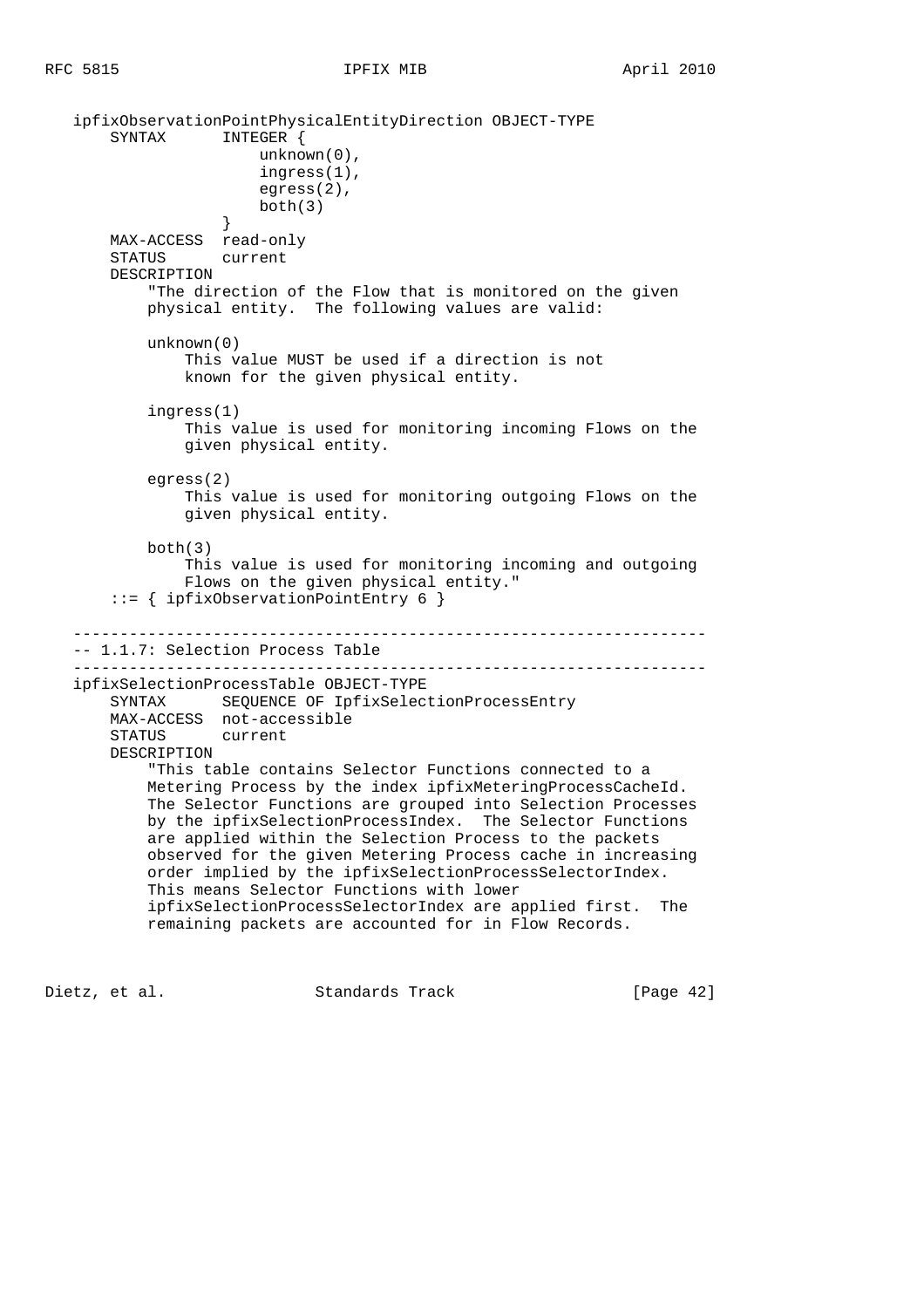```
   ipfixObservationPointPhysicalEntityDirection OBJECT-TYPE
       SYNTAX      INTEGER {
                       unknown(0),
                       ingress(1),
                       egress(2),
                       both(3)
                   }
       MAX-ACCESS  read-only
       STATUS      current
       DESCRIPTION
           "The direction of the Flow that is monitored on the given
           physical entity.  The following values are valid:

           unknown(0)
               This value MUST be used if a direction is not
               known for the given physical entity.

           ingress(1)
               This value is used for monitoring incoming Flows on the
               given physical entity.

           egress(2)
               This value is used for monitoring outgoing Flows on the
               given physical entity.

           both(3)
               This value is used for monitoring incoming and outgoing
               Flows on the given physical entity."
       ::= { ipfixObservationPointEntry 6 }

   ------------------------------------------------------------------
   -- 1.1.7: Selection Process Table
   ------------------------------------------------------------------
   ipfixSelectionProcessTable OBJECT-TYPE
       SYNTAX      SEQUENCE OF IpfixSelectionProcessEntry
       MAX-ACCESS  not-accessible
       STATUS      current
       DESCRIPTION
           "This table contains Selector Functions connected to a
           Metering Process by the index ipfixMeteringProcessCacheId.
           The Selector Functions are grouped into Selection Processes
           by the ipfixSelectionProcessIndex.  The Selector Functions
           are applied within the Selection Process to the packets
           observed for the given Metering Process cache in increasing
           order implied by the ipfixSelectionProcessSelectorIndex.
           This means Selector Functions with lower
           ipfixSelectionProcessSelectorIndex are applied first.  The
           remaining packets are accounted for in Flow Records.
```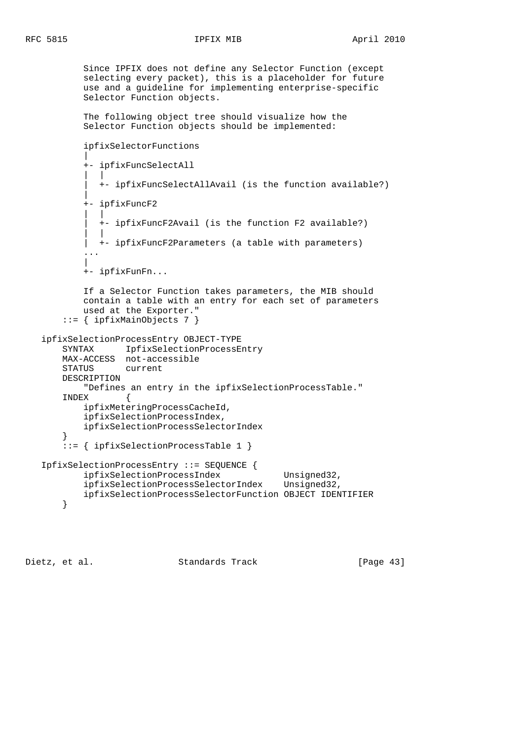```
          Since IPFIX does not define any Selector Function (except
          selecting every packet), this is a placeholder for future
          use and a guideline for implementing enterprise-specific
          Selector Function objects.

          The following object tree should visualize how the
          Selector Function objects should be implemented:

          ipfixSelectorFunctions
          |
          +- ipfixFuncSelectAll
          |  |
          |  +- ipfixFuncSelectAllAvail (is the function available?)
          |
          +- ipfixFuncF2
          |  |
          |  +- ipfixFuncF2Avail (is the function F2 available?)
          |  |
          |  +- ipfixFuncF2Parameters (a table with parameters)
          ...
          |
          +- ipfixFunFn...

          If a Selector Function takes parameters, the MIB should
          contain a table with an entry for each set of parameters
          used at the Exporter."
      ::= { ipfixMainObjects 7 }

  ipfixSelectionProcessEntry OBJECT-TYPE
      SYNTAX      IpfixSelectionProcessEntry
      MAX-ACCESS  not-accessible
      STATUS      current
      DESCRIPTION
          "Defines an entry in the ipfixSelectionProcessTable."
      INDEX       {
          ipfixMeteringProcessCacheId,
          ipfixSelectionProcessIndex,
          ipfixSelectionProcessSelectorIndex
      }
      ::= { ipfixSelectionProcessTable 1 }

  IpfixSelectionProcessEntry ::= SEQUENCE {
          ipfixSelectionProcessIndex            Unsigned32,
          ipfixSelectionProcessSelectorIndex    Unsigned32,
          ipfixSelectionProcessSelectorFunction OBJECT IDENTIFIER
      }
```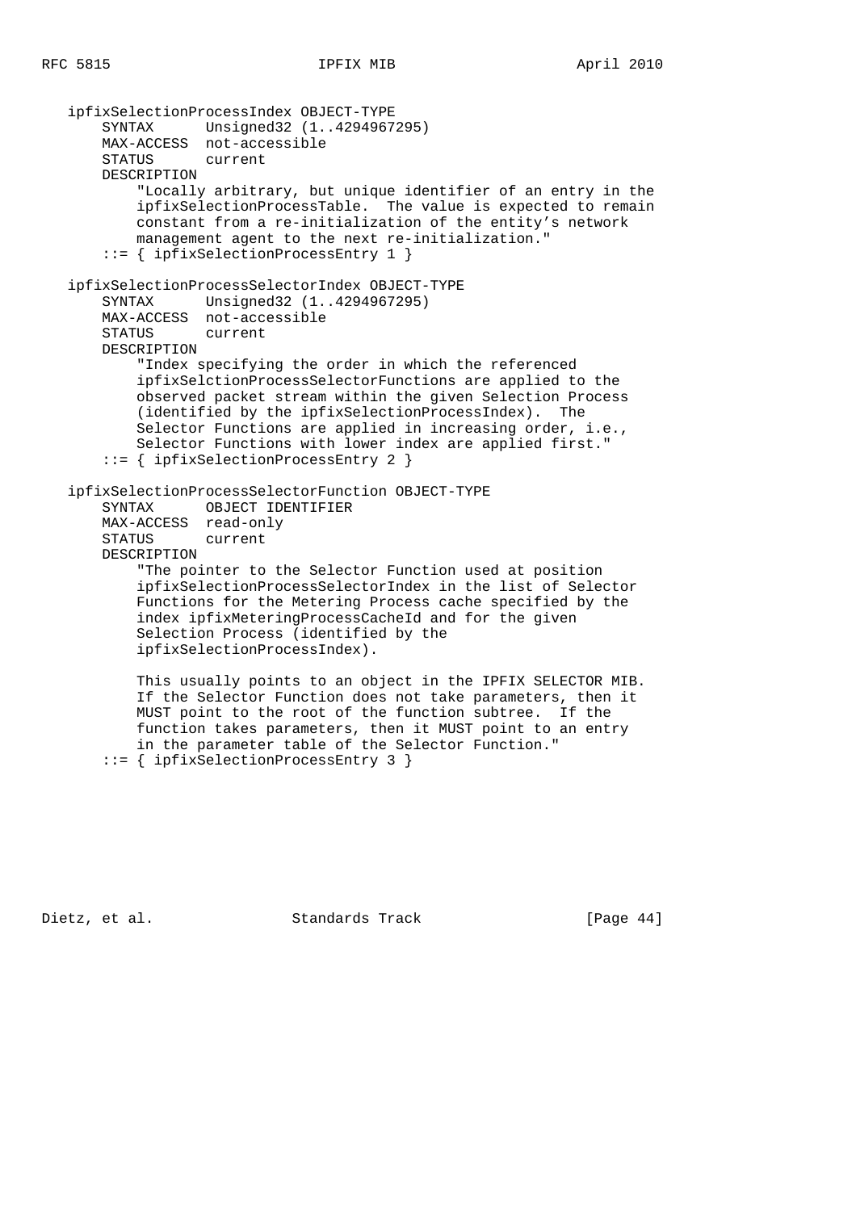```
   ipfixSelectionProcessIndex OBJECT-TYPE
       SYNTAX      Unsigned32 (1..4294967295)
       MAX-ACCESS  not-accessible
       STATUS      current
       DESCRIPTION
           "Locally arbitrary, but unique identifier of an entry in the
           ipfixSelectionProcessTable.  The value is expected to remain
           constant from a re-initialization of the entity's network
           management agent to the next re-initialization."
       ::= { ipfixSelectionProcessEntry 1 }

   ipfixSelectionProcessSelectorIndex OBJECT-TYPE
       SYNTAX      Unsigned32 (1..4294967295)
       MAX-ACCESS  not-accessible
       STATUS      current
       DESCRIPTION
           "Index specifying the order in which the referenced
           ipfixSelctionProcessSelectorFunctions are applied to the
           observed packet stream within the given Selection Process
           (identified by the ipfixSelectionProcessIndex).  The
           Selector Functions are applied in increasing order, i.e.,
           Selector Functions with lower index are applied first."
       ::= { ipfixSelectionProcessEntry 2 }

   ipfixSelectionProcessSelectorFunction OBJECT-TYPE
       SYNTAX      OBJECT IDENTIFIER
       MAX-ACCESS  read-only
       STATUS      current
       DESCRIPTION
           "The pointer to the Selector Function used at position
           ipfixSelectionProcessSelectorIndex in the list of Selector
           Functions for the Metering Process cache specified by the
           index ipfixMeteringProcessCacheId and for the given
           Selection Process (identified by the
           ipfixSelectionProcessIndex).

           This usually points to an object in the IPFIX SELECTOR MIB.
           If the Selector Function does not take parameters, then it
           MUST point to the root of the function subtree.  If the
           function takes parameters, then it MUST point to an entry
           in the parameter table of the Selector Function."
       ::= { ipfixSelectionProcessEntry 3 }
```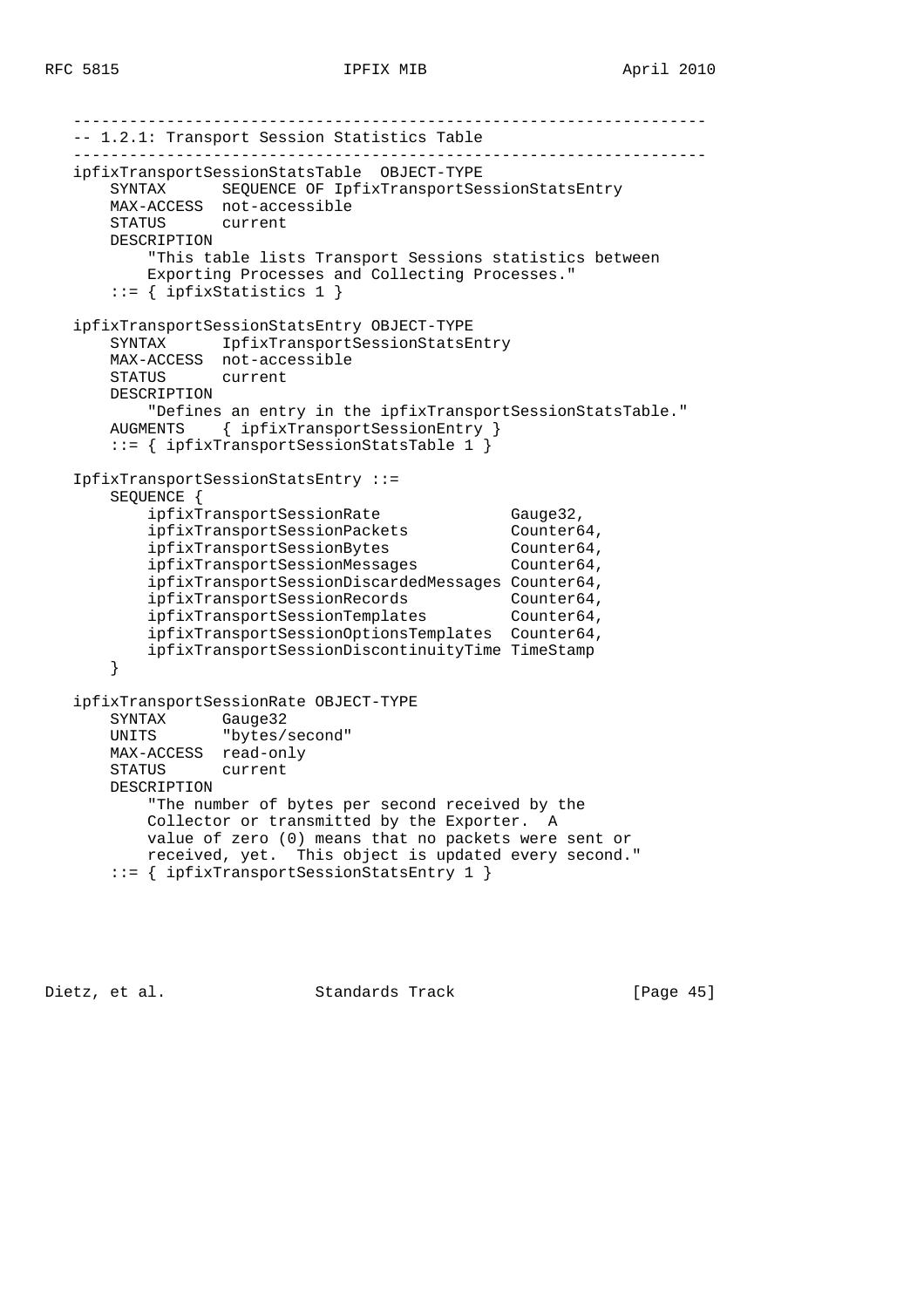```
   -------------------------------------------------------------------
   -- 1.2.1: Transport Session Statistics Table
   -------------------------------------------------------------------
   ipfixTransportSessionStatsTable  OBJECT-TYPE
       SYNTAX      SEQUENCE OF IpfixTransportSessionStatsEntry
       MAX-ACCESS  not-accessible
       STATUS      current
       DESCRIPTION
           "This table lists Transport Sessions statistics between
           Exporting Processes and Collecting Processes."
       ::= { ipfixStatistics 1 }

   ipfixTransportSessionStatsEntry OBJECT-TYPE
       SYNTAX      IpfixTransportSessionStatsEntry
       MAX-ACCESS  not-accessible
       STATUS      current
       DESCRIPTION
           "Defines an entry in the ipfixTransportSessionStatsTable."
       AUGMENTS    { ipfixTransportSessionEntry }
       ::= { ipfixTransportSessionStatsTable 1 }

   IpfixTransportSessionStatsEntry ::=
       SEQUENCE {
           ipfixTransportSessionRate               Gauge32,
           ipfixTransportSessionPackets            Counter64,
           ipfixTransportSessionBytes              Counter64,
           ipfixTransportSessionMessages           Counter64,
           ipfixTransportSessionDiscardedMessages  Counter64,
           ipfixTransportSessionRecords            Counter64,
           ipfixTransportSessionTemplates          Counter64,
           ipfixTransportSessionOptionsTemplates   Counter64,
           ipfixTransportSessionDiscontinuityTime  TimeStamp
       }

   ipfixTransportSessionRate OBJECT-TYPE
       SYNTAX      Gauge32
       UNITS       "bytes/second"
       MAX-ACCESS  read-only
       STATUS      current
       DESCRIPTION
           "The number of bytes per second received by the
           Collector or transmitted by the Exporter.  A
           value of zero (0) means that no packets were sent or
           received, yet.  This object is updated every second."
       ::= { ipfixTransportSessionStatsEntry 1 }
```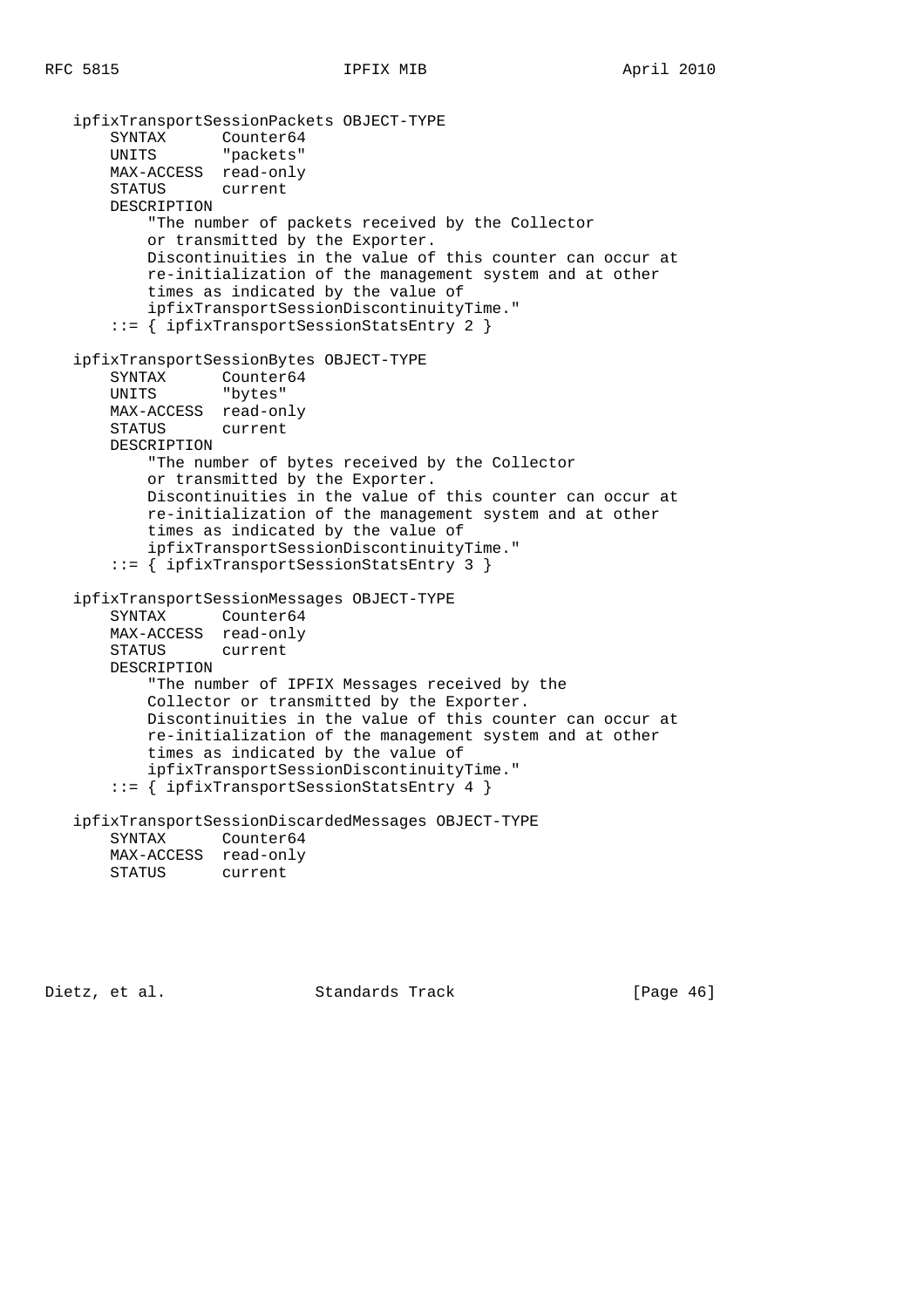```
   ipfixTransportSessionPackets OBJECT-TYPE
       SYNTAX      Counter64
       UNITS       "packets"
       MAX-ACCESS  read-only
       STATUS      current
       DESCRIPTION
           "The number of packets received by the Collector
           or transmitted by the Exporter.
           Discontinuities in the value of this counter can occur at
           re-initialization of the management system and at other
           times as indicated by the value of
           ipfixTransportSessionDiscontinuityTime."
       ::= { ipfixTransportSessionStatsEntry 2 }

   ipfixTransportSessionBytes OBJECT-TYPE
       SYNTAX      Counter64
       UNITS       "bytes"
       MAX-ACCESS  read-only
       STATUS      current
       DESCRIPTION
           "The number of bytes received by the Collector
           or transmitted by the Exporter.
           Discontinuities in the value of this counter can occur at
           re-initialization of the management system and at other
           times as indicated by the value of
           ipfixTransportSessionDiscontinuityTime."
       ::= { ipfixTransportSessionStatsEntry 3 }

   ipfixTransportSessionMessages OBJECT-TYPE
       SYNTAX      Counter64
       MAX-ACCESS  read-only
       STATUS      current
       DESCRIPTION
           "The number of IPFIX Messages received by the
           Collector or transmitted by the Exporter.
           Discontinuities in the value of this counter can occur at
           re-initialization of the management system and at other
           times as indicated by the value of
           ipfixTransportSessionDiscontinuityTime."
       ::= { ipfixTransportSessionStatsEntry 4 }

   ipfixTransportSessionDiscardedMessages OBJECT-TYPE
       SYNTAX      Counter64
       MAX-ACCESS  read-only
       STATUS      current
```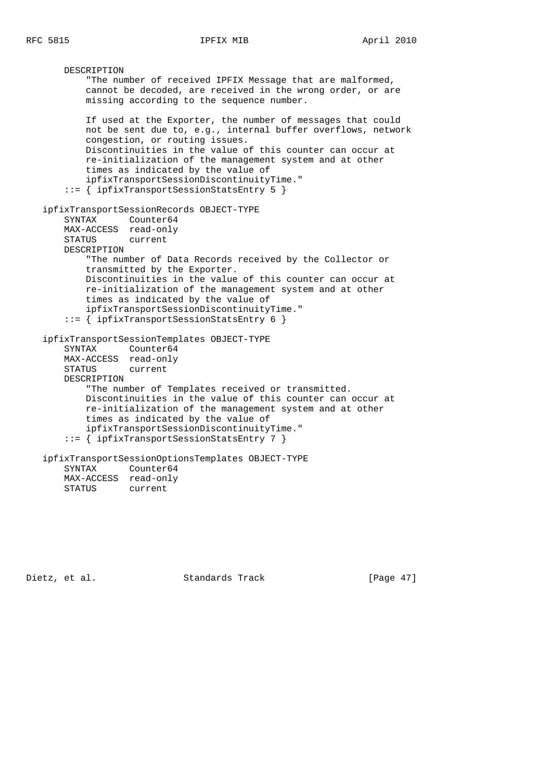```
       DESCRIPTION
           "The number of received IPFIX Message that are malformed,
           cannot be decoded, are received in the wrong order, or are
           missing according to the sequence number.

           If used at the Exporter, the number of messages that could
           not be sent due to, e.g., internal buffer overflows, network
           congestion, or routing issues.
           Discontinuities in the value of this counter can occur at
           re-initialization of the management system and at other
           times as indicated by the value of
           ipfixTransportSessionDiscontinuityTime."
       ::= { ipfixTransportSessionStatsEntry 5 }

   ipfixTransportSessionRecords OBJECT-TYPE
       SYNTAX      Counter64
       MAX-ACCESS  read-only
       STATUS      current
       DESCRIPTION
           "The number of Data Records received by the Collector or
           transmitted by the Exporter.
           Discontinuities in the value of this counter can occur at
           re-initialization of the management system and at other
           times as indicated by the value of
           ipfixTransportSessionDiscontinuityTime."
       ::= { ipfixTransportSessionStatsEntry 6 }

   ipfixTransportSessionTemplates OBJECT-TYPE
       SYNTAX      Counter64
       MAX-ACCESS  read-only
       STATUS      current
       DESCRIPTION
           "The number of Templates received or transmitted.
           Discontinuities in the value of this counter can occur at
           re-initialization of the management system and at other
           times as indicated by the value of
           ipfixTransportSessionDiscontinuityTime."
       ::= { ipfixTransportSessionStatsEntry 7 }

   ipfixTransportSessionOptionsTemplates OBJECT-TYPE
       SYNTAX      Counter64
       MAX-ACCESS  read-only
       STATUS      current
```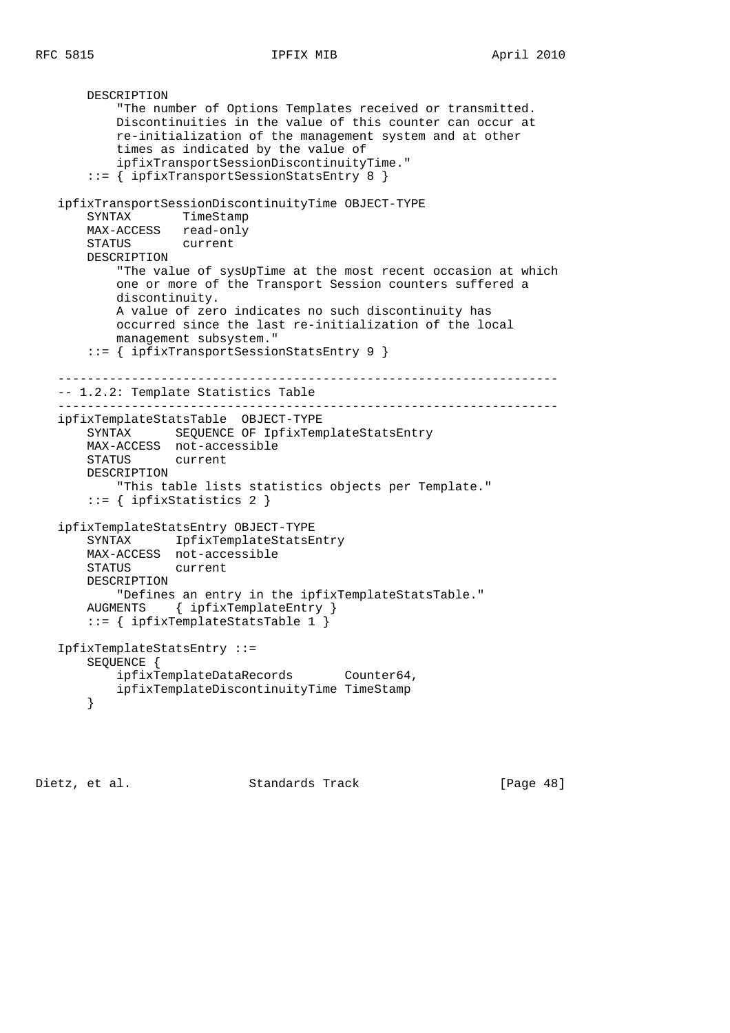```
       DESCRIPTION
           "The number of Options Templates received or transmitted.
           Discontinuities in the value of this counter can occur at
           re-initialization of the management system and at other
           times as indicated by the value of
           ipfixTransportSessionDiscontinuityTime."
       ::= { ipfixTransportSessionStatsEntry 8 }

   ipfixTransportSessionDiscontinuityTime OBJECT-TYPE
       SYNTAX       TimeStamp
       MAX-ACCESS   read-only
       STATUS       current
       DESCRIPTION
           "The value of sysUpTime at the most recent occasion at which
           one or more of the Transport Session counters suffered a
           discontinuity.
           A value of zero indicates no such discontinuity has
           occurred since the last re-initialization of the local
           management subsystem."
       ::= { ipfixTransportSessionStatsEntry 9 }

   -------------------------------------------------------------------
   -- 1.2.2: Template Statistics Table
   -------------------------------------------------------------------
   ipfixTemplateStatsTable  OBJECT-TYPE
       SYNTAX      SEQUENCE OF IpfixTemplateStatsEntry
       MAX-ACCESS  not-accessible
       STATUS      current
       DESCRIPTION
           "This table lists statistics objects per Template."
       ::= { ipfixStatistics 2 }

   ipfixTemplateStatsEntry OBJECT-TYPE
       SYNTAX      IpfixTemplateStatsEntry
       MAX-ACCESS  not-accessible
       STATUS      current
       DESCRIPTION
           "Defines an entry in the ipfixTemplateStatsTable."
       AUGMENTS    { ipfixTemplateEntry }
       ::= { ipfixTemplateStatsTable 1 }

   IpfixTemplateStatsEntry ::=
       SEQUENCE {
           ipfixTemplateDataRecords       Counter64,
           ipfixTemplateDiscontinuityTime TimeStamp
       }
```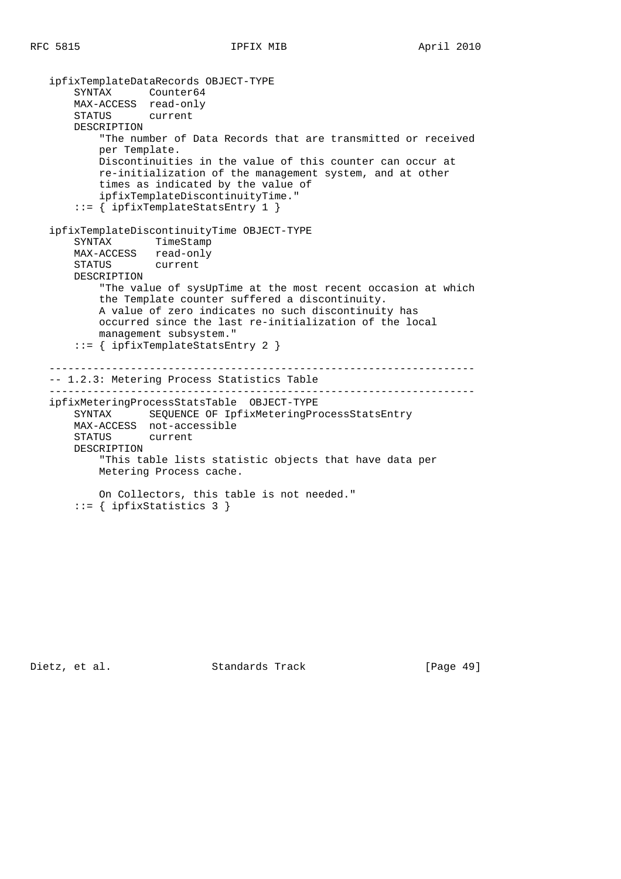```
   ipfixTemplateDataRecords OBJECT-TYPE
       SYNTAX      Counter64
       MAX-ACCESS  read-only
       STATUS      current
       DESCRIPTION
           "The number of Data Records that are transmitted or received
           per Template.
           Discontinuities in the value of this counter can occur at
           re-initialization of the management system, and at other
           times as indicated by the value of
           ipfixTemplateDiscontinuityTime."
       ::= { ipfixTemplateStatsEntry 1 }

   ipfixTemplateDiscontinuityTime OBJECT-TYPE
       SYNTAX       TimeStamp
       MAX-ACCESS   read-only
       STATUS       current
       DESCRIPTION
           "The value of sysUpTime at the most recent occasion at which
           the Template counter suffered a discontinuity.
           A value of zero indicates no such discontinuity has
           occurred since the last re-initialization of the local
           management subsystem."
       ::= { ipfixTemplateStatsEntry 2 }

   --------------------------------------------------------------------
   -- 1.2.3: Metering Process Statistics Table
   --------------------------------------------------------------------
   ipfixMeteringProcessStatsTable  OBJECT-TYPE
       SYNTAX      SEQUENCE OF IpfixMeteringProcessStatsEntry
       MAX-ACCESS  not-accessible
       STATUS      current
       DESCRIPTION
           "This table lists statistic objects that have data per
           Metering Process cache.

           On Collectors, this table is not needed."
       ::= { ipfixStatistics 3 }
```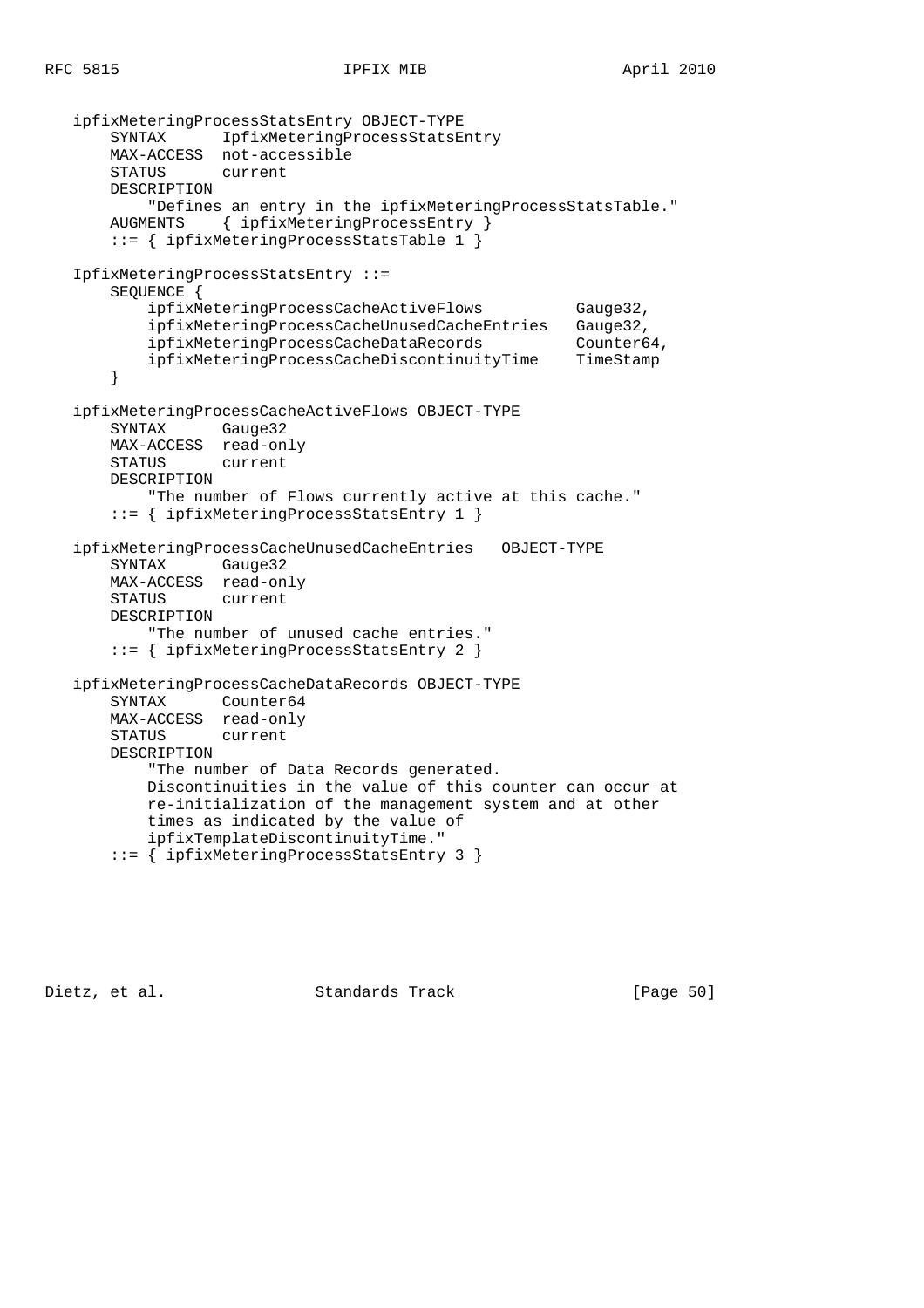```
   ipfixMeteringProcessStatsEntry OBJECT-TYPE
       SYNTAX      IpfixMeteringProcessStatsEntry
       MAX-ACCESS  not-accessible
       STATUS      current
       DESCRIPTION
           "Defines an entry in the ipfixMeteringProcessStatsTable."
       AUGMENTS    { ipfixMeteringProcessEntry }
       ::= { ipfixMeteringProcessStatsTable 1 }

   IpfixMeteringProcessStatsEntry ::=
       SEQUENCE {
           ipfixMeteringProcessCacheActiveFlows          Gauge32,
           ipfixMeteringProcessCacheUnusedCacheEntries   Gauge32,
           ipfixMeteringProcessCacheDataRecords          Counter64,
           ipfixMeteringProcessCacheDiscontinuityTime    TimeStamp
       }

   ipfixMeteringProcessCacheActiveFlows OBJECT-TYPE
       SYNTAX      Gauge32
       MAX-ACCESS  read-only
       STATUS      current
       DESCRIPTION
           "The number of Flows currently active at this cache."
       ::= { ipfixMeteringProcessStatsEntry 1 }

   ipfixMeteringProcessCacheUnusedCacheEntries   OBJECT-TYPE
       SYNTAX      Gauge32
       MAX-ACCESS  read-only
       STATUS      current
       DESCRIPTION
           "The number of unused cache entries."
       ::= { ipfixMeteringProcessStatsEntry 2 }

   ipfixMeteringProcessCacheDataRecords OBJECT-TYPE
       SYNTAX      Counter64
       MAX-ACCESS  read-only
       STATUS      current
       DESCRIPTION
           "The number of Data Records generated.
           Discontinuities in the value of this counter can occur at
           re-initialization of the management system and at other
           times as indicated by the value of
           ipfixTemplateDiscontinuityTime."
       ::= { ipfixMeteringProcessStatsEntry 3 }
```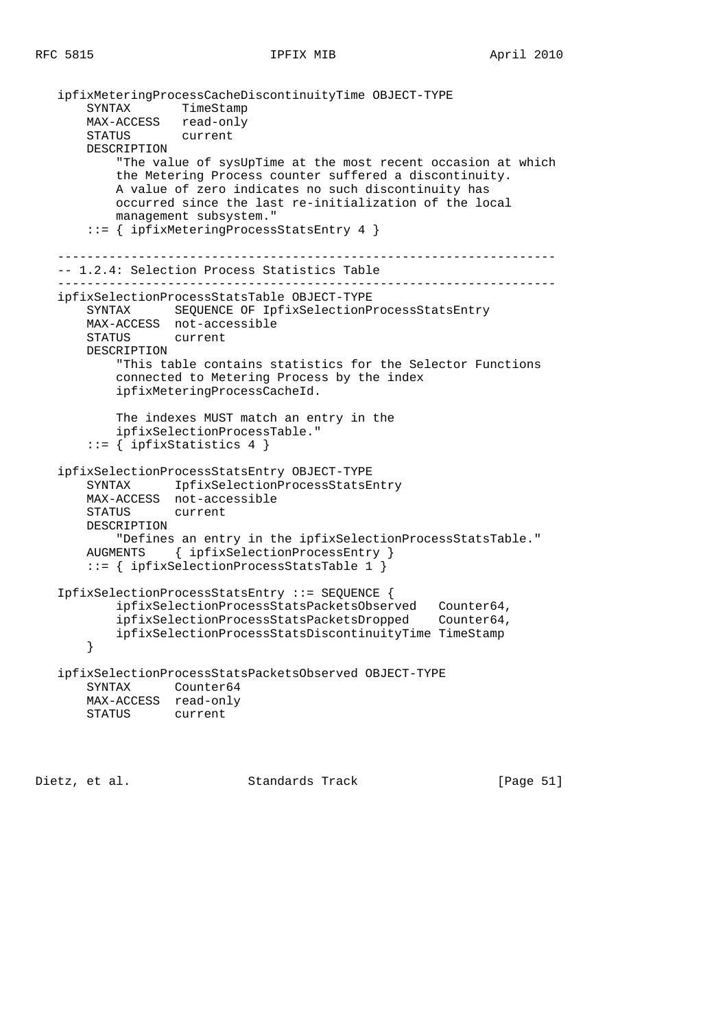```
   ipfixMeteringProcessCacheDiscontinuityTime OBJECT-TYPE
       SYNTAX       TimeStamp
       MAX-ACCESS   read-only
       STATUS       current
       DESCRIPTION
           "The value of sysUpTime at the most recent occasion at which
           the Metering Process counter suffered a discontinuity.
           A value of zero indicates no such discontinuity has
           occurred since the last re-initialization of the local
           management subsystem."
       ::= { ipfixMeteringProcessStatsEntry 4 }

   --------------------------------------------------------------------
   -- 1.2.4: Selection Process Statistics Table
   --------------------------------------------------------------------
   ipfixSelectionProcessStatsTable OBJECT-TYPE
       SYNTAX      SEQUENCE OF IpfixSelectionProcessStatsEntry
       MAX-ACCESS  not-accessible
       STATUS      current
       DESCRIPTION
           "This table contains statistics for the Selector Functions
           connected to Metering Process by the index
           ipfixMeteringProcessCacheId.

           The indexes MUST match an entry in the
           ipfixSelectionProcessTable."
       ::= { ipfixStatistics 4 }

   ipfixSelectionProcessStatsEntry OBJECT-TYPE
       SYNTAX      IpfixSelectionProcessStatsEntry
       MAX-ACCESS  not-accessible
       STATUS      current
       DESCRIPTION
           "Defines an entry in the ipfixSelectionProcessStatsTable."
       AUGMENTS    { ipfixSelectionProcessEntry }
       ::= { ipfixSelectionProcessStatsTable 1 }

   IpfixSelectionProcessStatsEntry ::= SEQUENCE {
           ipfixSelectionProcessStatsPacketsObserved   Counter64,
           ipfixSelectionProcessStatsPacketsDropped    Counter64,
           ipfixSelectionProcessStatsDiscontinuityTime TimeStamp
       }

   ipfixSelectionProcessStatsPacketsObserved OBJECT-TYPE
       SYNTAX      Counter64
       MAX-ACCESS  read-only
       STATUS      current
```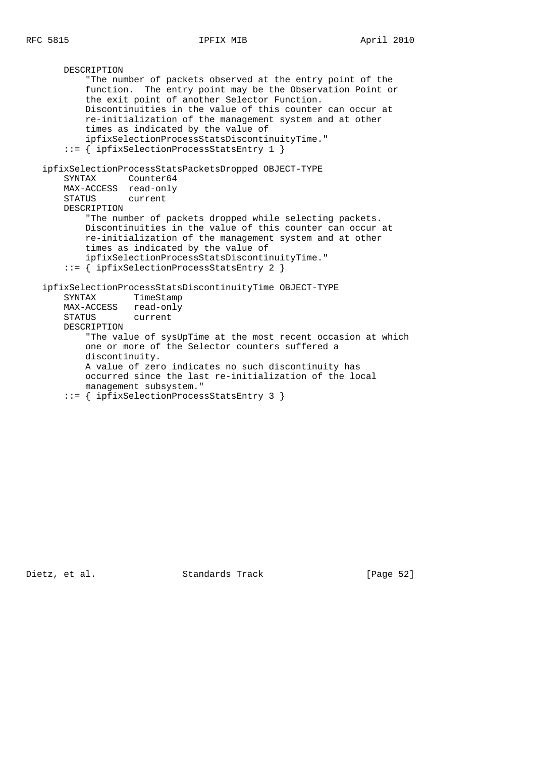```
       DESCRIPTION
           "The number of packets observed at the entry point of the
           function.  The entry point may be the Observation Point or
           the exit point of another Selector Function.
           Discontinuities in the value of this counter can occur at
           re-initialization of the management system and at other
           times as indicated by the value of
           ipfixSelectionProcessStatsDiscontinuityTime."
       ::= { ipfixSelectionProcessStatsEntry 1 }

   ipfixSelectionProcessStatsPacketsDropped OBJECT-TYPE
       SYNTAX      Counter64
       MAX-ACCESS  read-only
       STATUS      current
       DESCRIPTION
           "The number of packets dropped while selecting packets.
           Discontinuities in the value of this counter can occur at
           re-initialization of the management system and at other
           times as indicated by the value of
           ipfixSelectionProcessStatsDiscontinuityTime."
       ::= { ipfixSelectionProcessStatsEntry 2 }

   ipfixSelectionProcessStatsDiscontinuityTime OBJECT-TYPE
       SYNTAX       TimeStamp
       MAX-ACCESS   read-only
       STATUS       current
       DESCRIPTION
           "The value of sysUpTime at the most recent occasion at which
           one or more of the Selector counters suffered a
           discontinuity.
           A value of zero indicates no such discontinuity has
           occurred since the last re-initialization of the local
           management subsystem."
       ::= { ipfixSelectionProcessStatsEntry 3 }
```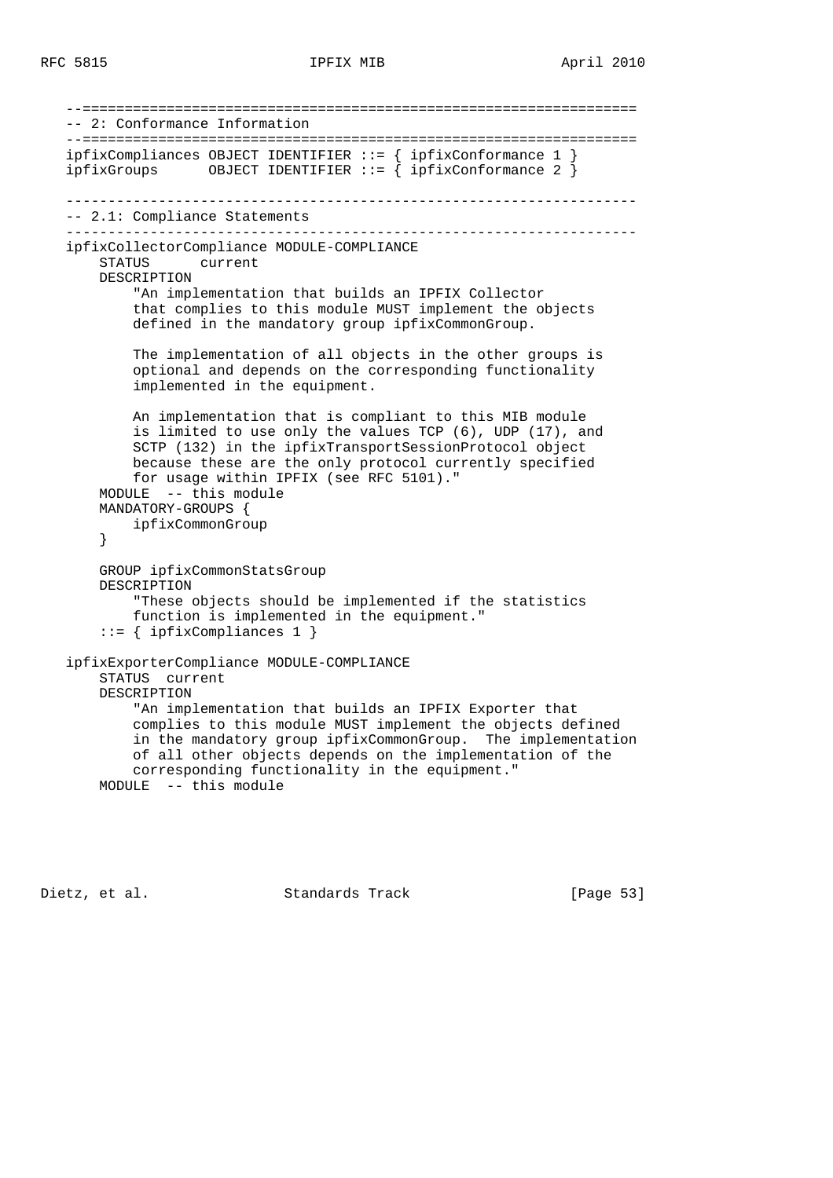```
   --==================================================================
   -- 2: Conformance Information
   --==================================================================
   ipfixCompliances OBJECT IDENTIFIER ::= { ipfixConformance 1 }
   ipfixGroups      OBJECT IDENTIFIER ::= { ipfixConformance 2 }

   -------------------------------------------------------------------
   -- 2.1: Compliance Statements
   -------------------------------------------------------------------
   ipfixCollectorCompliance MODULE-COMPLIANCE
       STATUS      current
       DESCRIPTION
           "An implementation that builds an IPFIX Collector
           that complies to this module MUST implement the objects
           defined in the mandatory group ipfixCommonGroup.

           The implementation of all objects in the other groups is
           optional and depends on the corresponding functionality
           implemented in the equipment.

           An implementation that is compliant to this MIB module
           is limited to use only the values TCP (6), UDP (17), and
           SCTP (132) in the ipfixTransportSessionProtocol object
           because these are the only protocol currently specified
           for usage within IPFIX (see RFC 5101)."
       MODULE  -- this module
       MANDATORY-GROUPS {
           ipfixCommonGroup
       }

       GROUP ipfixCommonStatsGroup
       DESCRIPTION
           "These objects should be implemented if the statistics
           function is implemented in the equipment."
       ::= { ipfixCompliances 1 }

   ipfixExporterCompliance MODULE-COMPLIANCE
       STATUS  current
       DESCRIPTION
           "An implementation that builds an IPFIX Exporter that
           complies to this module MUST implement the objects defined
           in the mandatory group ipfixCommonGroup.  The implementation
           of all other objects depends on the implementation of the
           corresponding functionality in the equipment."
       MODULE  -- this module
```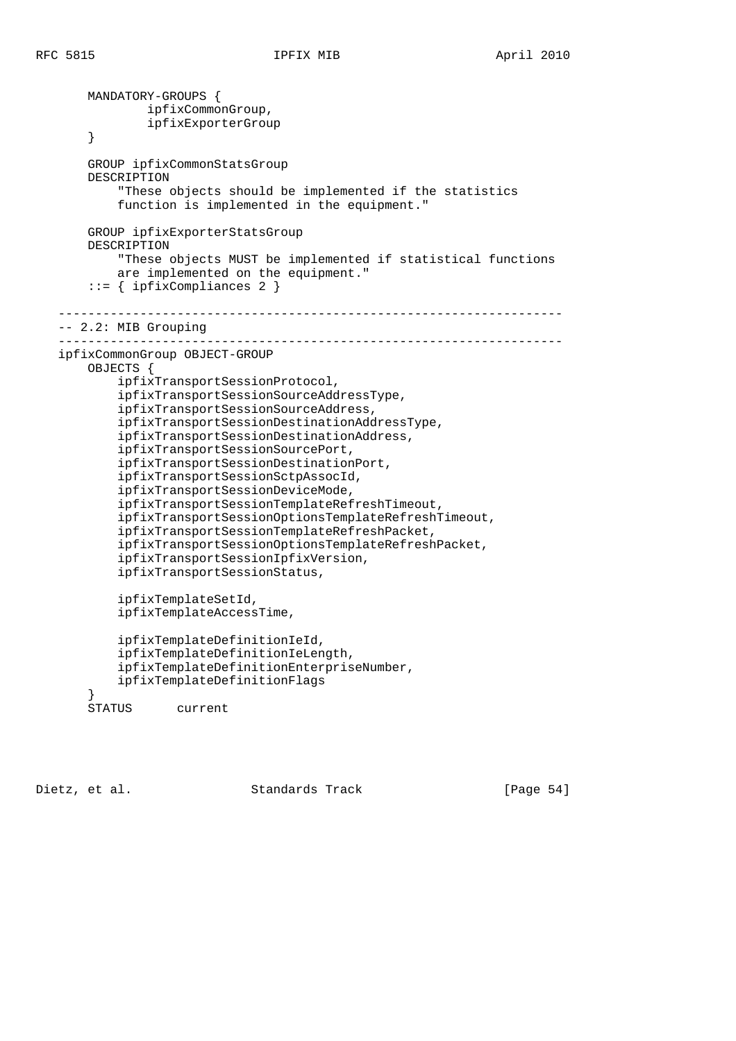```
       MANDATORY-GROUPS {
               ipfixCommonGroup,
               ipfixExporterGroup
       }

       GROUP ipfixCommonStatsGroup
       DESCRIPTION
           "These objects should be implemented if the statistics
           function is implemented in the equipment."

       GROUP ipfixExporterStatsGroup
       DESCRIPTION
           "These objects MUST be implemented if statistical functions
           are implemented on the equipment."
       ::= { ipfixCompliances 2 }

   ------------------------------------------------------------------
   -- 2.2: MIB Grouping
   ------------------------------------------------------------------
   ipfixCommonGroup OBJECT-GROUP
       OBJECTS {
           ipfixTransportSessionProtocol,
           ipfixTransportSessionSourceAddressType,
           ipfixTransportSessionSourceAddress,
           ipfixTransportSessionDestinationAddressType,
           ipfixTransportSessionDestinationAddress,
           ipfixTransportSessionSourcePort,
           ipfixTransportSessionDestinationPort,
           ipfixTransportSessionSctpAssocId,
           ipfixTransportSessionDeviceMode,
           ipfixTransportSessionTemplateRefreshTimeout,
           ipfixTransportSessionOptionsTemplateRefreshTimeout,
           ipfixTransportSessionTemplateRefreshPacket,
           ipfixTransportSessionOptionsTemplateRefreshPacket,
           ipfixTransportSessionIpfixVersion,
           ipfixTransportSessionStatus,

           ipfixTemplateSetId,
           ipfixTemplateAccessTime,

           ipfixTemplateDefinitionIeId,
           ipfixTemplateDefinitionIeLength,
           ipfixTemplateDefinitionEnterpriseNumber,
           ipfixTemplateDefinitionFlags
       }
       STATUS      current
```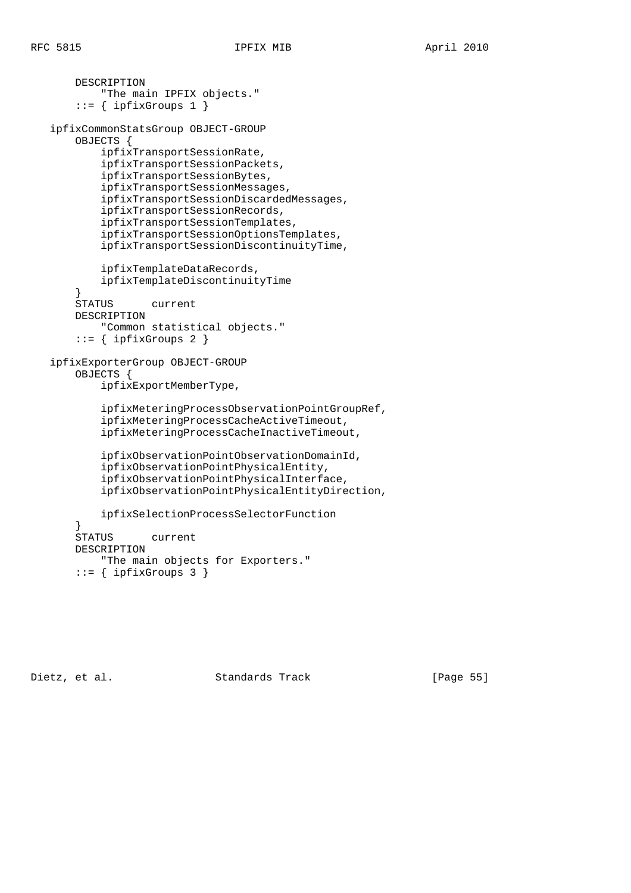```
       DESCRIPTION
           "The main IPFIX objects."
       ::= { ipfixGroups 1 }

   ipfixCommonStatsGroup OBJECT-GROUP
       OBJECTS {
           ipfixTransportSessionRate,
           ipfixTransportSessionPackets,
           ipfixTransportSessionBytes,
           ipfixTransportSessionMessages,
           ipfixTransportSessionDiscardedMessages,
           ipfixTransportSessionRecords,
           ipfixTransportSessionTemplates,
           ipfixTransportSessionOptionsTemplates,
           ipfixTransportSessionDiscontinuityTime,

           ipfixTemplateDataRecords,
           ipfixTemplateDiscontinuityTime
       }
       STATUS      current
       DESCRIPTION
           "Common statistical objects."
       ::= { ipfixGroups 2 }

   ipfixExporterGroup OBJECT-GROUP
       OBJECTS {
           ipfixExportMemberType,

           ipfixMeteringProcessObservationPointGroupRef,
           ipfixMeteringProcessCacheActiveTimeout,
           ipfixMeteringProcessCacheInactiveTimeout,

           ipfixObservationPointObservationDomainId,
           ipfixObservationPointPhysicalEntity,
           ipfixObservationPointPhysicalInterface,
           ipfixObservationPointPhysicalEntityDirection,

           ipfixSelectionProcessSelectorFunction
       }
       STATUS      current
       DESCRIPTION
           "The main objects for Exporters."
       ::= { ipfixGroups 3 }
```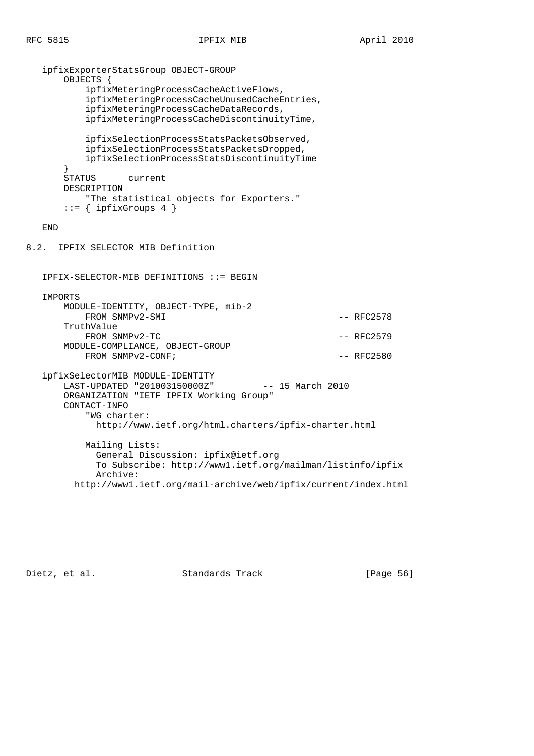```
   ipfixExporterStatsGroup OBJECT-GROUP
       OBJECTS {
           ipfixMeteringProcessCacheActiveFlows,
           ipfixMeteringProcessCacheUnusedCacheEntries,
           ipfixMeteringProcessCacheDataRecords,
           ipfixMeteringProcessCacheDiscontinuityTime,

           ipfixSelectionProcessStatsPacketsObserved,
           ipfixSelectionProcessStatsPacketsDropped,
           ipfixSelectionProcessStatsDiscontinuityTime
       }
       STATUS      current
       DESCRIPTION
           "The statistical objects for Exporters."
       ::= { ipfixGroups 4 }

   END
```

## 8.2. IPFIX SELECTOR MIB Definition

```
   IPFIX-SELECTOR-MIB DEFINITIONS ::= BEGIN

   IMPORTS
       MODULE-IDENTITY, OBJECT-TYPE, mib-2
           FROM SNMPv2-SMI                                 -- RFC2578
       TruthValue
           FROM SNMPv2-TC                                  -- RFC2579
       MODULE-COMPLIANCE, OBJECT-GROUP
           FROM SNMPv2-CONF;                               -- RFC2580

   ipfixSelectorMIB MODULE-IDENTITY
       LAST-UPDATED "201003150000Z"         -- 15 March 2010
       ORGANIZATION "IETF IPFIX Working Group"
       CONTACT-INFO
           "WG charter:
             http://www.ietf.org/html.charters/ipfix-charter.html

           Mailing Lists:
             General Discussion: ipfix@ietf.org
             To Subscribe: http://www1.ietf.org/mailman/listinfo/ipfix
             Archive:
         http://www1.ietf.org/mail-archive/web/ipfix/current/index.html
```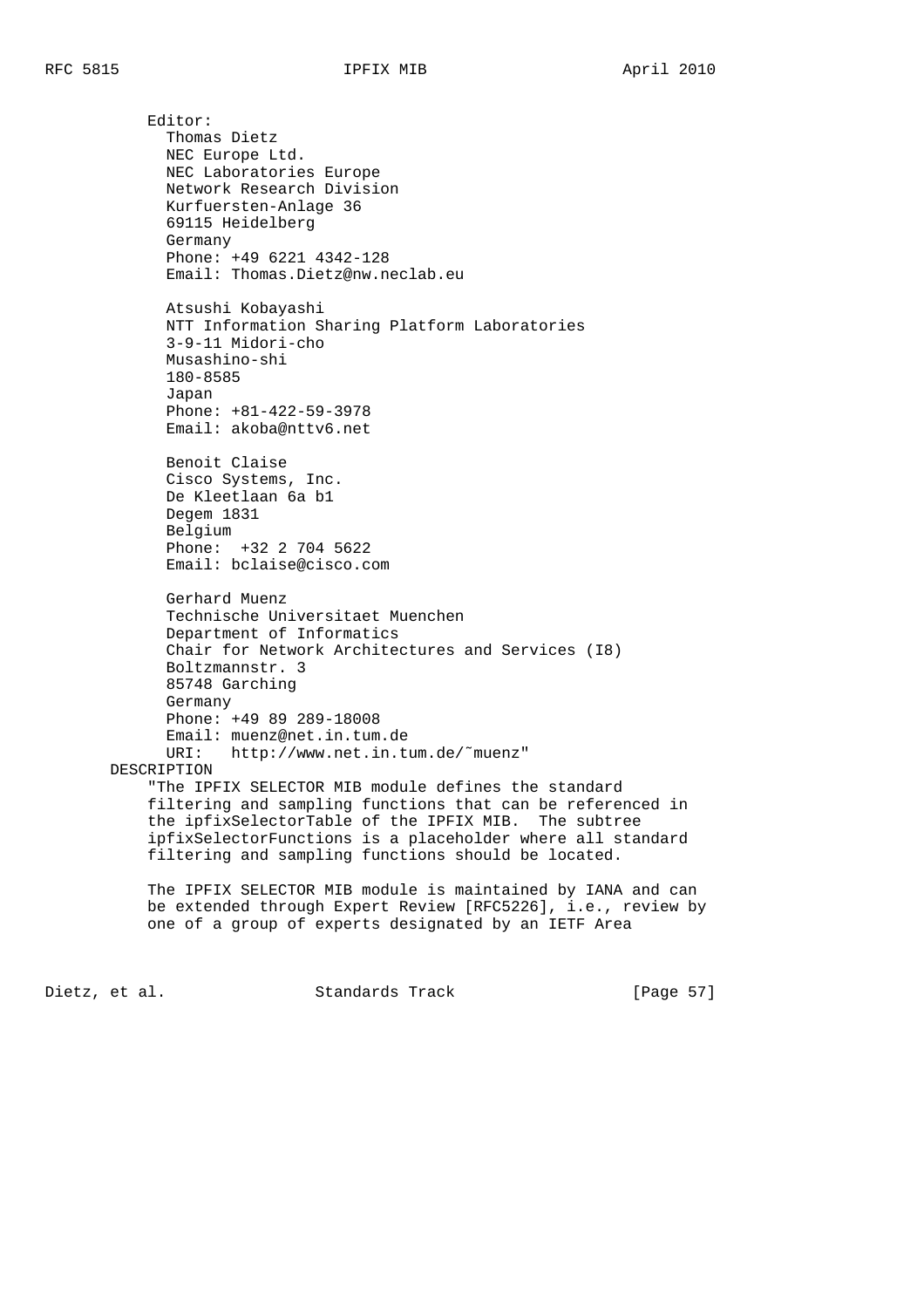```
           Editor:
             Thomas Dietz
             NEC Europe Ltd.
             NEC Laboratories Europe
             Network Research Division
             Kurfuersten-Anlage 36
             69115 Heidelberg
             Germany
             Phone: +49 6221 4342-128
             Email: Thomas.Dietz@nw.neclab.eu

             Atsushi Kobayashi
             NTT Information Sharing Platform Laboratories
             3-9-11 Midori-cho
             Musashino-shi
             180-8585
             Japan
             Phone: +81-422-59-3978
             Email: akoba@nttv6.net

             Benoit Claise
             Cisco Systems, Inc.
             De Kleetlaan 6a b1
             Degem 1831
             Belgium
             Phone:  +32 2 704 5622
             Email: bclaise@cisco.com

             Gerhard Muenz
             Technische Universitaet Muenchen
             Department of Informatics
             Chair for Network Architectures and Services (I8)
             Boltzmannstr. 3
             85748 Garching
             Germany
             Phone: +49 89 289-18008
             Email: muenz@net.in.tum.de
             URI:   http://www.net.in.tum.de/~muenz"
       DESCRIPTION
           "The IPFIX SELECTOR MIB module defines the standard
           filtering and sampling functions that can be referenced in
           the ipfixSelectorTable of the IPFIX MIB.  The subtree
           ipfixSelectorFunctions is a placeholder where all standard
           filtering and sampling functions should be located.

           The IPFIX SELECTOR MIB module is maintained by IANA and can
           be extended through Expert Review [RFC5226], i.e., review by
           one of a group of experts designated by an IETF Area
```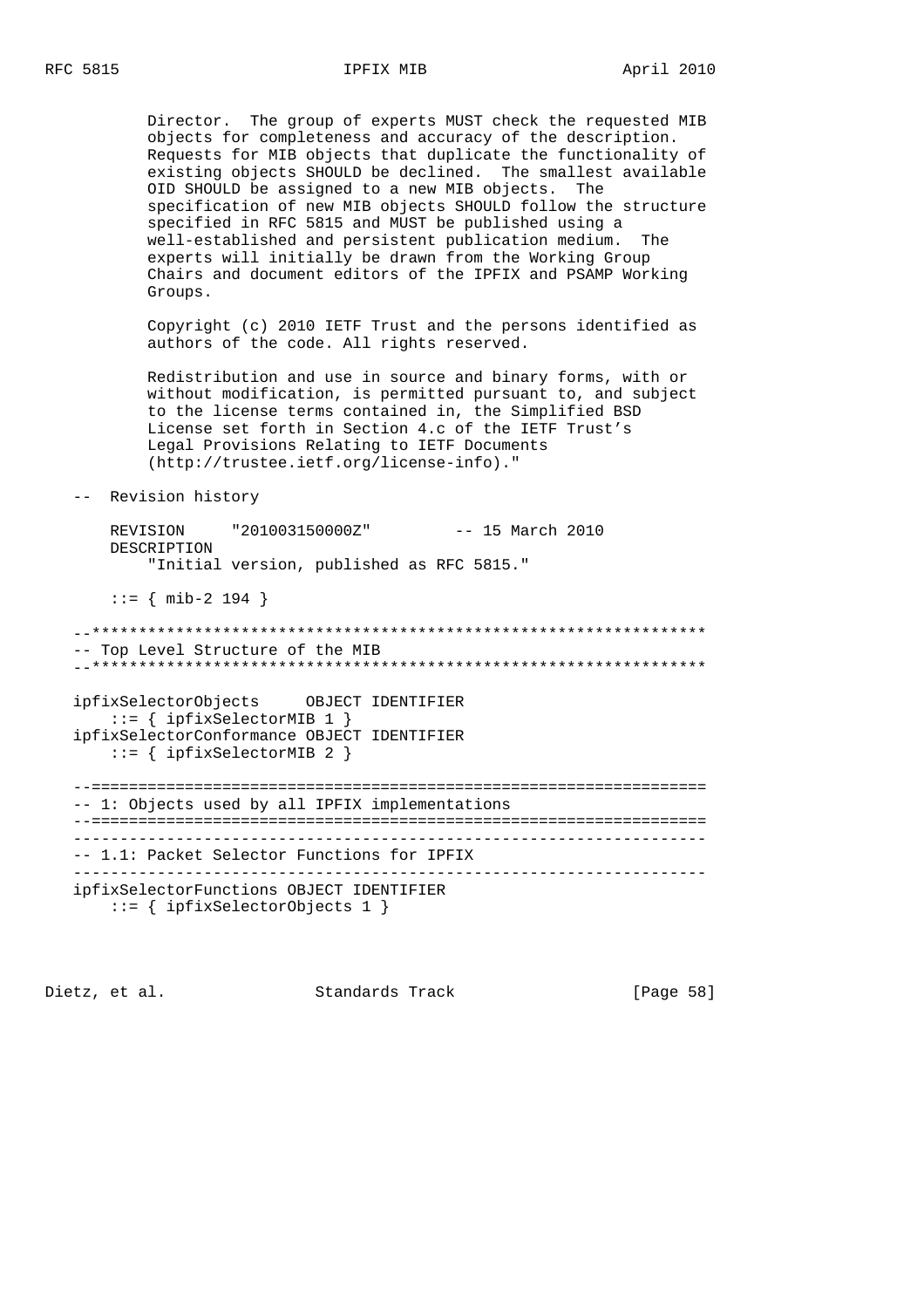```
         Director.  The group of experts MUST check the requested MIB
         objects for completeness and accuracy of the description.
         Requests for MIB objects that duplicate the functionality of
         existing objects SHOULD be declined.  The smallest available
         OID SHOULD be assigned to a new MIB objects.  The
         specification of new MIB objects SHOULD follow the structure
         specified in RFC 5815 and MUST be published using a
         well-established and persistent publication medium.  The
         experts will initially be drawn from the Working Group
         Chairs and document editors of the IPFIX and PSAMP Working
         Groups.

         Copyright (c) 2010 IETF Trust and the persons identified as
         authors of the code. All rights reserved.

         Redistribution and use in source and binary forms, with or
         without modification, is permitted pursuant to, and subject
         to the license terms contained in, the Simplified BSD
         License set forth in Section 4.c of the IETF Trust's
         Legal Provisions Relating to IETF Documents
         (http://trustee.ietf.org/license-info)."

   --  Revision history

       REVISION     "201003150000Z"         -- 15 March 2010
       DESCRIPTION
           "Initial version, published as RFC 5815."

       ::= { mib-2 194 }

   --******************************************************************
   -- Top Level Structure of the MIB
   --******************************************************************

   ipfixSelectorObjects     OBJECT IDENTIFIER
       ::= { ipfixSelectorMIB 1 }
   ipfixSelectorConformance OBJECT IDENTIFIER
       ::= { ipfixSelectorMIB 2 }

   --==================================================================
   -- 1: Objects used by all IPFIX implementations
   --==================================================================
   --------------------------------------------------------------------
   -- 1.1: Packet Selector Functions for IPFIX
   --------------------------------------------------------------------
   ipfixSelectorFunctions OBJECT IDENTIFIER
       ::= { ipfixSelectorObjects 1 }
```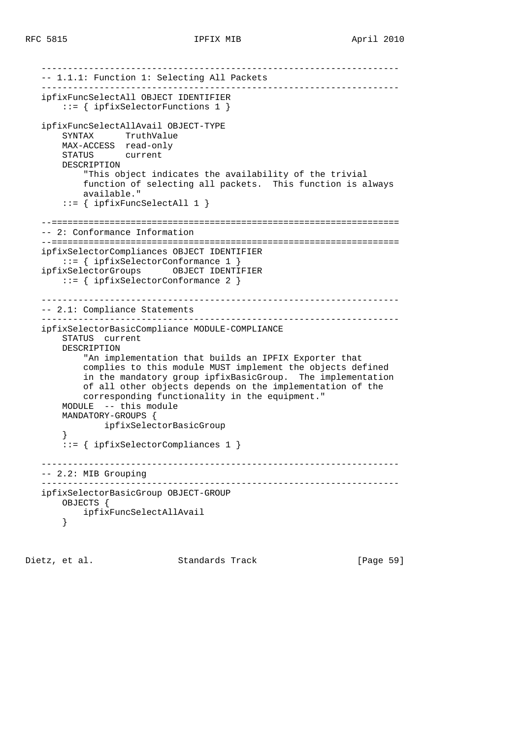```
   -------------------------------------------------------------------
   -- 1.1.1: Function 1: Selecting All Packets
   -------------------------------------------------------------------
   ipfixFuncSelectAll OBJECT IDENTIFIER
       ::= { ipfixSelectorFunctions 1 }

   ipfixFuncSelectAllAvail OBJECT-TYPE
       SYNTAX      TruthValue
       MAX-ACCESS  read-only
       STATUS      current
       DESCRIPTION
           "This object indicates the availability of the trivial
           function of selecting all packets.  This function is always
           available."
       ::= { ipfixFuncSelectAll 1 }

   --==================================================================
   -- 2: Conformance Information
   --==================================================================
   ipfixSelectorCompliances OBJECT IDENTIFIER
       ::= { ipfixSelectorConformance 1 }
   ipfixSelectorGroups      OBJECT IDENTIFIER
       ::= { ipfixSelectorConformance 2 }

   -------------------------------------------------------------------
   -- 2.1: Compliance Statements
   -------------------------------------------------------------------
   ipfixSelectorBasicCompliance MODULE-COMPLIANCE
       STATUS  current
       DESCRIPTION
           "An implementation that builds an IPFIX Exporter that
           complies to this module MUST implement the objects defined
           in the mandatory group ipfixBasicGroup.  The implementation
           of all other objects depends on the implementation of the
           corresponding functionality in the equipment."
       MODULE  -- this module
       MANDATORY-GROUPS {
               ipfixSelectorBasicGroup
       }
       ::= { ipfixSelectorCompliances 1 }

   -------------------------------------------------------------------
   -- 2.2: MIB Grouping
   -------------------------------------------------------------------
   ipfixSelectorBasicGroup OBJECT-GROUP
       OBJECTS {
           ipfixFuncSelectAllAvail
       }
```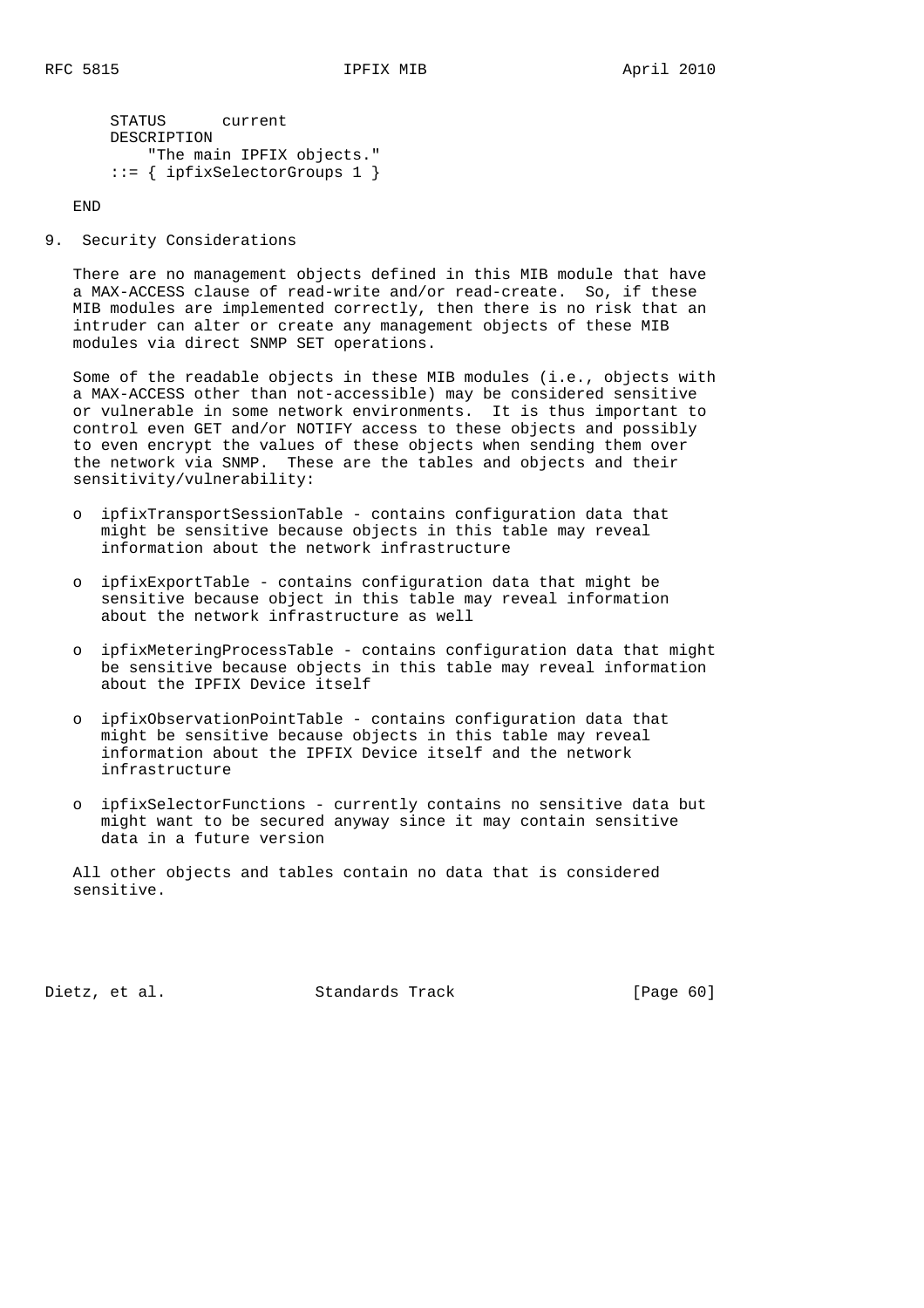```
       STATUS      current
       DESCRIPTION
           "The main IPFIX objects."
       ::= { ipfixSelectorGroups 1 }

   END
```

## 9. Security Considerations

There are no management objects defined in this MIB module that have a MAX-ACCESS clause of read-write and/or read-create. So, if these MIB modules are implemented correctly, then there is no risk that an intruder can alter or create any management objects of these MIB modules via direct SNMP SET operations.

Some of the readable objects in these MIB modules (i.e., objects with a MAX-ACCESS other than not-accessible) may be considered sensitive or vulnerable in some network environments. It is thus important to control even GET and/or NOTIFY access to these objects and possibly to even encrypt the values of these objects when sending them over the network via SNMP. These are the tables and objects and their sensitivity/vulnerability:

- ipfixTransportSessionTable - contains configuration data that might be sensitive because objects in this table may reveal information about the network infrastructure

- ipfixExportTable - contains configuration data that might be sensitive because object in this table may reveal information about the network infrastructure as well

- ipfixMeteringProcessTable - contains configuration data that might be sensitive because objects in this table may reveal information about the IPFIX Device itself

- ipfixObservationPointTable - contains configuration data that might be sensitive because objects in this table may reveal information about the IPFIX Device itself and the network infrastructure

- ipfixSelectorFunctions - currently contains no sensitive data but might want to be secured anyway since it may contain sensitive data in a future version

All other objects and tables contain no data that is considered sensitive.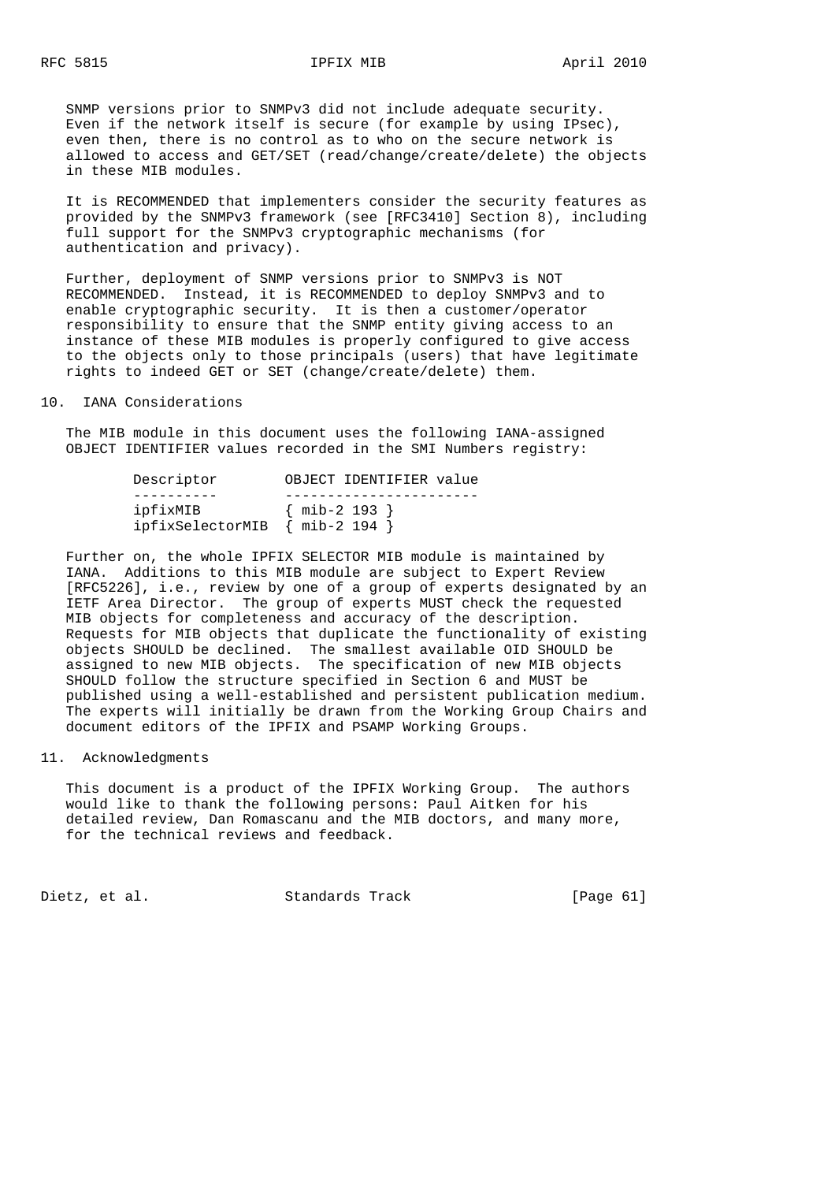SNMP versions prior to SNMPv3 did not include adequate security. Even if the network itself is secure (for example by using IPsec), even then, there is no control as to who on the secure network is allowed to access and GET/SET (read/change/create/delete) the objects in these MIB modules.

It is RECOMMENDED that implementers consider the security features as provided by the SNMPv3 framework (see [RFC3410] Section 8), including full support for the SNMPv3 cryptographic mechanisms (for authentication and privacy).

Further, deployment of SNMP versions prior to SNMPv3 is NOT RECOMMENDED. Instead, it is RECOMMENDED to deploy SNMPv3 and to enable cryptographic security. It is then a customer/operator responsibility to ensure that the SNMP entity giving access to an instance of these MIB modules is properly configured to give access to the objects only to those principals (users) that have legitimate rights to indeed GET or SET (change/create/delete) them.

## 10. IANA Considerations

The MIB module in this document uses the following IANA-assigned OBJECT IDENTIFIER values recorded in the SMI Numbers registry:

| Descriptor | OBJECT IDENTIFIER value |
|---|---|
| ipfixMIB | { mib-2 193 } |
| ipfixSelectorMIB | { mib-2 194 } |

Further on, the whole IPFIX SELECTOR MIB module is maintained by IANA. Additions to this MIB module are subject to Expert Review [RFC5226], i.e., review by one of a group of experts designated by an IETF Area Director. The group of experts MUST check the requested MIB objects for completeness and accuracy of the description. Requests for MIB objects that duplicate the functionality of existing objects SHOULD be declined. The smallest available OID SHOULD be assigned to new MIB objects. The specification of new MIB objects SHOULD follow the structure specified in Section 6 and MUST be published using a well-established and persistent publication medium. The experts will initially be drawn from the Working Group Chairs and document editors of the IPFIX and PSAMP Working Groups.

## 11. Acknowledgments

This document is a product of the IPFIX Working Group. The authors would like to thank the following persons: Paul Aitken for his detailed review, Dan Romascanu and the MIB doctors, and many more, for the technical reviews and feedback.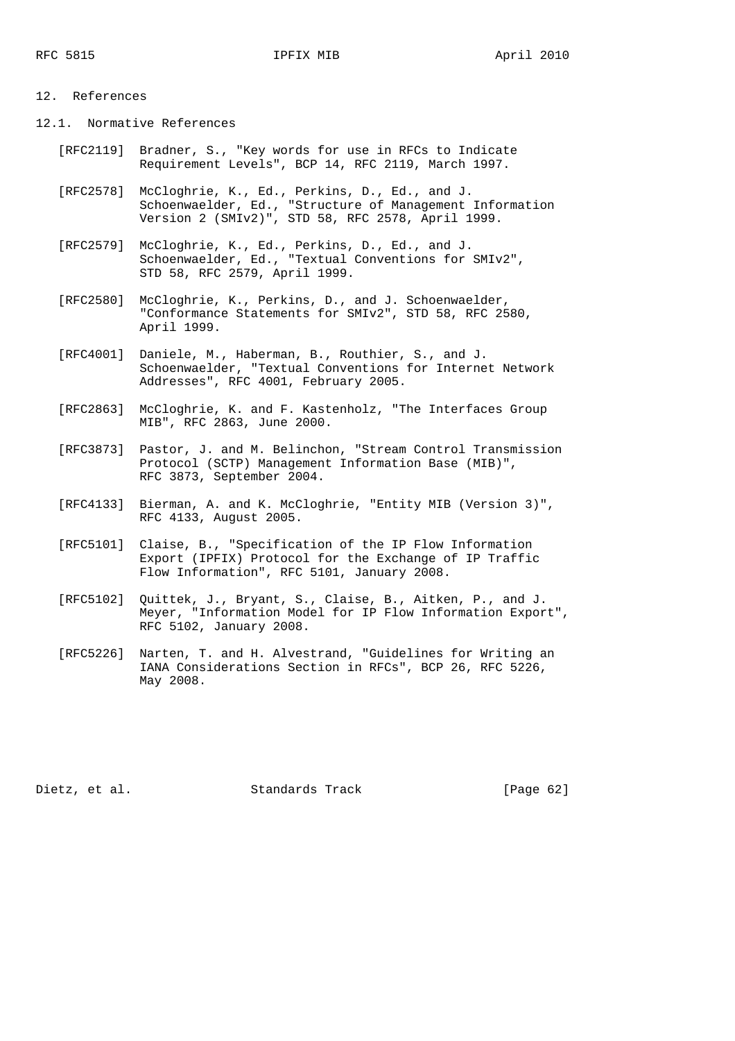## 12. References

### 12.1. Normative References

[RFC2119] Bradner, S., "Key words for use in RFCs to Indicate Requirement Levels", BCP 14, RFC 2119, March 1997.

[RFC2578] McCloghrie, K., Ed., Perkins, D., Ed., and J. Schoenwaelder, Ed., "Structure of Management Information Version 2 (SMIv2)", STD 58, RFC 2578, April 1999.

[RFC2579] McCloghrie, K., Ed., Perkins, D., Ed., and J. Schoenwaelder, Ed., "Textual Conventions for SMIv2", STD 58, RFC 2579, April 1999.

[RFC2580] McCloghrie, K., Perkins, D., and J. Schoenwaelder, "Conformance Statements for SMIv2", STD 58, RFC 2580, April 1999.

[RFC4001] Daniele, M., Haberman, B., Routhier, S., and J. Schoenwaelder, "Textual Conventions for Internet Network Addresses", RFC 4001, February 2005.

[RFC2863] McCloghrie, K. and F. Kastenholz, "The Interfaces Group MIB", RFC 2863, June 2000.

[RFC3873] Pastor, J. and M. Belinchon, "Stream Control Transmission Protocol (SCTP) Management Information Base (MIB)", RFC 3873, September 2004.

[RFC4133] Bierman, A. and K. McCloghrie, "Entity MIB (Version 3)", RFC 4133, August 2005.

[RFC5101] Claise, B., "Specification of the IP Flow Information Export (IPFIX) Protocol for the Exchange of IP Traffic Flow Information", RFC 5101, January 2008.

[RFC5102] Quittek, J., Bryant, S., Claise, B., Aitken, P., and J. Meyer, "Information Model for IP Flow Information Export", RFC 5102, January 2008.

[RFC5226] Narten, T. and H. Alvestrand, "Guidelines for Writing an IANA Considerations Section in RFCs", BCP 26, RFC 5226, May 2008.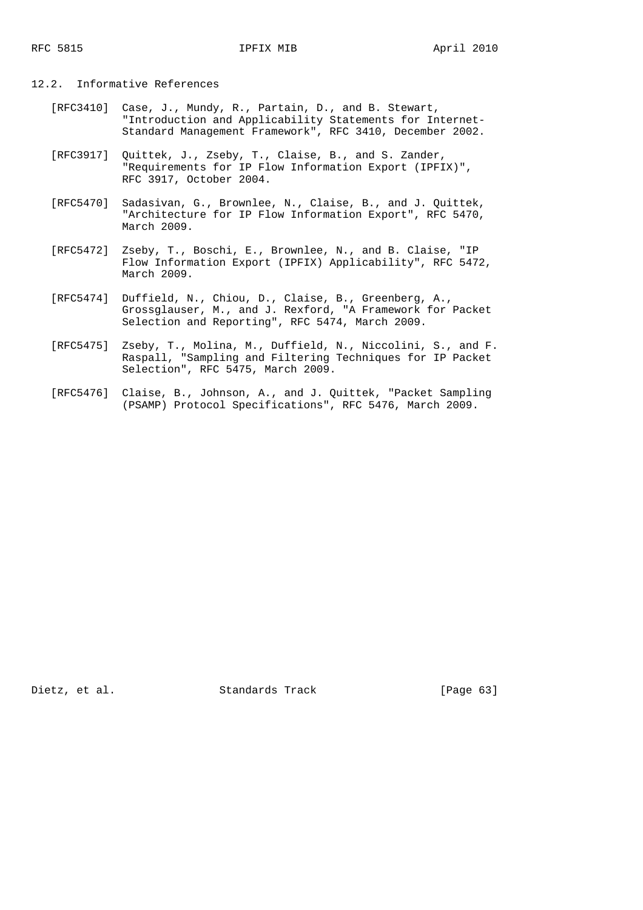## 12.2. Informative References

[RFC3410] Case, J., Mundy, R., Partain, D., and B. Stewart, "Introduction and Applicability Statements for Internet-Standard Management Framework", RFC 3410, December 2002.

[RFC3917] Quittek, J., Zseby, T., Claise, B., and S. Zander, "Requirements for IP Flow Information Export (IPFIX)", RFC 3917, October 2004.

[RFC5470] Sadasivan, G., Brownlee, N., Claise, B., and J. Quittek, "Architecture for IP Flow Information Export", RFC 5470, March 2009.

[RFC5472] Zseby, T., Boschi, E., Brownlee, N., and B. Claise, "IP Flow Information Export (IPFIX) Applicability", RFC 5472, March 2009.

[RFC5474] Duffield, N., Chiou, D., Claise, B., Greenberg, A., Grossglauser, M., and J. Rexford, "A Framework for Packet Selection and Reporting", RFC 5474, March 2009.

[RFC5475] Zseby, T., Molina, M., Duffield, N., Niccolini, S., and F. Raspall, "Sampling and Filtering Techniques for IP Packet Selection", RFC 5475, March 2009.

[RFC5476] Claise, B., Johnson, A., and J. Quittek, "Packet Sampling (PSAMP) Protocol Specifications", RFC 5476, March 2009.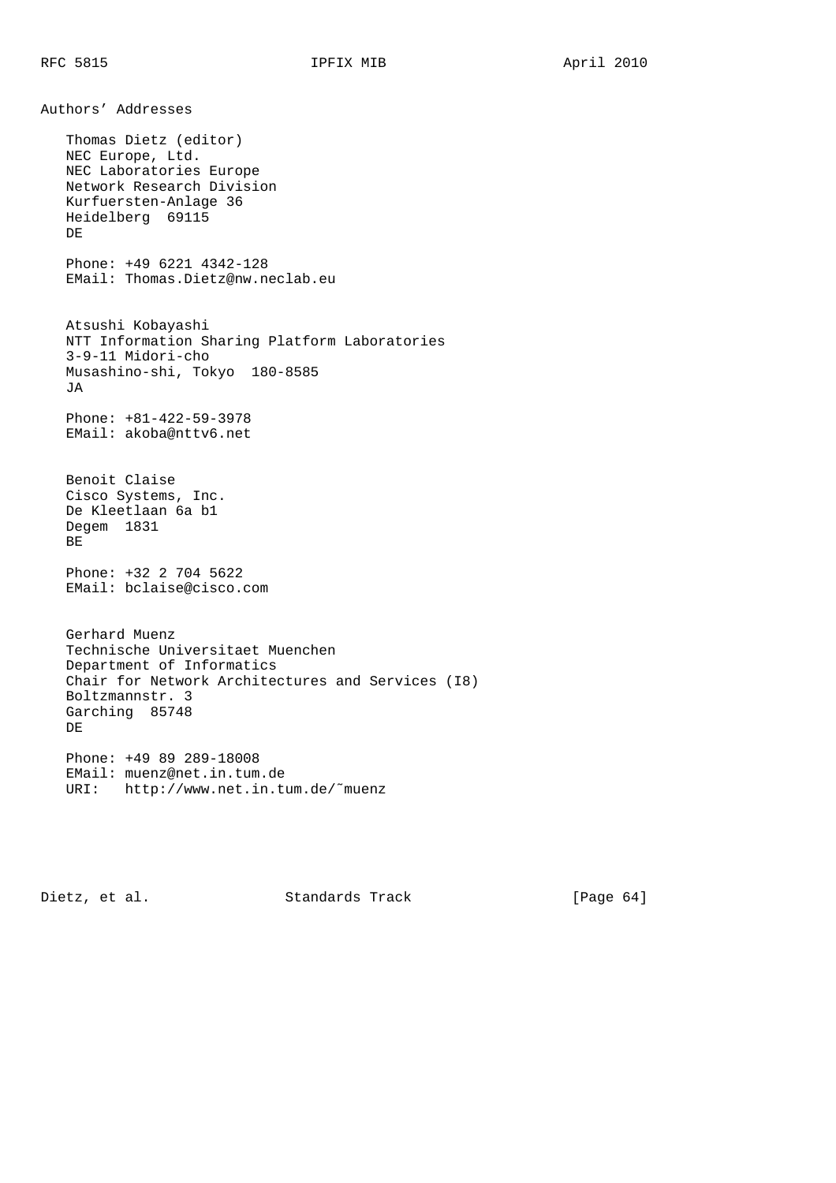## Authors' Addresses

Thomas Dietz (editor)
NEC Europe, Ltd.
NEC Laboratories Europe
Network Research Division
Kurfuersten-Anlage 36
Heidelberg 69115
DE

Phone: +49 6221 4342-128
EMail: Thomas.Dietz@nw.neclab.eu

Atsushi Kobayashi
NTT Information Sharing Platform Laboratories
3-9-11 Midori-cho
Musashino-shi, Tokyo 180-8585
JA

Phone: +81-422-59-3978
EMail: akoba@nttv6.net

Benoit Claise
Cisco Systems, Inc.
De Kleetlaan 6a b1
Degem 1831
BE

Phone: +32 2 704 5622
EMail: bclaise@cisco.com

Gerhard Muenz
Technische Universitaet Muenchen
Department of Informatics
Chair for Network Architectures and Services (I8)
Boltzmannstr. 3
Garching 85748
DE

Phone: +49 89 289-18008
EMail: muenz@net.in.tum.de
URI: http://www.net.in.tum.de/~muenz